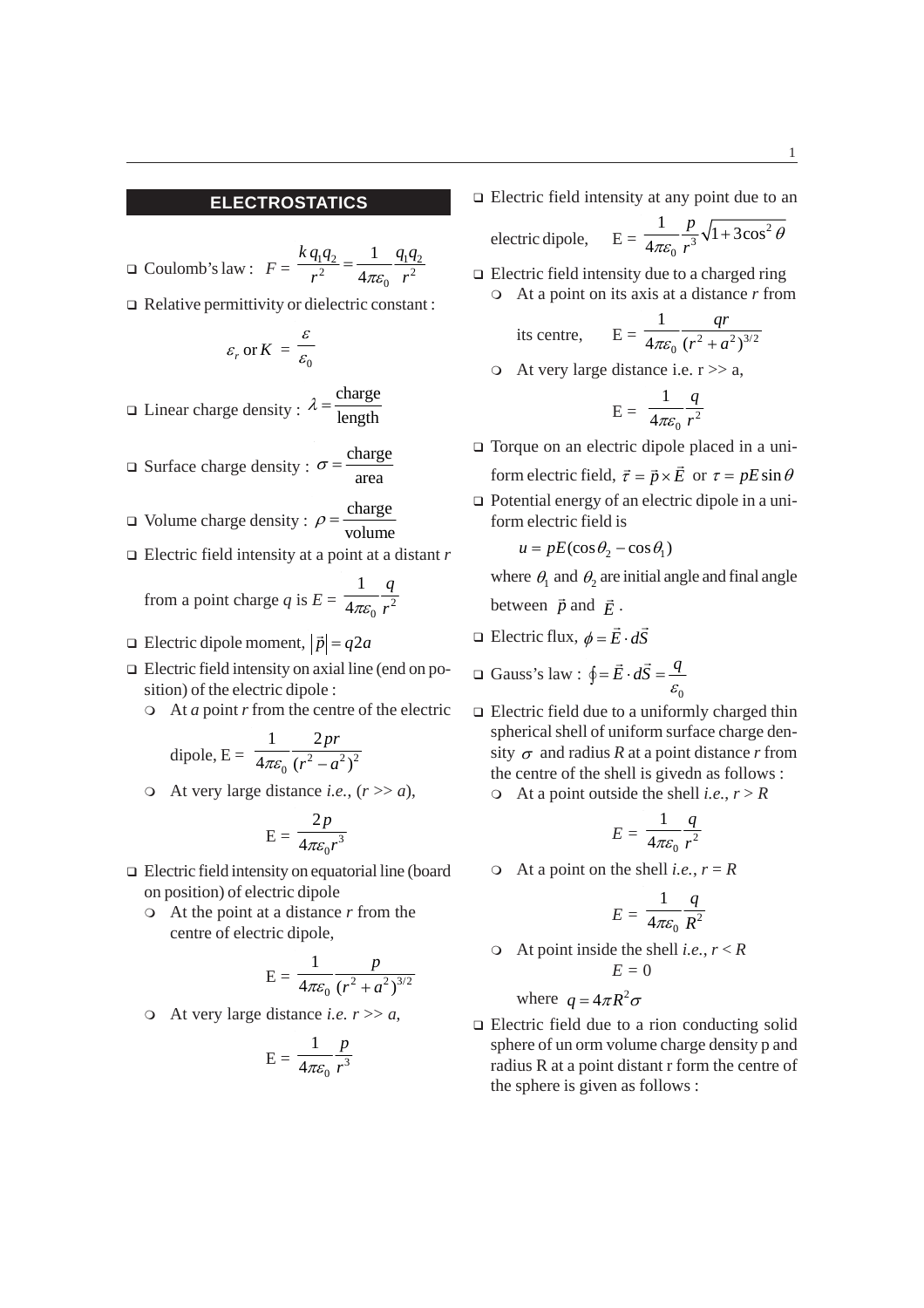## ELECTROSTATICS

- Coulomb's law : $F = \frac{k q_1 q_2}{r^2} = \frac{1}{4\pi\varepsilon_0} \frac{q_1 q_2}{r^2}$
- Relative permittivity or dielectric constant :

$$\varepsilon_r \text{ or } K = \frac{\varepsilon}{\varepsilon_0}$$

- Linear charge density : $\lambda = \frac{\text{charge}}{\text{length}}$
- Surface charge density : $\sigma = \frac{\text{charge}}{\text{area}}$
- Volume charge density : $\rho = \frac{\text{charge}}{\text{volume}}$
- Electric field intensity at a point at a distant $r$ from a point charge $q$ is $E = \frac{1}{4\pi\varepsilon_0} \frac{q}{r^2}$
- Electric dipole moment, $|\vec{p}| = q2a$
- Electric field intensity on axial line (end on position) of the electric dipole :
  - At $a$ point $r$ from the centre of the electric dipole, $E = \frac{1}{4\pi\varepsilon_0} \frac{2pr}{(r^2 - a^2)^2}$
  - At very large distance *i.e.*, $(r >> a)$,

$$E = \frac{2p}{4\pi\varepsilon_0 r^3}$$

- Electric field intensity on equatorial line (board on position) of electric dipole
  - At the point at a distance $r$ from the centre of electric dipole,

$$E = \frac{1}{4\pi\varepsilon_0} \frac{p}{(r^2 + a^2)^{3/2}}$$

  - At very large distance *i.e.* $r >> a$,

$$E = \frac{1}{4\pi\varepsilon_0} \frac{p}{r^3}$$

- Electric field intensity at any point due to an electric dipole, $E = \frac{1}{4\pi\varepsilon_0} \frac{p}{r^3} \sqrt{1 + 3\cos^2\theta}$
- Electric field intensity due to a charged ring
  - At a point on its axis at a distance $r$ from its centre, $E = \frac{1}{4\pi\varepsilon_0} \frac{qr}{(r^2 + a^2)^{3/2}}$
  - At very large distance i.e. $r >> a$,

$$E = \frac{1}{4\pi\varepsilon_0} \frac{q}{r^2}$$

- Torque on an electric dipole placed in a uniform electric field, $\vec{\tau} = \vec{p} \times \vec{E}$ or $\tau = pE\sin\theta$
- Potential energy of an electric dipole in a uniform electric field is

$$u = pE(\cos\theta_2 - \cos\theta_1)$$

where $\theta_1$ and $\theta_2$ are initial angle and final angle between $\vec{p}$ and $\vec{E}$.

- Electric flux, $\phi = \vec{E} \cdot d\vec{S}$
- Gauss's law : $\oint \vec{E} \cdot d\vec{S} = \frac{q}{\varepsilon_0}$
- Electric field due to a uniformly charged thin spherical shell of uniform surface charge density $\sigma$ and radius $R$ at a point distance $r$ from the centre of the shell is givedn as follows :
  - At a point outside the shell *i.e.*, $r > R$

$$E = \frac{1}{4\pi\varepsilon_0} \frac{q}{r^2}$$

  - At a point on the shell *i.e.*, $r = R$

$$E = \frac{1}{4\pi\varepsilon_0} \frac{q}{R^2}$$

  - At point inside the shell *i.e.*, $r < R$

$$E = 0$$

where $q = 4\pi R^2 \sigma$

- Electric field due to a rion conducting solid sphere of un orm volume charge density p and radius R at a point distant r form the centre of the sphere is given as follows :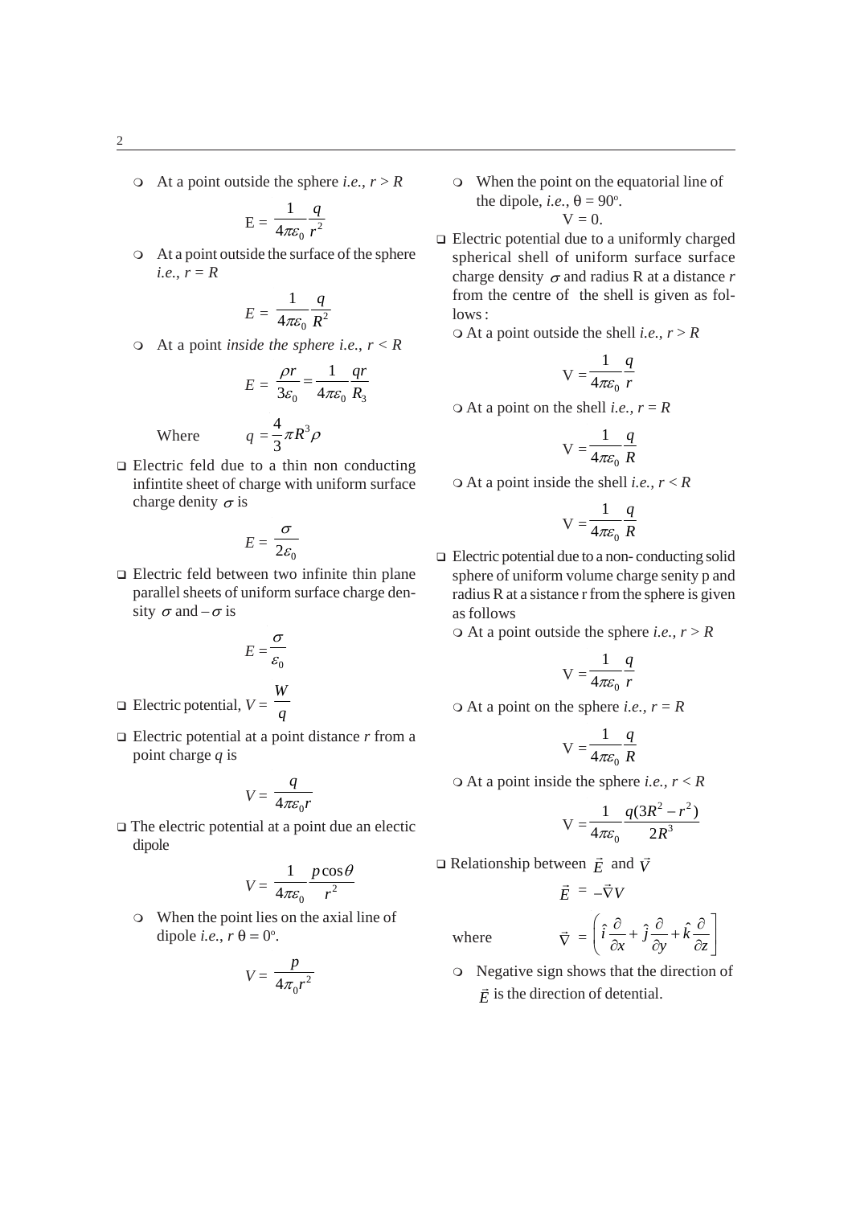- At a point outside the sphere *i.e.*, $r > R$

$$E = \frac{1}{4\pi\varepsilon_0}\frac{q}{r^2}$$

- At a point outside the surface of the sphere *i.e.*, $r = R$

$$E = \frac{1}{4\pi\varepsilon_0}\frac{q}{R^2}$$

- At a point *inside the sphere i.e.*, $r < R$

$$E = \frac{\rho r}{3\varepsilon_0} = \frac{1}{4\pi\varepsilon_0}\frac{qr}{R_3}$$

Where $q = \frac{4}{3}\pi R^3 \rho$

- Electric feld due to a thin non conducting infintite sheet of charge with uniform surface charge denity $\sigma$ is

$$E = \frac{\sigma}{2\varepsilon_0}$$

- Electric feld between two infinite thin plane parallel sheets of uniform surface charge density $\sigma$ and $-\sigma$ is

$$E = \frac{\sigma}{\varepsilon_0}$$

- Electric potential, $V = \frac{W}{q}$

- Electric potential at a point distance $r$ from a point charge $q$ is

$$V = \frac{q}{4\pi\varepsilon_0 r}$$

- The electric potential at a point due an electic dipole

$$V = \frac{1}{4\pi\varepsilon_0}\frac{p\cos\theta}{r^2}$$

  - When the point lies on the axial line of dipole *i.e.*, $r\ \theta = 0^o$.

$$V = \frac{p}{4\pi_0 r^2}$$

  - When the point on the equatorial line of the dipole, *i.e.*, $\theta = 90^o$.

$$V = 0.$$

- Electric potential due to a uniformly charged spherical shell of uniform surface surface charge density $\sigma$ and radius R at a distance $r$ from the centre of the shell is given as follows :
  - At a point outside the shell *i.e.*, $r > R$

$$V = \frac{1}{4\pi\varepsilon_0}\frac{q}{r}$$

  - At a point on the shell *i.e.*, $r = R$

$$V = \frac{1}{4\pi\varepsilon_0}\frac{q}{R}$$

  - At a point inside the shell *i.e.*, $r < R$

$$V = \frac{1}{4\pi\varepsilon_0}\frac{q}{R}$$

- Electric potential due to a non- conducting solid sphere of uniform volume charge senity p and radius R at a sistance r from the sphere is given as follows
  - At a point outside the sphere *i.e.*, $r > R$

$$V = \frac{1}{4\pi\varepsilon_0}\frac{q}{r}$$

  - At a point on the sphere *i.e.*, $r = R$

$$V = \frac{1}{4\pi\varepsilon_0}\frac{q}{R}$$

  - At a point inside the sphere *i.e.*, $r < R$

$$V = \frac{1}{4\pi\varepsilon_0}\frac{q(3R^2 - r^2)}{2R^3}$$

- Relationship between $\vec{E}$ and $\vec{V}$

$$\vec{E} = -\vec{\nabla}V$$

where $\vec{\nabla} = \left(\hat{i}\frac{\partial}{\partial x} + \hat{j}\frac{\partial}{\partial y} + \hat{k}\frac{\partial}{\partial z}\right]$

  - Negative sign shows that the direction of $\vec{E}$ is the direction of detential.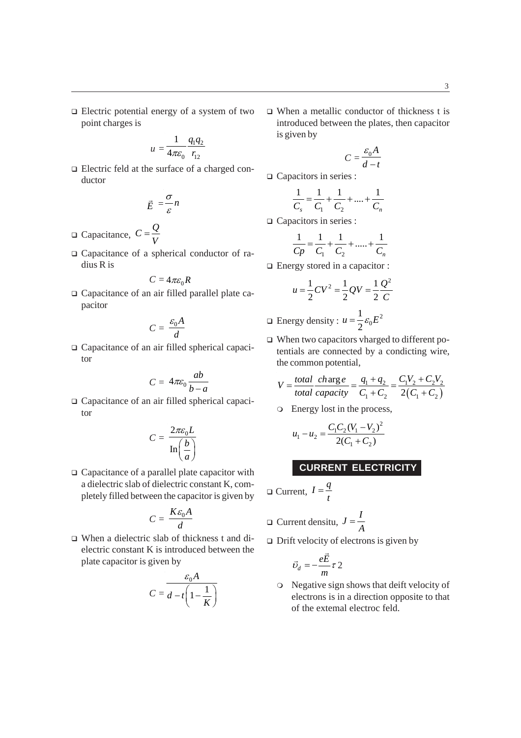- Electric potential energy of a system of two point charges is

$$u = \frac{1}{4\pi\varepsilon_0}\frac{q_1 q_2}{r_{12}}$$

- Electric feld at the surface of a charged conductor

$$\vec{E} = \frac{\sigma}{\varepsilon} n$$

- Capacitance, $C = \frac{Q}{V}$

- Capacitance of a spherical conductor of radius R is

$$C = 4\pi\varepsilon_0 R$$

- Capacitance of an air filled parallel plate capacitor

$$C = \frac{\varepsilon_0 A}{d}$$

- Capacitance of an air filled spherical capacitor

$$C = 4\pi\varepsilon_0 \frac{ab}{b-a}$$

- Capacitance of an air filled spherical capacitor

$$C = \frac{2\pi\varepsilon_0 L}{\text{In}\left(\frac{b}{a}\right)}$$

- Capacitance of a parallel plate capacitor with a dielectric slab of dielectric constant K, completely filled between the capacitor is given by

$$C = \frac{K\varepsilon_0 A}{d}$$

- When a dielectric slab of thickness t and dielectric constant K is introduced between the plate capacitor is given by

$$C = \frac{\varepsilon_0 A}{d - t\left(1 - \frac{1}{K}\right)}$$

- When a metallic conductor of thickness t is introduced between the plates, then capacitor is given by

$$C = \frac{\varepsilon_0 A}{d-t}$$

- Capacitors in series :

$$\frac{1}{C_s} = \frac{1}{C_1} + \frac{1}{C_2} + .... + \frac{1}{C_n}$$

- Capacitors in series :

$$\frac{1}{Cp} = \frac{1}{C_1} + \frac{1}{C_2} + ..... + \frac{1}{C_n}$$

- Energy stored in a capacitor :

$$u = \frac{1}{2}CV^2 = \frac{1}{2}QV = \frac{1}{2}\frac{Q^2}{C}$$

- Energy density : $u = \frac{1}{2}\varepsilon_0 E^2$

- When two capacitors vharged to different potentials are connected by a condicting wire, the common potential,

$$V = \frac{total\ charge}{total\ capacity} = \frac{q_1 + q_2}{C_1 + C_2} = \frac{C_1V_2 + C_2V_2}{2(C_1 + C_2)}$$

  - Energy lost in the process,

$$u_1 - u_2 = \frac{C_1 C_2 (V_1 - V_2)^2}{2(C_1 + C_2)}$$

## CURRENT ELECTRICITY

- Current, $I = \frac{q}{t}$

- Current densitu, $J = \frac{I}{A}$

- Drift velocity of electrons is given by

$$\vec{\upsilon}_d = -\frac{e\vec{E}}{m}\tau 2$$

  - Negative sign shows that deift velocity of electrons is in a direction opposite to that of the extemal electroc feld.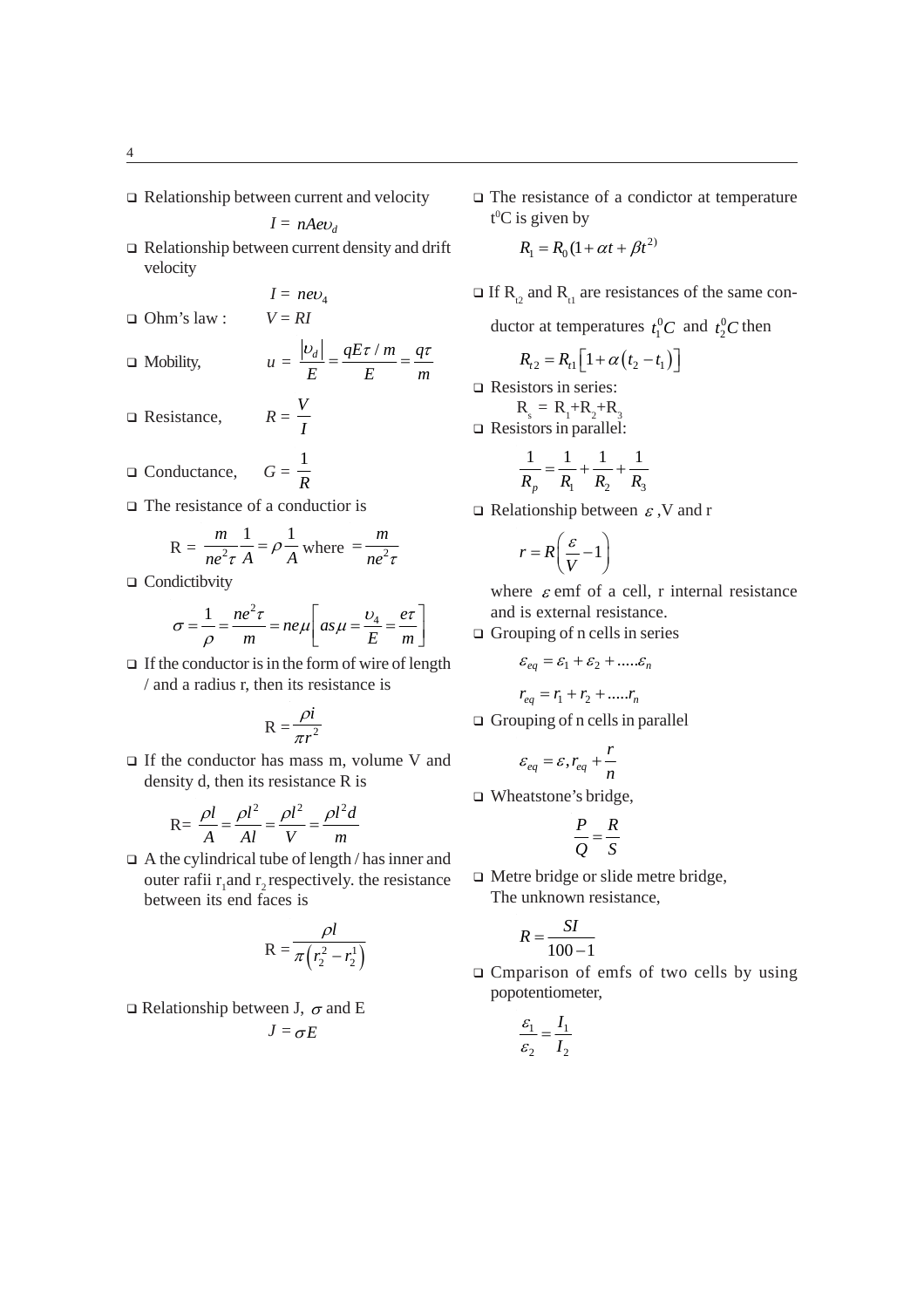- Relationship between current and velocity

$$I = nAe\upsilon_d$$

- Relationship between current density and drift velocity

$$I = ne\upsilon_4$$

- Ohm's law : $V = RI$
- Mobility, $u = \frac{|\upsilon_d|}{E} = \frac{qE\tau / m}{E} = \frac{q\tau}{m}$
- Resistance, $R = \frac{V}{I}$
- Conductance, $G = \frac{1}{R}$
- The resistance of a conductior is

$$R = \frac{m}{ne^2\tau}\frac{1}{A} = \rho\frac{1}{A} \text{ where } = \frac{m}{ne^2\tau}$$

- Condictibvity

$$\sigma = \frac{1}{\rho} = \frac{ne^2\tau}{m} = ne\mu\left[as\mu = \frac{\upsilon_4}{E} = \frac{e\tau}{m}\right]$$

- If the conductor is in the form of wire of length / and a radius r, then its resistance is

$$R = \frac{\rho i}{\pi r^2}$$

- If the conductor has mass m, volume V and density d, then its resistance R is

$$R = \frac{\rho l}{A} = \frac{\rho l^2}{Al} = \frac{\rho l^2}{V} = \frac{\rho l^2 d}{m}$$

- A the cylindrical tube of length / has inner and outer rafii $r_1$ and $r_2$ respectively. the resistance between its end faces is

$$R = \frac{\rho l}{\pi\left(r_2^2 - r_2^1\right)}$$

- Relationship between J, $\sigma$ and E

$$J = \sigma E$$

- The resistance of a condictor at temperature $t^0$C is given by

$$R_1 = R_0(1 + \alpha t + \beta t^{2)}$$

- If $R_{t2}$ and $R_{t1}$ are resistances of the same conductor at temperatures $t_1^0C$ and $t_2^0C$ then

$$R_{t2} = R_{t1}\left[1 + \alpha\left(t_2 - t_1\right)\right]$$

- Resistors in series:
  $R_s = R_1 + R_2 + R_3$
- Resistors in parallel:

$$\frac{1}{R_p} = \frac{1}{R_1} + \frac{1}{R_2} + \frac{1}{R_3}$$

- Relationship between $\varepsilon$, V and r

$$r = R\left(\frac{\varepsilon}{V} - 1\right)$$

where $\varepsilon$ emf of a cell, r internal resistance and is external resistance.

- Grouping of n cells in series

$$\varepsilon_{eq} = \varepsilon_1 + \varepsilon_2 + .....\varepsilon_n$$

$$r_{eq} = r_1 + r_2 + .....r_n$$

- Grouping of n cells in parallel

$$\varepsilon_{eq} = \varepsilon, r_{eq} + \frac{r}{n}$$

- Wheatstone's bridge,

$$\frac{P}{Q} = \frac{R}{S}$$

- Metre bridge or slide metre bridge,
  The unknown resistance,

$$R = \frac{SI}{100 - 1}$$

- Cmparison of emfs of two cells by using popotentiometer,

$$\frac{\varepsilon_1}{\varepsilon_2} = \frac{I_1}{I_2}$$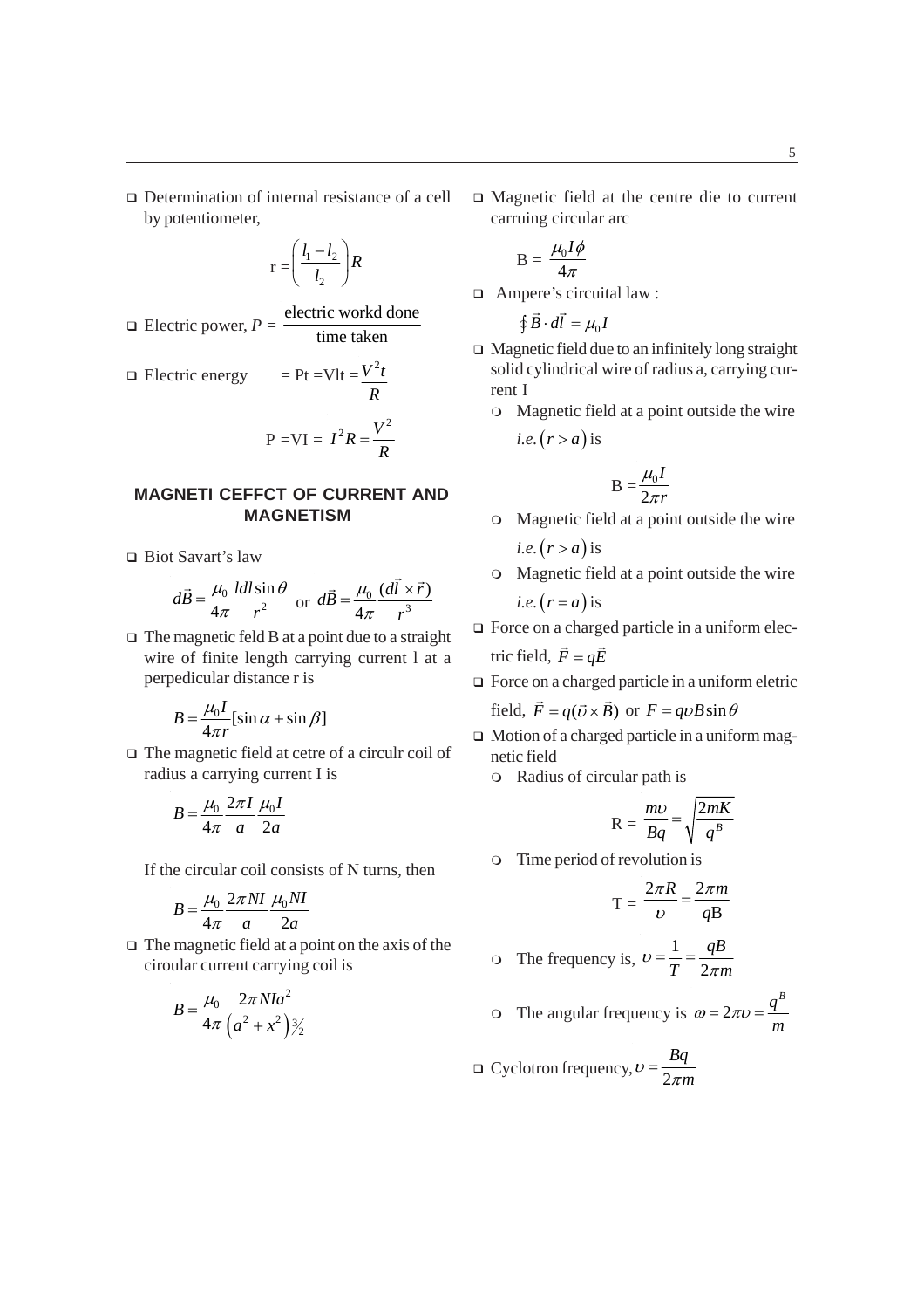- Determination of internal resistance of a cell by potentiometer,

$$r = \left(\frac{l_1 - l_2}{l_2}\right)R$$

- Electric power, $P = \dfrac{\text{electric workd done}}{\text{time taken}}$

- Electric energy $= \text{Pt} = \text{Vlt} = \dfrac{V^2 t}{R}$

$$P = VI = I^2 R = \frac{V^2}{R}$$

## MAGNETI CEFFCT OF CURRENT AND MAGNETISM

- Biot Savart's law

$$d\vec{B} = \frac{\mu_0}{4\pi}\frac{Idl\sin\theta}{r^2} \text{ or } d\vec{B} = \frac{\mu_0}{4\pi}\frac{(d\vec{l}\times\vec{r})}{r^3}$$

- The magnetic feld B at a point due to a straight wire of finite length carrying current l at a perpedicular distance r is

$$B = \frac{\mu_0 I}{4\pi r}[\sin\alpha + \sin\beta]$$

- The magnetic field at cetre of a circulr coil of radius a carrying current I is

$$B = \frac{\mu_0}{4\pi}\frac{2\pi I}{a}\frac{\mu_0 I}{2a}$$

If the circular coil consists of N turns, then

$$B = \frac{\mu_0}{4\pi}\frac{2\pi NI}{a}\frac{\mu_0 NI}{2a}$$

- The magnetic field at a point on the axis of the ciroular current carrying coil is

$$B = \frac{\mu_0}{4\pi}\frac{2\pi NIa^2}{\left(a^2 + x^2\right)^{3/2}}$$

- Magnetic field at the centre die to current carruing circular arc

$$B = \frac{\mu_0 I\phi}{4\pi}$$

- Ampere's circuital law :

$$\oint \vec{B}\cdot d\vec{l} = \mu_0 I$$

- Magnetic field due to an infinitely long straight solid cylindrical wire of radius a, carrying current I
  - Magnetic field at a point outside the wire *i.e.* $(r > a)$ is

$$B = \frac{\mu_0 I}{2\pi r}$$

  - Magnetic field at a point outside the wire *i.e.* $(r > a)$ is
  - Magnetic field at a point outside the wire *i.e.* $(r = a)$ is
- Force on a charged particle in a uniform electric field, $\vec{F} = q\vec{E}$
- Force on a charged particle in a uniform eletric field, $\vec{F} = q(\vec{\upsilon}\times\vec{B})$ or $F = q\upsilon B\sin\theta$
- Motion of a charged particle in a uniform magnetic field
  - Radius of circular path is

$$R = \frac{m\upsilon}{Bq} = \sqrt{\frac{2mK}{q^B}}$$

  - Time period of revolution is

$$T = \frac{2\pi R}{\upsilon} = \frac{2\pi m}{q\text{B}}$$

  - The frequency is, $\upsilon = \dfrac{1}{T} = \dfrac{qB}{2\pi m}$
  - The angular frequency is $\omega = 2\pi\upsilon = \dfrac{q^B}{m}$
- Cyclotron frequency, $\upsilon = \dfrac{Bq}{2\pi m}$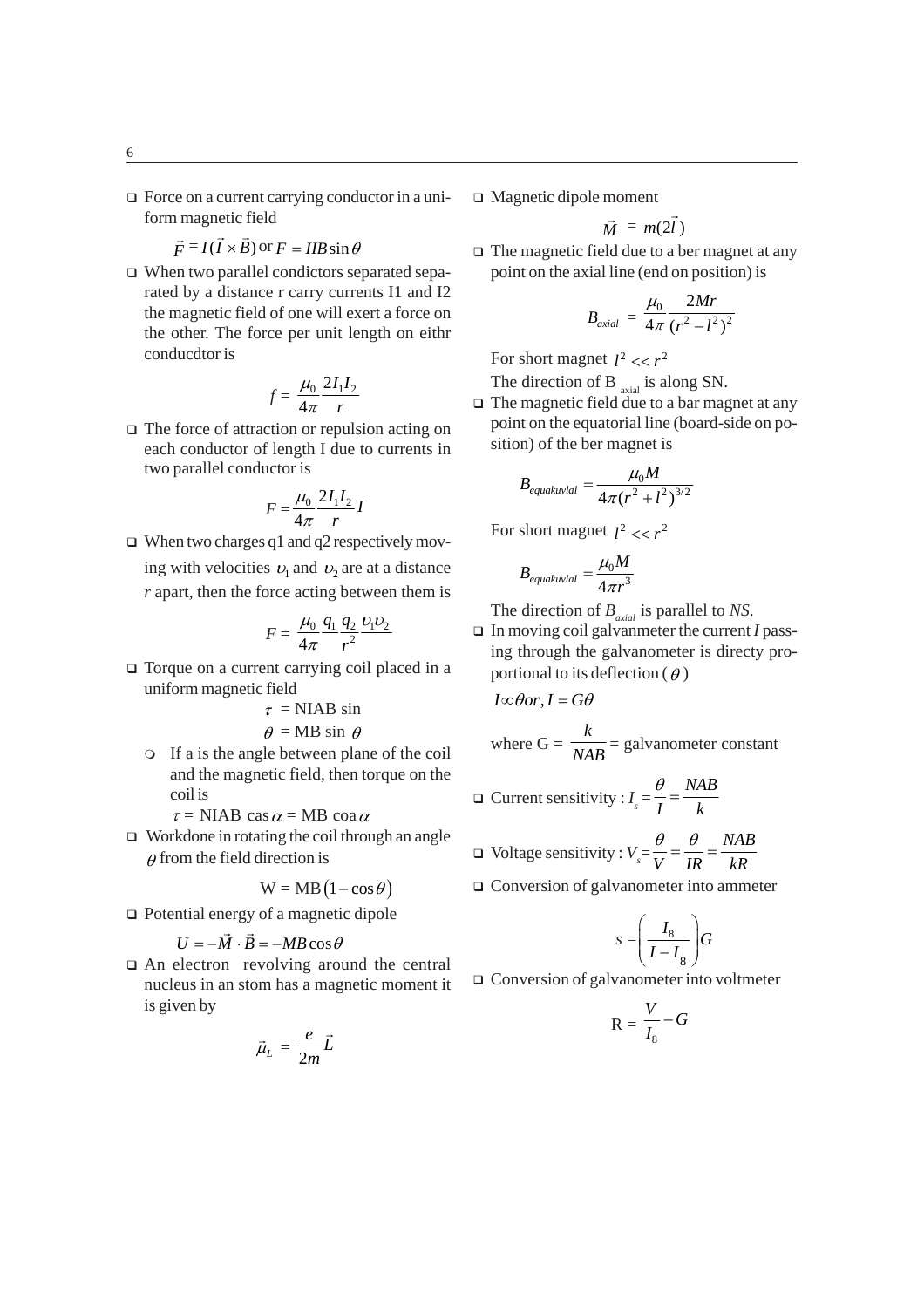- Force on a current carrying conductor in a uniform magnetic field

  $\vec{F} = I(\vec{l} \times \vec{B})$ or $F = IlB\sin\theta$

- When two parallel condictors separated separated by a distance r carry currents I1 and I2 the magnetic field of one will exert a force on the other. The force per unit length on eithr conducdtor is

$$f = \frac{\mu_0}{4\pi}\frac{2I_1I_2}{r}$$

- The force of attraction or repulsion acting on each conductor of length I due to currents in two parallel conductor is

$$F = \frac{\mu_0}{4\pi}\frac{2I_1I_2}{r}l$$

- When two charges q1 and q2 respectively moving with velocities $\upsilon_1$ and $\upsilon_2$ are at a distance *r* apart, then the force acting between them is

$$F = \frac{\mu_0}{4\pi}\frac{q_1}{r^2}\frac{q_2}{}\upsilon_1\upsilon_2$$

- Torque on a current carrying coil placed in a uniform magnetic field

  $\tau$ = NIAB sin

  $\theta$ = MB sin $\theta$

  - If a is the angle between plane of the coil and the magnetic field, then torque on the coil is

    $\tau$ = NIAB cas $\alpha$ = MB coa $\alpha$

- Workdone in rotating the coil through an angle $\theta$ from the field direction is

$$W = MB(1-\cos\theta)$$

- Potential energy of a magnetic dipole

  $U = -\vec{M}\cdot\vec{B} = -MB\cos\theta$

- An electron revolving around the central nucleus in an stom has a magnetic moment it is given by

$$\vec{\mu}_L = \frac{e}{2m}\vec{L}$$

- Magnetic dipole moment

$$\vec{M} = m(2\vec{l})$$

- The magnetic field due to a ber magnet at any point on the axial line (end on position) is

$$B_{axial} = \frac{\mu_0}{4\pi}\frac{2Mr}{(r^2 - l^2)^2}$$

  For short magnet $l^2 << r^2$

  The direction of B $_{axial}$ is along SN.

- The magnetic field due to a bar magnet at any point on the equatorial line (board-side on position) of the ber magnet is

$$B_{equakuvlal} = \frac{\mu_0 M}{4\pi(r^2 + l^2)^{3/2}}$$

  For short magnet $l^2 << r^2$

$$B_{equakuvlal} = \frac{\mu_0 M}{4\pi r^3}$$

  The direction of $B_{axial}$ is parallel to *NS*.

- In moving coil galvanmeter the current *I* passing through the galvanometer is directy proportional to its deflection ($\theta$)

  $I \infty \theta or, I = G\theta$

  where G = $\dfrac{k}{NAB}$ = galvanometer constant

- Current sensitivity : $I_s = \dfrac{\theta}{I} = \dfrac{NAB}{k}$

- Voltage sensitivity : $V_s = \dfrac{\theta}{V} = \dfrac{\theta}{IR} = \dfrac{NAB}{kR}$

- Conversion of galvanometer into ammeter

$$s = \left(\frac{I_8}{I - I_8}\right)G$$

- Conversion of galvanometer into voltmeter

$$R = \frac{V}{I_8} - G$$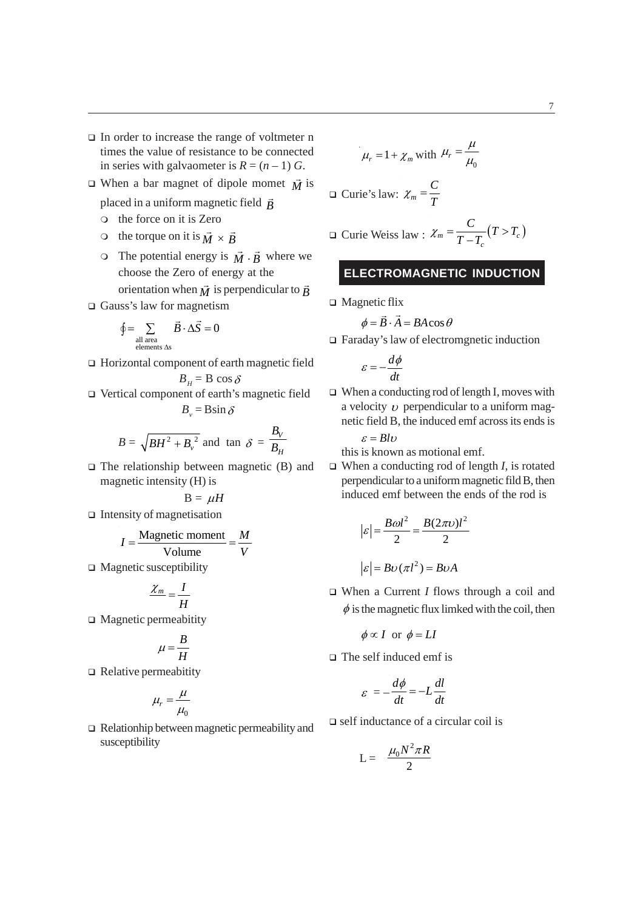- In order to increase the range of voltmeter n times the value of resistance to be connected in series with galvaometer is $R = (n - 1)\ G$.
- When a bar magnet of dipole momet $\vec{M}$ is placed in a uniform magnetic field $\vec{B}$
  - the force on it is Zero
  - the torque on it is $\vec{M} \times \vec{B}$
  - The potential energy is $\vec{M} \cdot \vec{B}$ where we choose the Zero of energy at the orientation when $\vec{M}$ is perpendicular to $\vec{B}$
- Gauss's law for magnetism

$$\oint = \sum_{\substack{\text{all area} \\ \text{elements } \Delta s}} \vec{B} \cdot \Delta\vec{S} = 0$$

- Horizontal component of earth magnetic field

$$B_H = \text{B} \cos\delta$$

- Vertical component of earth's magnetic field

$$B_v = \text{B}\sin\delta$$

$$B = \sqrt{BH^2 + B_v{}^2} \text{ and } \tan\delta = \frac{B_V}{B_H}$$

- The relationship between magnetic (B) and magnetic intensity (H) is

$$\text{B} = \mu H$$

- Intensity of magnetisation

$$I = \frac{\text{Magnetic moment}}{\text{Volume}} = \frac{M}{V}$$

- Magnetic susceptibility

$$\chi_m = \frac{I}{H}$$

- Magnetic permeabitity

$$\mu = \frac{B}{H}$$

- Relative permeabitity

$$\mu_r = \frac{\mu}{\mu_0}$$

- Relationhip between magnetic permeability and susceptibility

$$\mu_r = 1 + \chi_m \text{ with } \mu_r = \frac{\mu}{\mu_0}$$

- Curie's law: $\chi_m = \dfrac{C}{T}$
- Curie Weiss law : $\chi_m = \dfrac{C}{T - T_c}(T > T_c)$

## ELECTROMAGNETIC INDUCTION

- Magnetic flix

$$\phi = \vec{B} \cdot \vec{A} = BA\cos\theta$$

- Faraday's law of electromgnetic induction

$$\varepsilon = -\frac{d\phi}{dt}$$

- When a conducting rod of length I, moves with a velocity $\upsilon$ perpendicular to a uniform magnetic field B, the induced emf across its ends is

$$\varepsilon = Bl\upsilon$$

this is known as motional emf.

- When a conducting rod of length *I*, is rotated perpendicular to a uniform magnetic fild B, then induced emf between the ends of the rod is

$$|\varepsilon| = \frac{B\omega l^2}{2} = \frac{B(2\pi\upsilon)l^2}{2}$$

$$|\varepsilon| = B\upsilon(\pi l^2) = B\upsilon A$$

- When a Current *I* flows through a coil and $\phi$ is the magnetic flux limked with the coil, then

$$\phi \propto I \text{ or } \phi = LI$$

- The self induced emf is

$$\varepsilon = -\frac{d\phi}{dt} = -L\frac{dl}{dt}$$

- self inductance of a circular coil is

$$\text{L} = \frac{\mu_0 N^2 \pi R}{2}$$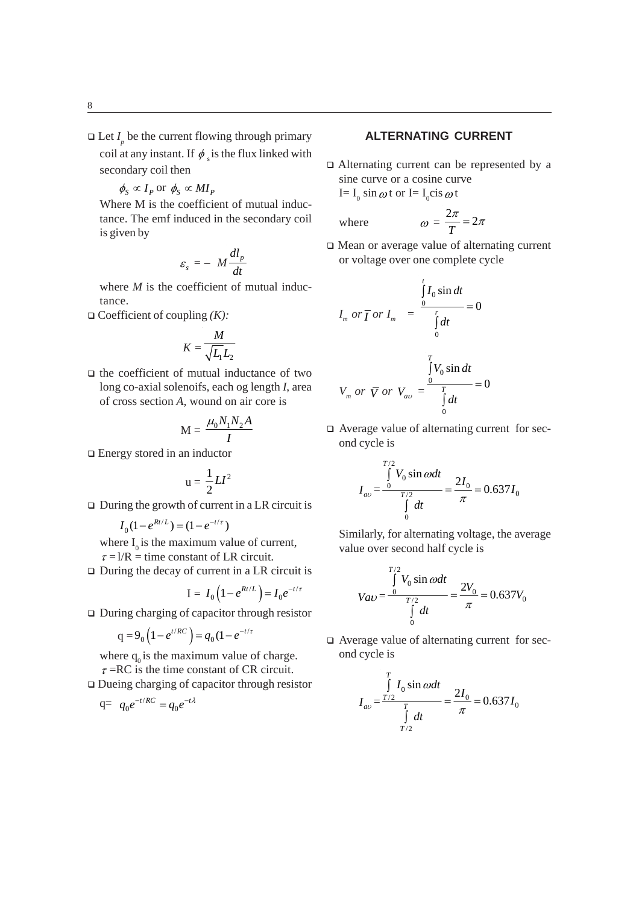- Let $I_p$ be the current flowing through primary coil at any instant. If $\phi_s$ is the flux linked with secondary coil then

  $\phi_S \propto I_P$ or $\phi_S \propto MI_P$

  Where M is the coefficient of mutual inductance. The emf induced in the secondary coil is given by

$$\varepsilon_s = - M\frac{dl_p}{dt}$$

  where *M* is the coefficient of mutual inductance.

- Coefficient of coupling *(K):*

$$K = \frac{M}{\sqrt{L_1 L_2}}$$

- the coefficient of mutual inductance of two long co-axial solenoifs, each og length *I*, area of cross section *A*, wound on air core is

$$M = \frac{\mu_0 N_1 N_2 A}{I}$$

- Energy stored in an inductor

$$u = \frac{1}{2}LI^2$$

- During the growth of current in a LR circuit is

$$I_0(1-e^{Rt/L}) = (1-e^{-t/\tau})$$

  where $I_0$ is the maximum value of current,
  $\tau$ = l/R = time constant of LR circuit.

- During the decay of current in a LR circuit is

$$I = I_0\left(1-e^{Rt/L}\right) = I_0 e^{-t/\tau}$$

- During charging of capacitor through resistor

$$q = 9_0\left(1-e^{t/RC}\right) = q_0(1-e^{-t/\tau}$$

  where $q_0$ is the maximum value of charge.
  $\tau$ =RC is the time constant of CR circuit.

- Dueing charging of capacitor through resistor

$$q = q_0 e^{-t/RC} = q_0 e^{-t\lambda}$$

## ALTERNATING CURRENT

- Alternating current can be represented by a sine curve or a cosine curve

  I= $I_0 \sin \omega$ t or I= $I_0$cis $\omega$ t

  where $\omega = \dfrac{2\pi}{T} = 2\pi$

- Mean or average value of alternating current or voltage over one complete cycle

$$I_m \text{ or } \overline{I} \text{ or } I_m = \frac{\int_0^t I_0 \sin dt}{\int_0^r dt} = 0$$

$$V_m \text{ or } \overline{V} \text{ or } V_{av} = \frac{\int_0^T V_0 \sin dt}{\int_0^T dt} = 0$$

- Average value of alternating current for second cycle is

$$I_{av} = \frac{\int_0^{T/2} V_0 \sin \omega dt}{\int_0^{T/2} dt} = \frac{2I_0}{\pi} = 0.637 I_0$$

  Similarly, for alternating voltage, the average value over second half cycle is

$$Vav = \frac{\int_0^{T/2} V_0 \sin \omega dt}{\int_0^{T/2} dt} = \frac{2V_0}{\pi} = 0.637 V_0$$

- Average value of alternating current for second cycle is

$$I_{av} = \frac{\int_{T/2}^{T} I_0 \sin \omega dt}{\int_{T/2}^{T} dt} = \frac{2I_0}{\pi} = 0.637 I_0$$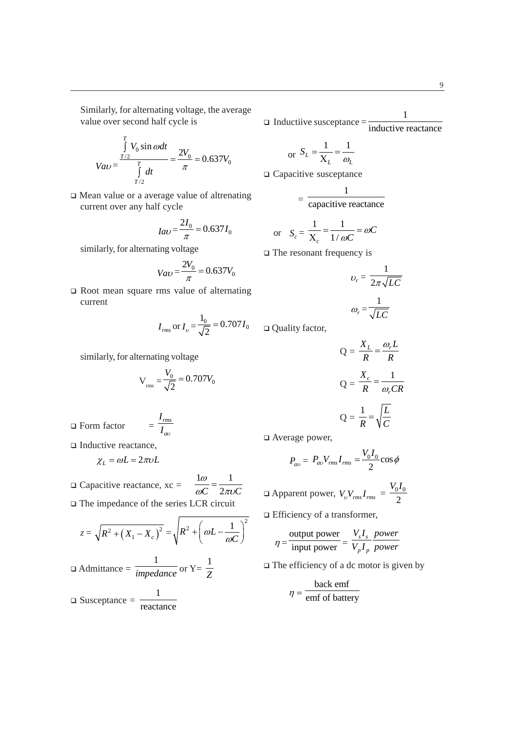Similarly, for alternating voltage, the average value over second half cycle is

$$V a\upsilon = \frac{\int_{T/2}^{T} V_0 \sin \omega dt}{\int_{T/2}^{T} dt} = \frac{2V_0}{\pi} = 0.637V_0$$

- Mean value or a average value of altrenating current over any half cycle

$$I a\upsilon = \frac{2I_0}{\pi} = 0.637 I_0$$

similarly, for alternating voltage

$$V a\upsilon = \frac{2V_0}{\pi} = 0.637V_0$$

- Root mean square rms value of alternating current

$$I_{rms} \text{ or } I_{\upsilon} = \frac{1_0}{\sqrt{2}} = 0.707 I_0$$

similarly, for alternating voltage

$$\mathrm{V}_{\mathrm{rms}} = \frac{V_0}{\sqrt{2}} = 0.707V_0$$

- Form factor $= \dfrac{I_{rms}}{I_{a\upsilon}}$
- Inductive reactance,

$$\chi_L = \omega L = 2\pi \upsilon L$$

- Capacitive reactance, xc = $\dfrac{1\omega}{\omega C} = \dfrac{1}{2\pi\upsilon C}$
- The impedance of the series LCR circuit

$$z = \sqrt{R^2 + \left(X_1 - X_c\right)^2} = \sqrt{R^2 + \left(\omega L - \frac{1}{\omega C}\right)^2}$$

- Admittance = $\dfrac{1}{impedance}$ or Y= $\dfrac{1}{Z}$
- Susceptance = $\dfrac{1}{\text{reactance}}$
- Inductiive susceptance $= \dfrac{1}{\text{inductive reactance}}$

or $S_L = \dfrac{1}{\mathrm{X}_L} = \dfrac{1}{\omega_L}$

- Capacitive susceptance

$$= \frac{1}{\text{capacitive reactance}}$$

or $\quad S_c = \dfrac{1}{\mathrm{X}_c} = \dfrac{1}{1/\omega C} = \omega C$

- The resonant frequency is

$$\upsilon_r = \frac{1}{2\pi\sqrt{LC}}$$

$$\omega_r = \frac{1}{\sqrt{LC}}$$

- Quality factor,

$$\mathrm{Q} = \frac{X_L}{R} = \frac{\omega_r L}{R}$$

$$\mathrm{Q} = \frac{X_c}{R} = \frac{1}{\omega_r CR}$$

$$\mathrm{Q} = \frac{1}{R} = \sqrt{\frac{L}{C}}$$

- Average power,

$$P_{a\upsilon} = P_{a\upsilon} V_{rms} I_{rms} = \frac{V_0 I_0}{2} \cos\phi$$

- Apparent power, $V_{\upsilon} V_{rms} I_{rms} = \dfrac{V_0 I_0}{2}$
- Efficiency of a transformer,

$$\eta = \frac{\text{output power}}{\text{input power}} = \frac{V_s I_s}{V_p I_p} \frac{power}{power}$$

- The efficiency of a dc motor is given by

$$\eta = \frac{\text{back emf}}{\text{emf of battery}}$$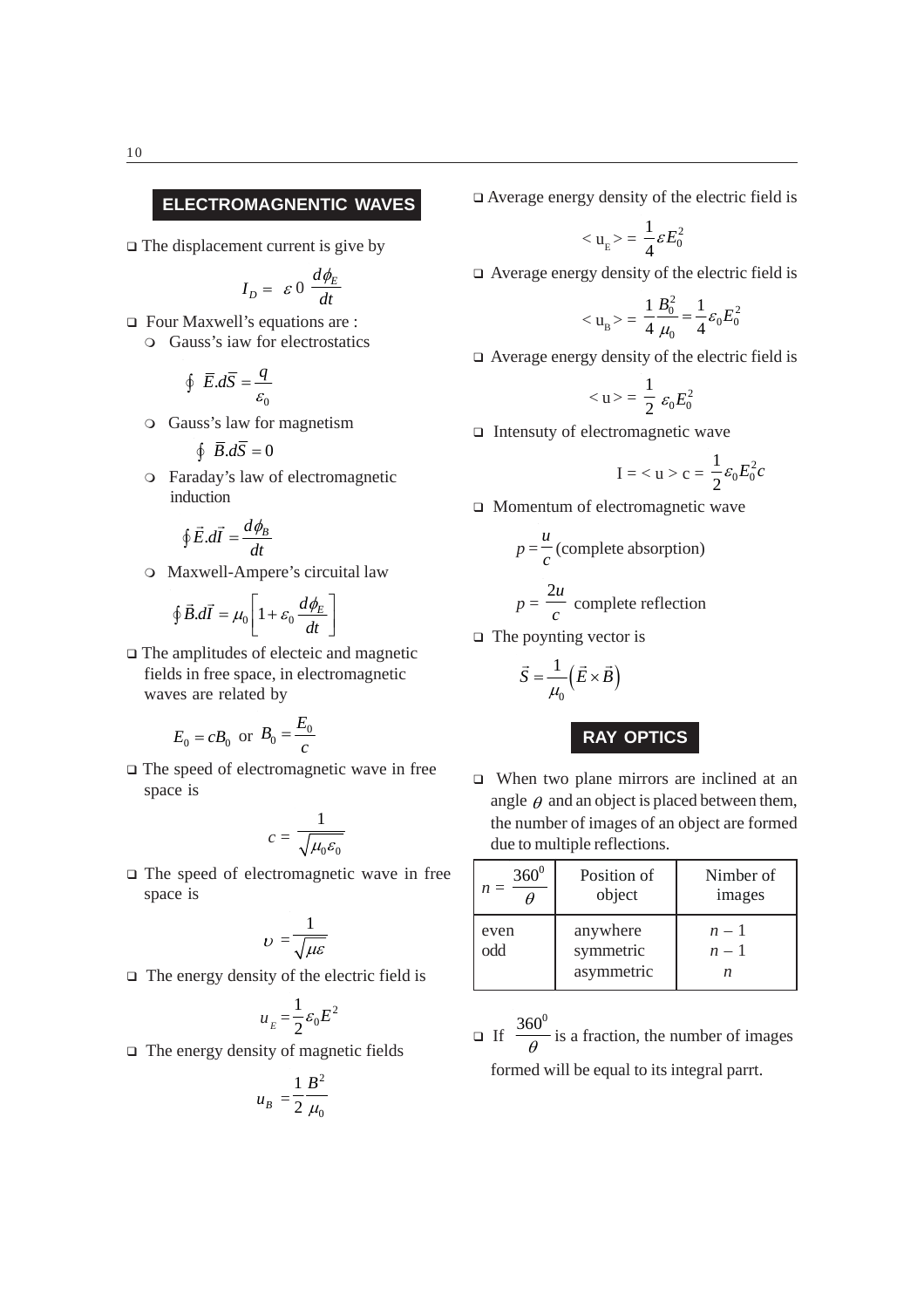## ELECTROMAGNENTIC WAVES

- The displacement current is give by

$$I_D = \varepsilon 0 \frac{d\phi_E}{dt}$$

- Four Maxwell's equations are :
  - Gauss's iaw for electrostatics

$$\oint \bar{E}.d\bar{S} = \frac{q}{\varepsilon_0}$$

  - Gauss's law for magnetism

$$\oint \bar{B}.d\bar{S} = 0$$

  - Faraday's law of electromagnetic induction

$$\oint \vec{E}.d\vec{l} = \frac{d\phi_B}{dt}$$

  - Maxwell-Ampere's circuital law

$$\oint \vec{B}.d\vec{l} = \mu_0 \left[1 + \varepsilon_0 \frac{d\phi_E}{dt}\right]$$

- The amplitudes of electeic and magnetic fields in free space, in electromagnetic waves are related by

$$E_0 = cB_0 \text{ or } B_0 = \frac{E_0}{c}$$

- The speed of electromagnetic wave in free space is

$$c = \frac{1}{\sqrt{\mu_0 \varepsilon_0}}$$

- The speed of electromagnetic wave in free space is

$$\upsilon = \frac{1}{\sqrt{\mu\varepsilon}}$$

- The energy density of the electric field is

$$u_E = \frac{1}{2}\varepsilon_0 E^2$$

- The energy density of magnetic fields

$$u_B = \frac{1}{2}\frac{B^2}{\mu_0}$$

- Average energy density of the electric field is

$$< u_E > = \frac{1}{4}\varepsilon E_0^2$$

- Average energy density of the electric field is

$$< u_B > = \frac{1}{4}\frac{B_0^2}{\mu_0} = \frac{1}{4}\varepsilon_0 E_0^2$$

- Average energy density of the electric field is

$$< u > = \frac{1}{2}\varepsilon_0 E_0^2$$

- Intensuty of electromagnetic wave

$$I = < u > c = \frac{1}{2}\varepsilon_0 E_0^2 c$$

- Momentum of electromagnetic wave

$$p = \frac{u}{c} \text{ (complete absorption)}$$

$$p = \frac{2u}{c} \text{ complete reflection}$$

- The poynting vector is

$$\vec{S} = \frac{1}{\mu_0}\left(\vec{E} \times \vec{B}\right)$$

## RAY OPTICS

- When two plane mirrors are inclined at an angle $\theta$ and an object is placed between them, the number of images of an object are formed due to multiple reflections.

| $n = \frac{360^0}{\theta}$ | Position of object | Nimber of images |
|---|---|---|
| even | anywhere | $n - 1$ |
| odd | symmetric | $n - 1$ |
| | asymmetric | $n$ |

- If $\frac{360^0}{\theta}$ is a fraction, the number of images formed will be equal to its integral parrt.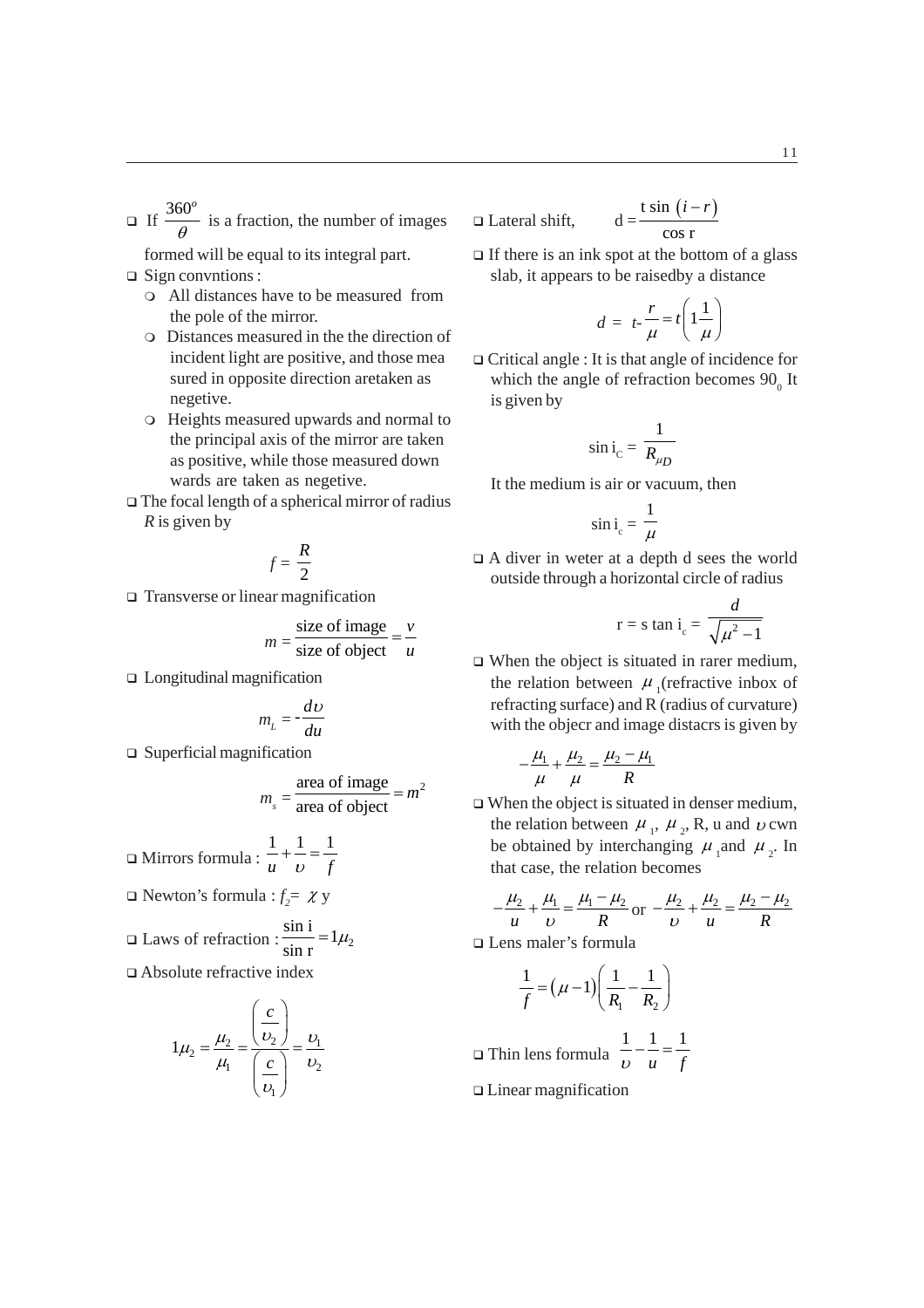- If $\frac{360^o}{\theta}$ is a fraction, the number of images formed will be equal to its integral part.
- Sign convntions :
  - All distances have to be measured from the pole of the mirror.
  - Distances measured in the the direction of incident light are positive, and those mea sured in opposite direction aretaken as negetive.
  - Heights measured upwards and normal to the principal axis of the mirror are taken as positive, while those measured down wards are taken as negetive.
- The focal length of a spherical mirror of radius *R* is given by

$$f = \frac{R}{2}$$

- Transverse or linear magnification

$$m = \frac{\text{size of image}}{\text{size of object}} = \frac{v}{u}$$

- Longitudinal magnification

$$m_L = -\frac{d\upsilon}{du}$$

- Superficial magnification

$$m_s = \frac{\text{area of image}}{\text{area of object}} = m^2$$

- Mirrors formula : $\frac{1}{u} + \frac{1}{\upsilon} = \frac{1}{f}$
- Newton's formula : $f_2 = \chi$ y
- Laws of refraction : $\frac{\sin i}{\sin r} = 1\mu_2$
- Absolute refractive index

$$1\mu_2 = \frac{\mu_2}{\mu_1} = \frac{\left(\frac{c}{\upsilon_2}\right)}{\left(\frac{c}{\upsilon_1}\right)} = \frac{\upsilon_1}{\upsilon_2}$$

- Lateral shift, $d = \frac{t \sin (i - r)}{\cos r}$
- If there is an ink spot at the bottom of a glass slab, it appears to be raisedby a distance

$$d = t - \frac{r}{\mu} = t\left(1 \frac{1}{\mu}\right)$$

- Critical angle : It is that angle of incidence for which the angle of refraction becomes $90_0$ It is given by

$$\sin i_C = \frac{1}{R_{\mu D}}$$

It the medium is air or vacuum, then

$$\sin i_c = \frac{1}{\mu}$$

- A diver in weter at a depth d sees the world outside through a horizontal circle of radius

$$r = s \tan i_c = \frac{d}{\sqrt{\mu^2 - 1}}$$

- When the object is situated in rarer medium, the relation between $\mu_1$(refractive inbox of refracting surface) and R (radius of curvature) with the objecr and image distacrs is given by

$$-\frac{\mu_1}{\mu} + \frac{\mu_2}{\mu} = \frac{\mu_2 - \mu_1}{R}$$

- When the object is situated in denser medium, the relation between $\mu_1$, $\mu_2$, R, u and $\upsilon$ cwn be obtained by interchanging $\mu_1$and $\mu_2$. In that case, the relation becomes

$$-\frac{\mu_2}{u} + \frac{\mu_1}{\upsilon} = \frac{\mu_1 - \mu_2}{R} \text{ or } -\frac{\mu_2}{\upsilon} + \frac{\mu_2}{u} = \frac{\mu_2 - \mu_2}{R}$$

- Lens maler's formula

$$\frac{1}{f} = (\mu - 1)\left(\frac{1}{R_1} - \frac{1}{R_2}\right)$$

- Thin lens formula $\frac{1}{\upsilon} - \frac{1}{u} = \frac{1}{f}$
- Linear magnification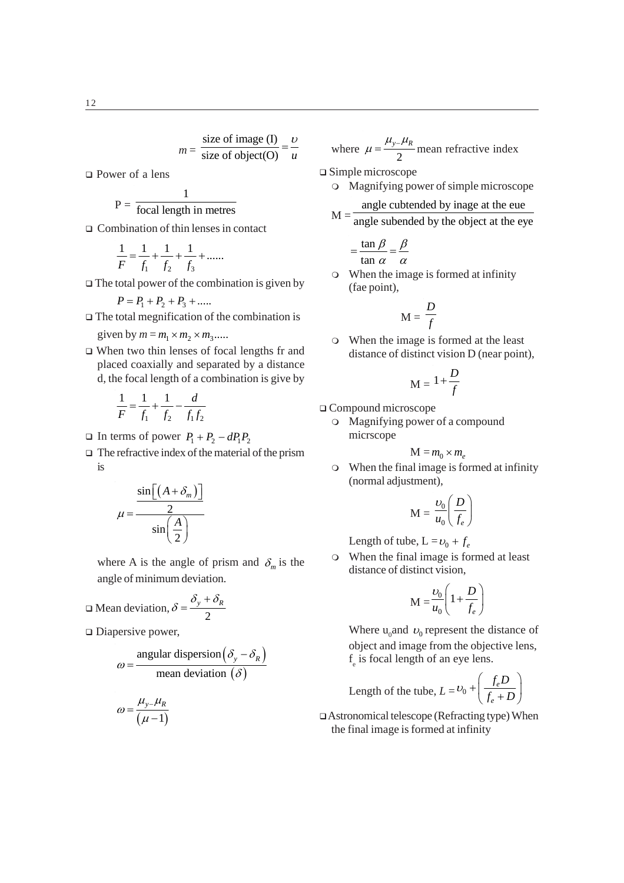$$m = \frac{\text{size of image (I)}}{\text{size of object(O)}} = \frac{\upsilon}{u}$$

- Power of a lens

$$P = \frac{1}{\text{focal length in metres}}$$

- Combination of thin lenses in contact

$$\frac{1}{F} = \frac{1}{f_1} + \frac{1}{f_2} + \frac{1}{f_3} + ......$$

- The total power of the combination is given by

$$P = P_1 + P_2 + P_3 + .....$$

- The total megnification of the combination is given by $m = m_1 \times m_2 \times m_3 .....$
- When two thin lenses of focal lengths fr and placed coaxially and separated by a distance d, the focal length of a combination is give by

$$\frac{1}{F} = \frac{1}{f_1} + \frac{1}{f_2} - \frac{d}{f_1 f_2}$$

- In terms of power $P_1 + P_2 - dP_1P_2$
- The refractive index of the material of the prism is

$$\mu = \frac{\frac{\sin\left[\left(A + \delta_m\right)\right]}{2}}{\sin\left(\frac{A}{2}\right)}$$

where A is the angle of prism and $\delta_m$ is the angle of minimum deviation.

- Mean deviation, $\delta = \dfrac{\delta_y + \delta_R}{2}$
- Diapersive power,

$$\omega = \frac{\text{angular dispersion}\left(\delta_y - \delta_R\right)}{\text{mean deviation }\left(\delta\right)}$$

$$\omega = \frac{\mu_{y-}\mu_R}{\left(\mu - 1\right)}$$

where $\mu = \dfrac{\mu_{y-}\mu_R}{2}$ mean refractive index

- Simple microscope
  - Magnifying power of simple microscope

$$M = \frac{\text{angle cubtended by inage at the eue}}{\text{angle subended by the object at the eye}}$$

$$= \frac{\tan\beta}{\tan\alpha} = \frac{\beta}{\alpha}$$

  - When the image is formed at infinity (fae point),

$$M = \frac{D}{f}$$

  - When the image is formed at the least distance of distinct vision D (near point),

$$M = 1 + \frac{D}{f}$$

- Compound microscope
  - Magnifying power of a compound micrscope

$$M = m_0 \times m_e$$

  - When the final image is formed at infinity (normal adjustment),

$$M = \frac{\upsilon_0}{u_0}\left(\frac{D}{f_e}\right)$$

Length of tube, $L = \upsilon_0 + f_e$

  - When the final image is formed at least distance of distinct vision,

$$M = \frac{\upsilon_0}{u_0}\left(1 + \frac{D}{f_e}\right)$$

Where $u_0$ and $\upsilon_0$ represent the distance of object and image from the objective lens, $f_e$ is focal length of an eye lens.

Length of the tube, $L = \upsilon_0 + \left(\dfrac{f_e D}{f_e + D}\right)$

- Astronomical telescope (Refracting type) When the final image is formed at infinity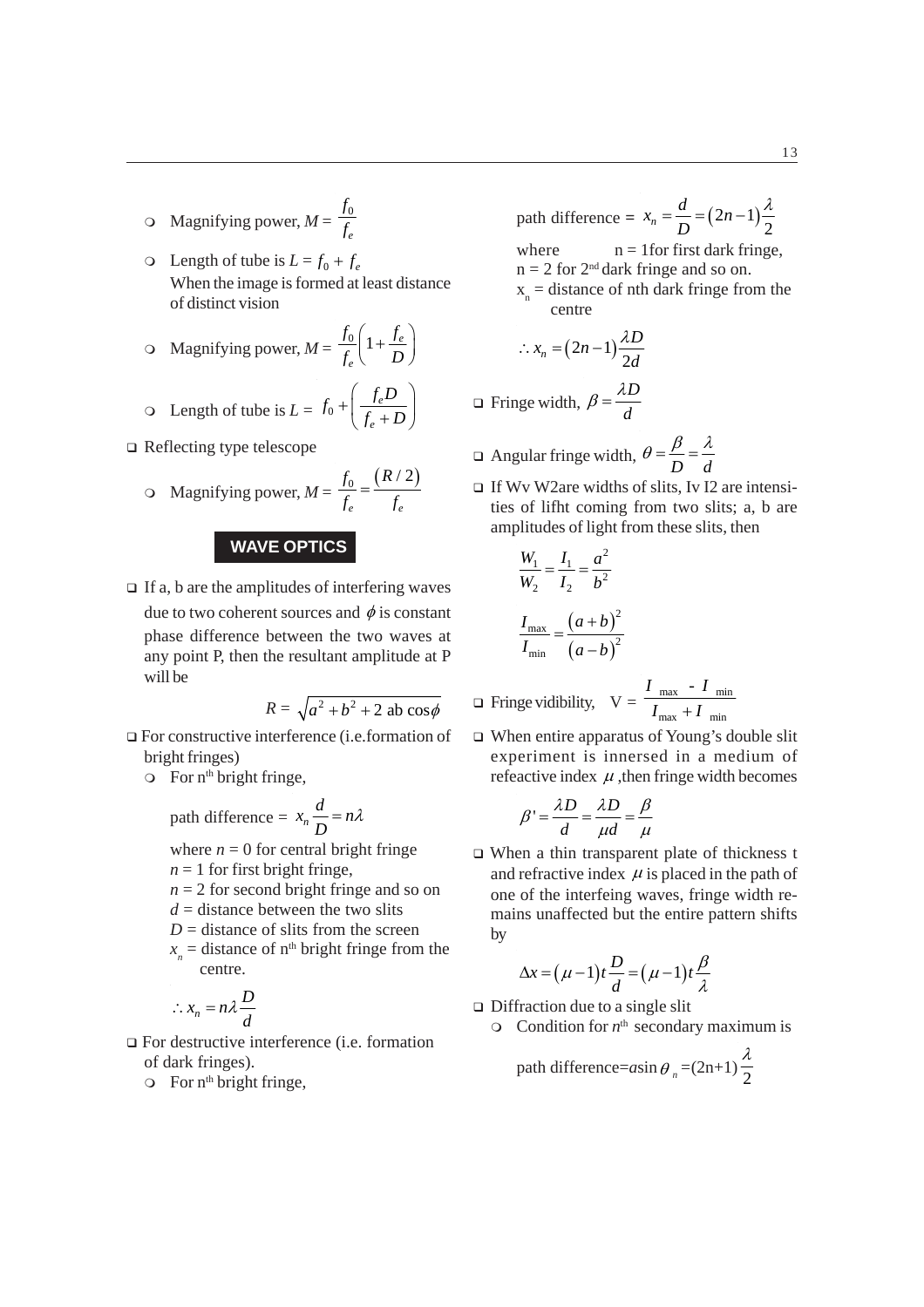- Magnifying power, $M = \frac{f_0}{f_e}$
- Length of tube is $L = f_0 + f_e$
  When the image is formed at least distance of distinct vision
- Magnifying power, $M = \frac{f_0}{f_e}\left(1+\frac{f_e}{D}\right)$
- Length of tube is $L = f_0 + \left(\frac{f_e D}{f_e + D}\right)$

- Reflecting type telescope
  - Magnifying power, $M = \frac{f_0}{f_e} = \frac{(R/2)}{f_e}$

## WAVE OPTICS

- If a, b are the amplitudes of interfering waves due to two coherent sources and $\phi$ is constant phase difference between the two waves at any point P, then the resultant amplitude at P will be

$$R = \sqrt{a^2 + b^2 + 2\text{ ab}\cos\phi}$$

- For constructive interference (i.e.formation of bright fringes)
  - For $n^{th}$ bright fringe,

    path difference = $x_n \frac{d}{D} = n\lambda$

    where $n = 0$ for central bright fringe
    $n = 1$ for first bright fringe,
    $n = 2$ for second bright fringe and so on
    $d$ = distance between the two slits
    $D$ = distance of slits from the screen
    $x_n$ = distance of $n^{th}$ bright fringe from the centre.

    $$\therefore x_n = n\lambda\frac{D}{d}$$

- For destructive interference (i.e. formation of dark fringes).
  - For $n^{th}$ bright fringe,

    path difference = $x_n = \frac{d}{D} = (2n-1)\frac{\lambda}{2}$

    where n = 1for first dark fringe,
    n = 2 for $2^{nd}$ dark fringe and so on.
    $x_n$ = distance of nth dark fringe from the centre

    $$\therefore x_n = (2n-1)\frac{\lambda D}{2d}$$

- Fringe width, $\beta = \frac{\lambda D}{d}$
- Angular fringe width, $\theta = \frac{\beta}{D} = \frac{\lambda}{d}$
- If Wv W2are widths of slits, Iv I2 are intensities of lifht coming from two slits; a, b are amplitudes of light from these slits, then

$$\frac{W_1}{W_2} = \frac{I_1}{I_2} = \frac{a^2}{b^2}$$

$$\frac{I_{max}}{I_{min}} = \frac{(a+b)^2}{(a-b)^2}$$

- Fringe vidibility, $V = \frac{I_{max} - I_{min}}{I_{max} + I_{min}}$
- When entire apparatus of Young's double slit experiment is innersed in a medium of refeactive index $\mu$ ,then fringe width becomes

$$\beta' = \frac{\lambda D}{d} = \frac{\lambda D}{\mu d} = \frac{\beta}{\mu}$$

- When a thin transparent plate of thickness t and refractive index $\mu$ is placed in the path of one of the interfeing waves, fringe width remains unaffected but the entire pattern shifts by

$$\Delta x = (\mu-1)t\frac{D}{d} = (\mu-1)t\frac{\beta}{\lambda}$$

- Diffraction due to a single slit
  - Condition for $n^{th}$ secondary maximum is

    path difference=$a\sin\theta_n$=(2n+1)$\frac{\lambda}{2}$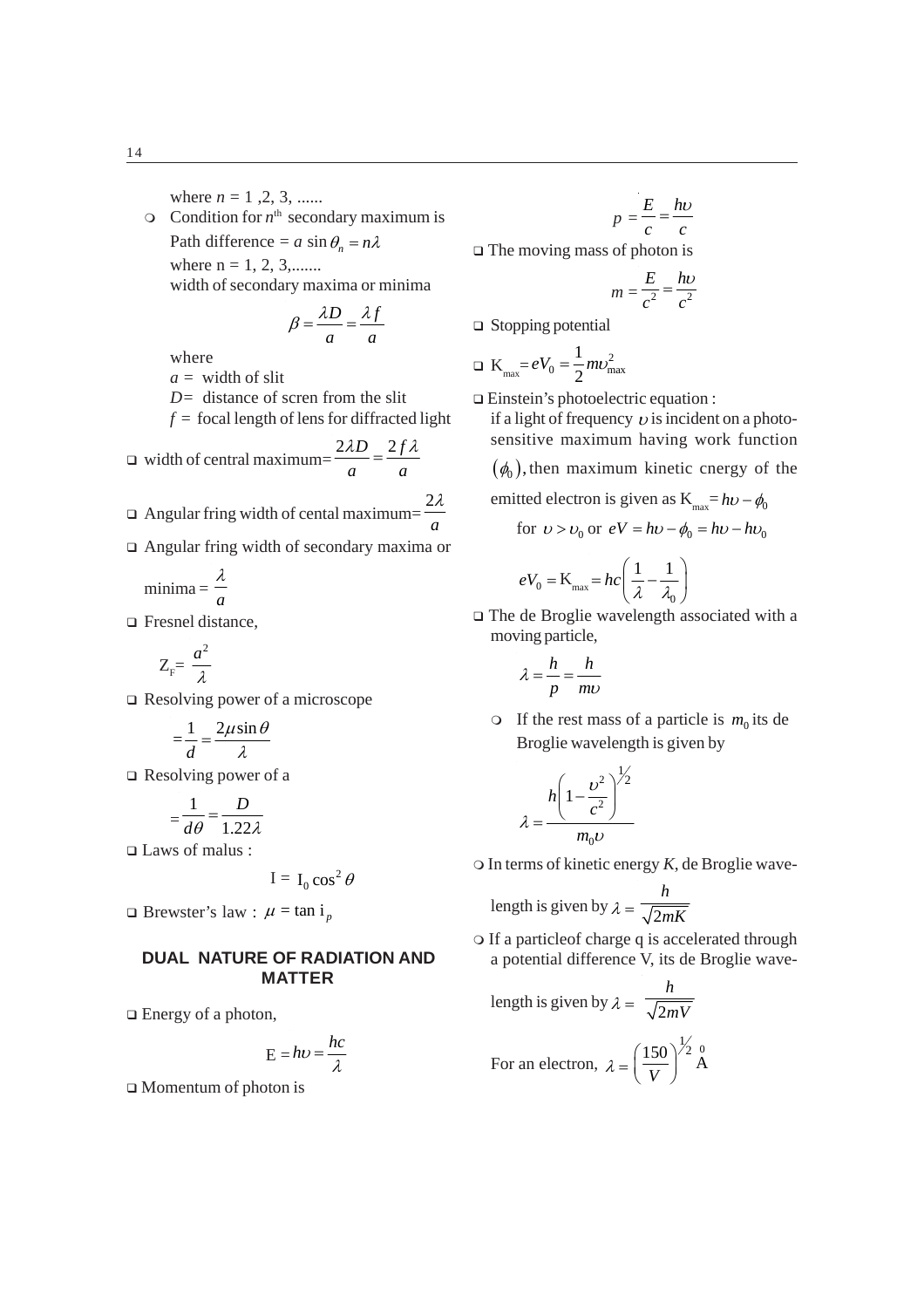where $n = 1, 2, 3, \ldots\ldots$

- Condition for $n^{th}$ secondary maximum is

  Path difference $= a \sin\theta_n = n\lambda$

  where n = 1, 2, 3,.......

  width of secondary maxima or minima

$$\beta = \frac{\lambda D}{a} = \frac{\lambda f}{a}$$

  where

  $a$ = width of slit

  $D$= distance of scren from the slit

  $f$ = focal length of lens for diffracted light

- width of central maximum$= \frac{2\lambda D}{a} = \frac{2f\lambda}{a}$
- Angular fring width of cental maximum$= \frac{2\lambda}{a}$
- Angular fring width of secondary maxima or minima $= \frac{\lambda}{a}$
- Fresnel distance,

$$Z_F = \frac{a^2}{\lambda}$$

- Resolving power of a microscope

$$= \frac{1}{d} = \frac{2\mu\sin\theta}{\lambda}$$

- Resolving power of a

$$= \frac{1}{d\theta} = \frac{D}{1.22\lambda}$$

- Laws of malus :

$$I = I_0 \cos^2\theta$$

- Brewster's law : $\mu = \tan i_p$

## DUAL NATURE OF RADIATION AND MATTER

- Energy of a photon,

$$E = h\upsilon = \frac{hc}{\lambda}$$

- Momentum of photon is

$$p = \frac{E}{c} = \frac{h\upsilon}{c}$$

- The moving mass of photon is

$$m = \frac{E}{c^2} = \frac{h\upsilon}{c^2}$$

- Stopping potential
- $K_{max} = eV_0 = \frac{1}{2}m\upsilon_{max}^2$
- Einstein's photoelectric equation :

  if a light of frequency $\upsilon$ is incident on a photo-sensitive maximum having work function $(\phi_0)$, then maximum kinetic cnergy of the emitted electron is given as $K_{max} = h\upsilon - \phi_0$

  for $\upsilon > \upsilon_0$ or $eV = h\upsilon - \phi_0 = h\upsilon - h\upsilon_0$

$$eV_0 = K_{max} = hc\left(\frac{1}{\lambda} - \frac{1}{\lambda_0}\right)$$

- The de Broglie wavelength associated with a moving particle,

$$\lambda = \frac{h}{p} = \frac{h}{m\upsilon}$$

  - If the rest mass of a particle is $m_0$ its de Broglie wavelength is given by

$$\lambda = \frac{h\left(1 - \frac{\upsilon^2}{c^2}\right)^{1/2}}{m_0\upsilon}$$

- In terms of kinetic energy $K$, de Broglie wavelength is given by $\lambda = \frac{h}{\sqrt{2mK}}$
- If a particleof charge q is accelerated through a potential difference V, its de Broglie wavelength is given by $\lambda = \frac{h}{\sqrt{2mV}}$

  For an electron, $\lambda = \left(\frac{150}{V}\right)^{1/2} \text{Å}$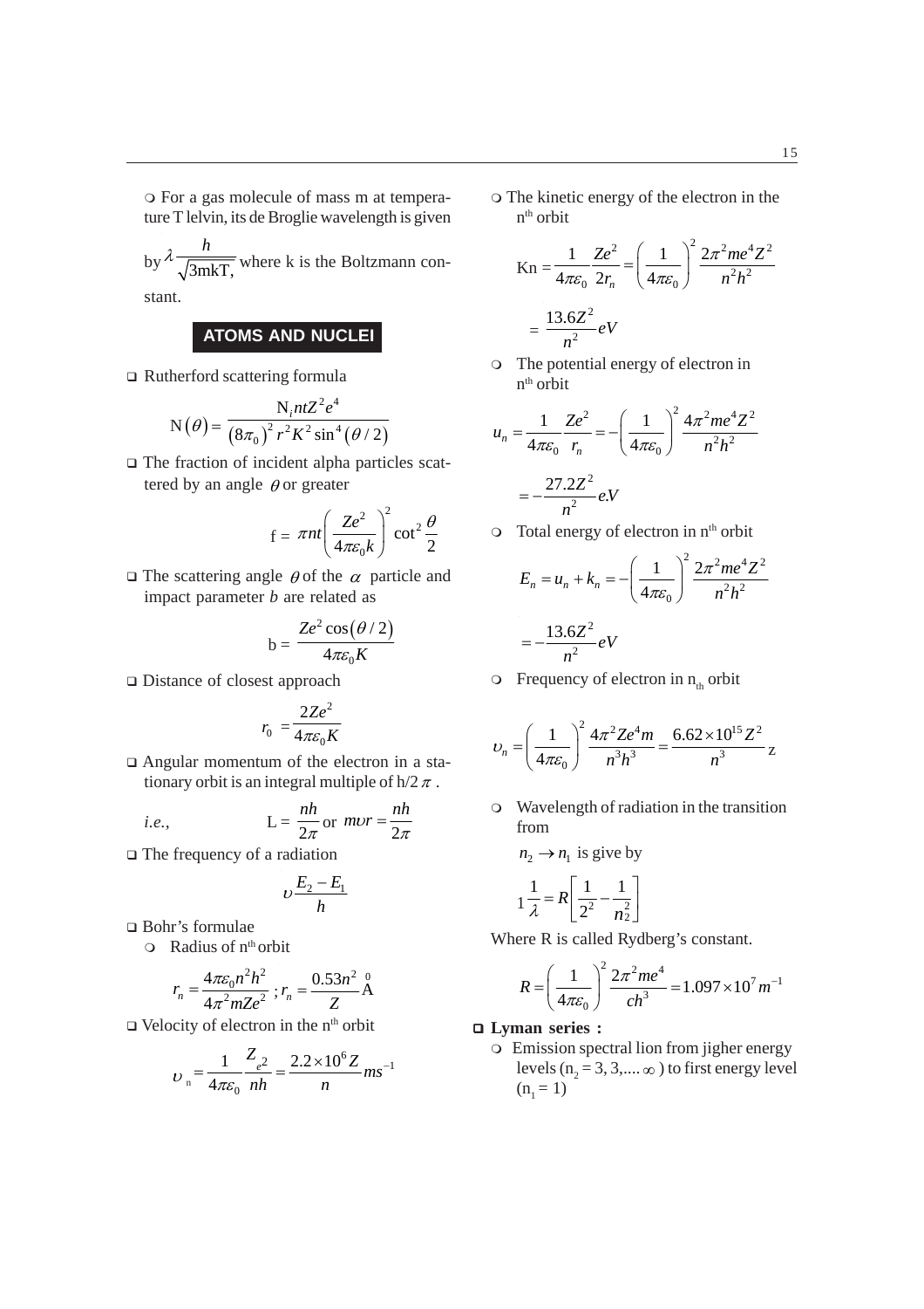- For a gas molecule of mass m at temperature T lelvin, its de Broglie wavelength is given by $\lambda \frac{h}{\sqrt{3\text{mkT},}}$ where k is the Boltzmann constant.

## ATOMS AND NUCLEI

- Rutherford scattering formula

$$N(\theta) = \frac{N_i ntZ^2 e^4}{(8\pi_0)^2 r^2 K^2 \sin^4(\theta/2)}$$

- The fraction of incident alpha particles scattered by an angle $\theta$ or greater

$$f = \pi nt\left(\frac{Ze^2}{4\pi\varepsilon_0 k}\right)^2 \cot^2\frac{\theta}{2}$$

- The scattering angle $\theta$ of the $\alpha$ particle and impact parameter $b$ are related as

$$b = \frac{Ze^2\cos(\theta/2)}{4\pi\varepsilon_0 K}$$

- Distance of closest approach

$$r_0 = \frac{2Ze^2}{4\pi\varepsilon_0 K}$$

- Angular momentum of the electron in a stationary orbit is an integral multiple of $h/2\pi$.

*i.e.,* $$L = \frac{nh}{2\pi} \text{ or } m\upsilon r = \frac{nh}{2\pi}$$

- The frequency of a radiation

$$\upsilon\frac{E_2 - E_1}{h}$$

- Bohr's formulae
  - Radius of $n^{th}$ orbit

$$r_n = \frac{4\pi\varepsilon_0 n^2 h^2}{4\pi^2 mZe^2} ; r_n = \frac{0.53n^2}{Z}\overset{0}{\text{A}}$$

- Velocity of electron in the $n^{th}$ orbit

$$\upsilon_n = \frac{1}{4\pi\varepsilon_0}\frac{Z_e 2}{nh} = \frac{2.2\times10^6 Z}{n} ms^{-1}$$

- The kinetic energy of the electron in the $n^{th}$ orbit

$$\text{Kn} = \frac{1}{4\pi\varepsilon_0}\frac{Ze^2}{2r_n} = \left(\frac{1}{4\pi\varepsilon_0}\right)^2 \frac{2\pi^2 me^4 Z^2}{n^2 h^2}$$

$$= \frac{13.6Z^2}{n^2} eV$$

- The potential energy of electron in $n^{th}$ orbit

$$u_n = \frac{1}{4\pi\varepsilon_0}\frac{Ze^2}{r_n} = -\left(\frac{1}{4\pi\varepsilon_0}\right)^2 \frac{4\pi^2 me^4 Z^2}{n^2 h^2}$$

$$= -\frac{27.2Z^2}{n^2} e.V$$

- Total energy of electron in $n^{th}$ orbit

$$E_n = u_n + k_n = -\left(\frac{1}{4\pi\varepsilon_0}\right)^2 \frac{2\pi^2 me^4 Z^2}{n^2 h^2}$$

$$= -\frac{13.6Z^2}{n^2} eV$$

- Frequency of electron in $n_{th}$ orbit

$$\upsilon_n = \left(\frac{1}{4\pi\varepsilon_0}\right)^2 \frac{4\pi^2 Ze^4 m}{n^3 h^3} = \frac{6.62\times10^{15} Z^2}{n^3} \text{z}$$

- Wavelength of radiation in the transition from

$n_2 \to n_1$ is give by

$$1\frac{1}{\lambda} = R\left[\frac{1}{2^2} - \frac{1}{n_2^2}\right]$$

Where R is called Rydberg's constant.

$$R = \left(\frac{1}{4\pi\varepsilon_0}\right)^2 \frac{2\pi^2 me^4}{ch^3} = 1.097\times10^7 m^{-1}$$

- **Lyman series :**
  - Emission spectral lion from jigher energy levels ($n_2 = 3, 3, .... \infty$) to first energy level ($n_1 = 1$)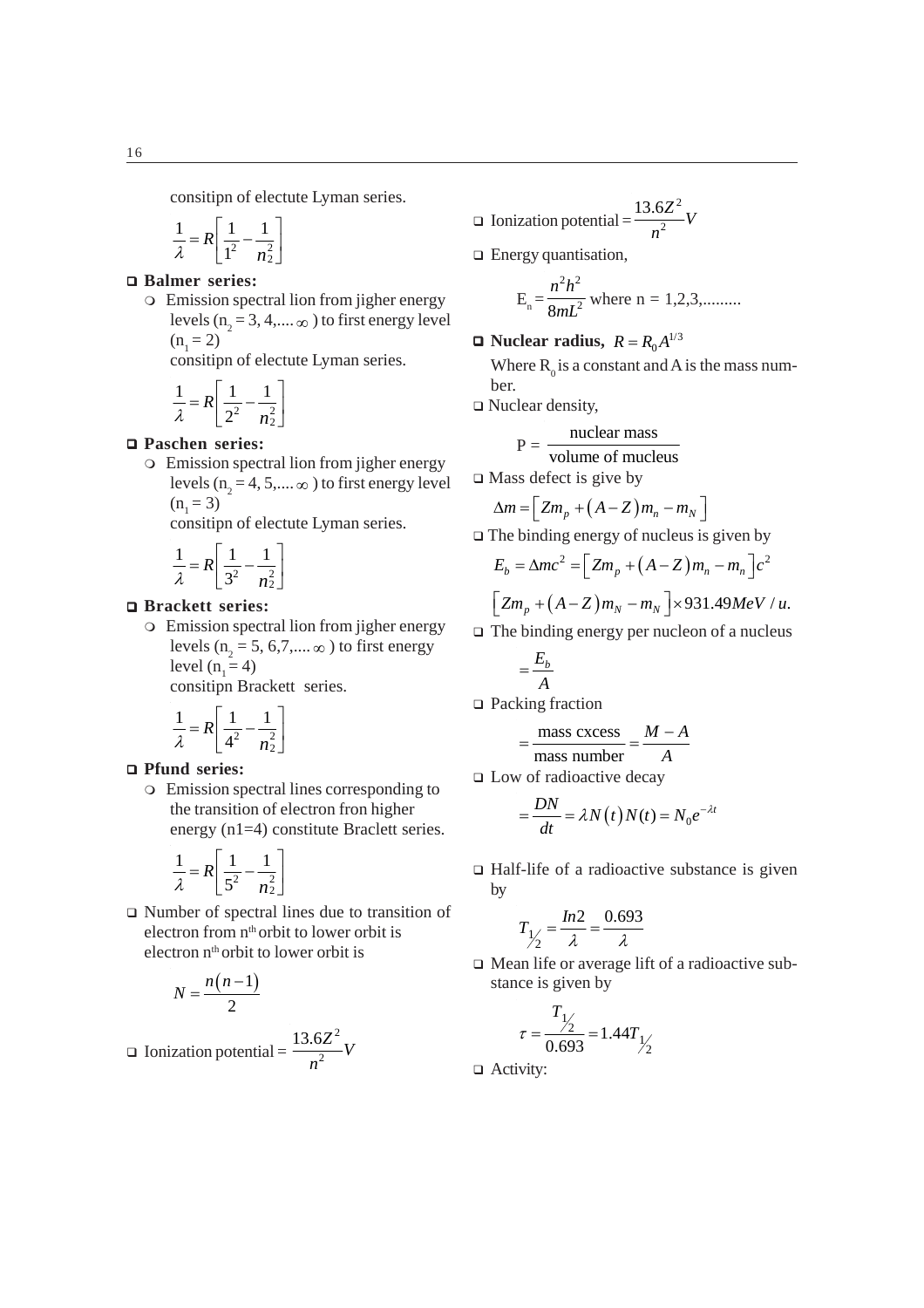consitipn of electute Lyman series.

$$\frac{1}{\lambda} = R\left[\frac{1}{1^2} - \frac{1}{n_2^2}\right]$$

- **Balmer series:**
  - Emission spectral lion from jigher energy levels ($n_2$ = 3, 4,.... $\infty$ ) to first energy level ($n_1$ = 2)

    consitipn of electute Lyman series.

$$\frac{1}{\lambda} = R\left[\frac{1}{2^2} - \frac{1}{n_2^2}\right]$$

- **Paschen series:**
  - Emission spectral lion from jigher energy levels ($n_2$ = 4, 5,.... $\infty$ ) to first energy level ($n_1$ = 3)

    consitipn of electute Lyman series.

$$\frac{1}{\lambda} = R\left[\frac{1}{3^2} - \frac{1}{n_2^2}\right]$$

- **Brackett series:**
  - Emission spectral lion from jigher energy levels ($n_2$ = 5, 6,7,.... $\infty$ ) to first energy level ($n_1$ = 4)

    consitipn Brackett series.

$$\frac{1}{\lambda} = R\left[\frac{1}{4^2} - \frac{1}{n_2^2}\right]$$

- **Pfund series:**
  - Emission spectral lines corresponding to the transition of electron fron higher energy (n1=4) constitute Braclett series.

$$\frac{1}{\lambda} = R\left[\frac{1}{5^2} - \frac{1}{n_2^2}\right]$$

- Number of spectral lines due to transition of electron from $n^{th}$ orbit to lower orbit is electron $n^{th}$ orbit to lower orbit is

$$N = \frac{n(n-1)}{2}$$

- Ionization potential = $\dfrac{13.6Z^2}{n^2}V$

- Ionization potential = $\dfrac{13.6Z^2}{n^2}V$

- Energy quantisation,

$$E_n = \frac{n^2h^2}{8mL^2} \text{ where n = 1,2,3,.........}$$

- **Nuclear radius,** $R = R_0 A^{1/3}$

  Where $R_0$ is a constant and A is the mass number.

- Nuclear density,

$$P = \frac{\text{nuclear mass}}{\text{volume of mucleus}}$$

- Mass defect is give by

$$\Delta m = \left[Zm_p + (A-Z)m_n - m_N\right]$$

- The binding energy of nucleus is given by

$$E_b = \Delta mc^2 = \left[Zm_p + (A-Z)m_n - m_n\right]c^2$$

$$\left[Zm_p + (A-Z)m_N - m_N\right] \times 931.49MeV/u.$$

- The binding energy per nucleon of a nucleus

$$= \frac{E_b}{A}$$

- Packing fraction

$$= \frac{\text{mass cxcess}}{\text{mass number}} = \frac{M-A}{A}$$

- Low of radioactive decay

$$= \frac{DN}{dt} = \lambda N(t) N(t) = N_0 e^{-\lambda t}$$

- Half-life of a radioactive substance is given by

$$T_{1/2} = \frac{In2}{\lambda} = \frac{0.693}{\lambda}$$

- Mean life or average lift of a radioactive substance is given by

$$\tau = \frac{T_{1/2}}{0.693} = 1.44T_{1/2}$$

- Activity: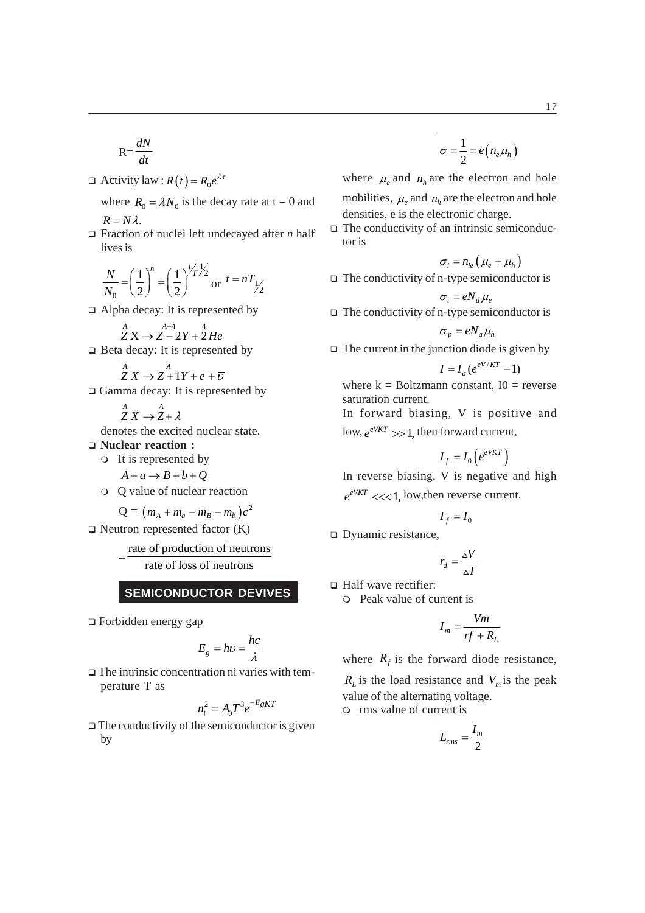$$R=\frac{dN}{dt}$$

- Activity law : $R(t)=R_0 e^{\lambda\tau}$

  where $R_0=\lambda N_0$ is the decay rate at t = 0 and $R=N\lambda.$

- Fraction of nuclei left undecayed after *n* half lives is

$$\frac{N}{N_0}=\left(\frac{1}{2}\right)^n=\left(\frac{1}{2}\right)^{t/T_{1/2}} \text{ or } t=nT_{1/2}$$

- Alpha decay: It is represented by

$$\overset{A}{Z}\text{X}\rightarrow\overset{A-4}{Z}-2Y+\overset{4}{2}He$$

- Beta decay: It is represented by

$$\overset{A}{Z}X\rightarrow\overset{A}{Z}+1Y+\overline{e}+\overline{\upsilon}$$

- Gamma decay: It is represented by

$$\overset{A}{Z}X\rightarrow\overset{A}{Z}+\lambda$$

  denotes the excited nuclear state.

- **Nuclear reaction :**
  - It is represented by

    $A+a\rightarrow B+b+Q$
  - Q value of nuclear reaction

    Q = $\left(m_A+m_a-m_B-m_b\right)c^2$

- Neutron represented factor (K)

$$=\frac{\text{rate of production of neutrons}}{\text{rate of loss of neutrons}}$$

## SEMICONDUCTOR DEVIVES

- Forbidden energy gap

$$E_g=h\upsilon=\frac{hc}{\lambda}$$

- The intrinsic concentration ni varies with temperature T as

$$n_i^2=A_0T^3e^{-EgKT}$$

- The conductivity of the semiconductor is given by

$$\sigma=\frac{1}{2}=e\left(n_e\mu_h\right)$$

  where $\mu_e$ and $n_h$ are the electron and hole mobilities, $\mu_e$ and $n_h$ are the electron and hole densities, e is the electronic charge.

- The conductivity of an intrinsic semiconductor is

$$\sigma_i=n_{ie}\left(\mu_e+\mu_h\right)$$

- The conductivity of n-type semiconductor is

$$\sigma_i=eN_d\mu_e$$

- The conductivity of n-type semiconductor is

$$\sigma_p=eN_a\mu_h$$

- The current in the junction diode is given by

$$I=I_a(e^{eV/KT}-1)$$

  where k = Boltzmann constant, I0 = reverse saturation current.

  In forward biasing, V is positive and low, $e^{eVKT}>>1$, then forward current,

$$I_f=I_0\left(e^{eVKT}\right)$$

  In reverse biasing, V is negative and high $e^{eVKT}<<<1$, low,then reverse current,

$$I_f=I_0$$

- Dynamic resistance,

$$r_d=\frac{\vartriangle V}{\vartriangle I}$$

- Half wave rectifier:
  - Peak value of current is

$$I_m=\frac{Vm}{rf+R_L}$$

  where $R_f$ is the forward diode resistance, $R_L$ is the load resistance and $V_m$ is the peak value of the alternating voltage.

  - rms value of current is

$$L_{rms}=\frac{I_m}{2}$$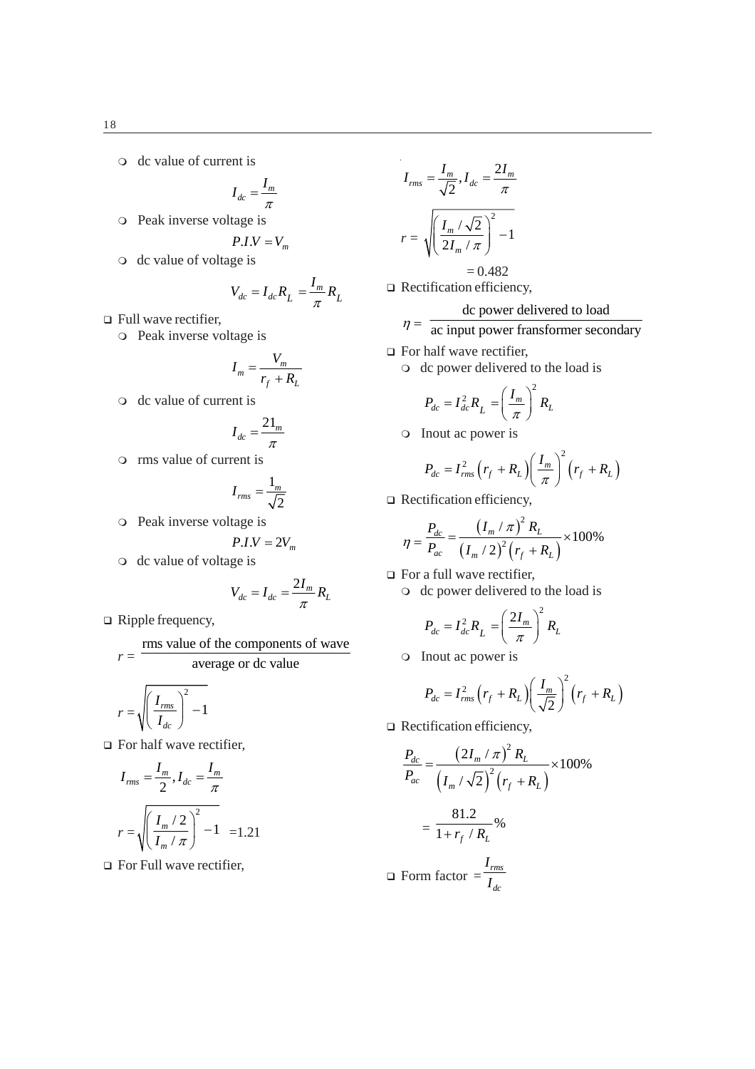- dc value of current is

$$I_{dc} = \frac{I_m}{\pi}$$

- Peak inverse voltage is

$$P.I.V = V_m$$

- dc value of voltage is

$$V_{dc} = I_{dc} R_L = \frac{I_m}{\pi} R_L$$

- Full wave rectifier,
  - Peak inverse voltage is

$$I_m = \frac{V_m}{r_f + R_L}$$

  - dc value of current is

$$I_{dc} = \frac{21_m}{\pi}$$

  - rms value of current is

$$I_{rms} = \frac{1_m}{\sqrt{2}}$$

  - Peak inverse voltage is

$$P.I.V = 2V_m$$

  - dc value of voltage is

$$V_{dc} = I_{dc} = \frac{2I_m}{\pi} R_L$$

- Ripple frequency,

$$r = \frac{\text{rms value of the components of wave}}{\text{average or dc value}}$$

$$r = \sqrt{\left(\frac{I_{rms}}{I_{dc}}\right)^2 - 1}$$

- For half wave rectifier,

$$I_{rms} = \frac{I_m}{2}, I_{dc} = \frac{I_m}{\pi}$$

$$r = \sqrt{\left(\frac{I_m / 2}{I_m / \pi}\right)^2 - 1} = 1.21$$

- For Full wave rectifier,

$$I_{rms} = \frac{I_m}{\sqrt{2}}, I_{dc} = \frac{2I_m}{\pi}$$

$$r = \sqrt{\left(\frac{I_m / \sqrt{2}}{2I_m / \pi}\right)^2 - 1}$$

$$= 0.482$$

- Rectification efficiency,

$$\eta = \frac{\text{dc power delivered to load}}{\text{ac input power fransformer secondary}}$$

- For half wave rectifier,
  - dc power delivered to the load is

$$P_{dc} = I_{dc}^2 R_L = \left(\frac{I_m}{\pi}\right)^2 R_L$$

  - Inout ac power is

$$P_{dc} = I_{rms}^2 \left(r_f + R_L\right) \left(\frac{I_m}{\pi}\right)^2 \left(r_f + R_L\right)$$

- Rectification efficiency,

$$\eta = \frac{P_{dc}}{P_{ac}} = \frac{\left(I_m / \pi\right)^2 R_L}{\left(I_m / 2\right)^2 \left(r_f + R_L\right)} \times 100\%$$

- For a full wave rectifier,
  - dc power delivered to the load is

$$P_{dc} = I_{dc}^2 R_L = \left(\frac{2I_m}{\pi}\right)^2 R_L$$

  - Inout ac power is

$$P_{dc} = I_{rms}^2 \left(r_f + R_L\right) \left(\frac{I_m}{\sqrt{2}}\right)^2 \left(r_f + R_L\right)$$

- Rectification efficiency,

$$\frac{P_{dc}}{P_{ac}} = \frac{\left(2I_m / \pi\right)^2 R_L}{\left(I_m / \sqrt{2}\right)^2 \left(r_f + R_L\right)} \times 100\%$$

$$= \frac{81.2}{1 + r_f / R_L} \%$$

- Form factor $= \dfrac{I_{rms}}{I_{dc}}$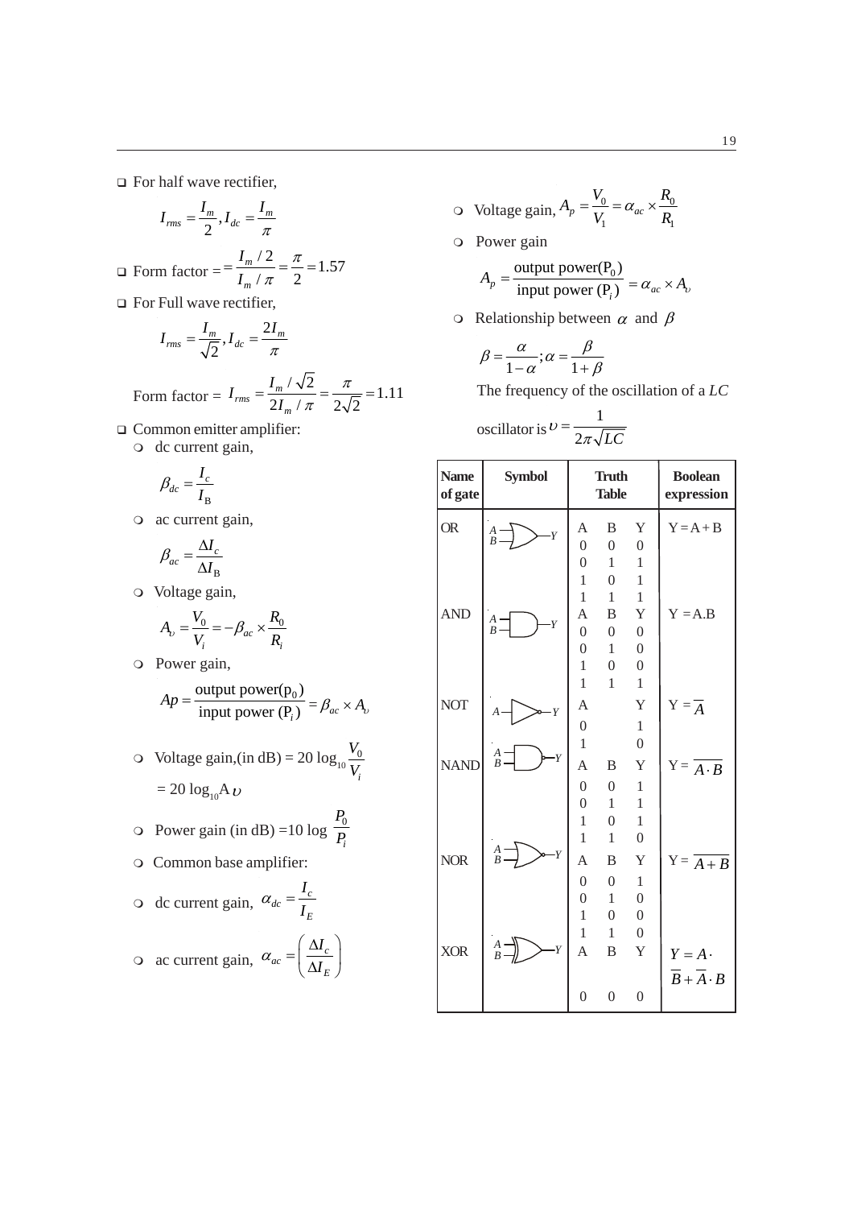- For half wave rectifier,

$$I_{rms} = \frac{I_m}{2}, I_{dc} = \frac{I_m}{\pi}$$

- Form factor $= = \frac{I_m / 2}{I_m / \pi} = \frac{\pi}{2} = 1.57$
- For Full wave rectifier,

$$I_{rms} = \frac{I_m}{\sqrt{2}}, I_{dc} = \frac{2I_m}{\pi}$$

Form factor $= I_{rms} = \frac{I_m / \sqrt{2}}{2I_m / \pi} = \frac{\pi}{2\sqrt{2}} = 1.11$

- Common emitter amplifier:
  - dc current gain,

$$\beta_{dc} = \frac{I_c}{I_B}$$

  - ac current gain,

$$\beta_{ac} = \frac{\Delta I_c}{\Delta I_B}$$

  - Voltage gain,

$$A_\upsilon = \frac{V_0}{V_i} = -\beta_{ac} \times \frac{R_0}{R_i}$$

  - Power gain,

$$Ap = \frac{\text{output power}(p_0)}{\text{input power }(P_i)} = \beta_{ac} \times A_\upsilon$$

  - Voltage gain,(in dB) = $20 \log_{10} \frac{V_0}{V_i}$

    $= 20 \log_{10} A\upsilon$

  - Power gain (in dB) =10 log $\frac{P_0}{P_i}$
  - Common base amplifier:
  - dc current gain, $\alpha_{dc} = \frac{I_c}{I_E}$
  - ac current gain, $\alpha_{ac} = \left(\frac{\Delta I_c}{\Delta I_E}\right)$
  - Voltage gain, $A_p = \frac{V_0}{V_1} = \alpha_{ac} \times \frac{R_0}{R_1}$
  - Power gain

$$A_p = \frac{\text{output power}(P_0)}{\text{input power }(P_i)} = \alpha_{ac} \times A_\upsilon$$

  - Relationship between $\alpha$ and $\beta$

$$\beta = \frac{\alpha}{1-\alpha}; \alpha = \frac{\beta}{1+\beta}$$

The frequency of the oscillation of a *LC* oscillator is $\upsilon = \frac{1}{2\pi\sqrt{LC}}$

| Name of gate | Symbol | Truth Table | Boolean expression |
|---|---|---|---|
| OR | | A B Y<br>0 0 0<br>0 1 1<br>1 0 1<br>1 1 1 | Y = A + B |
| AND | | A B Y<br>0 0 0<br>0 1 0<br>1 0 0<br>1 1 1 | Y = A.B |
| NOT | | A Y<br>0 1<br>1 0 | $Y = \overline{A}$ |
| NAND | | A B Y<br>0 0 1<br>0 1 1<br>1 0 1<br>1 1 0 | $Y = \overline{A \cdot B}$ |
| NOR | | A B Y<br>0 0 1<br>0 1 0<br>1 0 0<br>1 1 0 | $Y = \overline{A + B}$ |
| XOR | | A B Y<br>0 0 0 | $Y = A \cdot \overline{B} + \overline{A} \cdot B$ |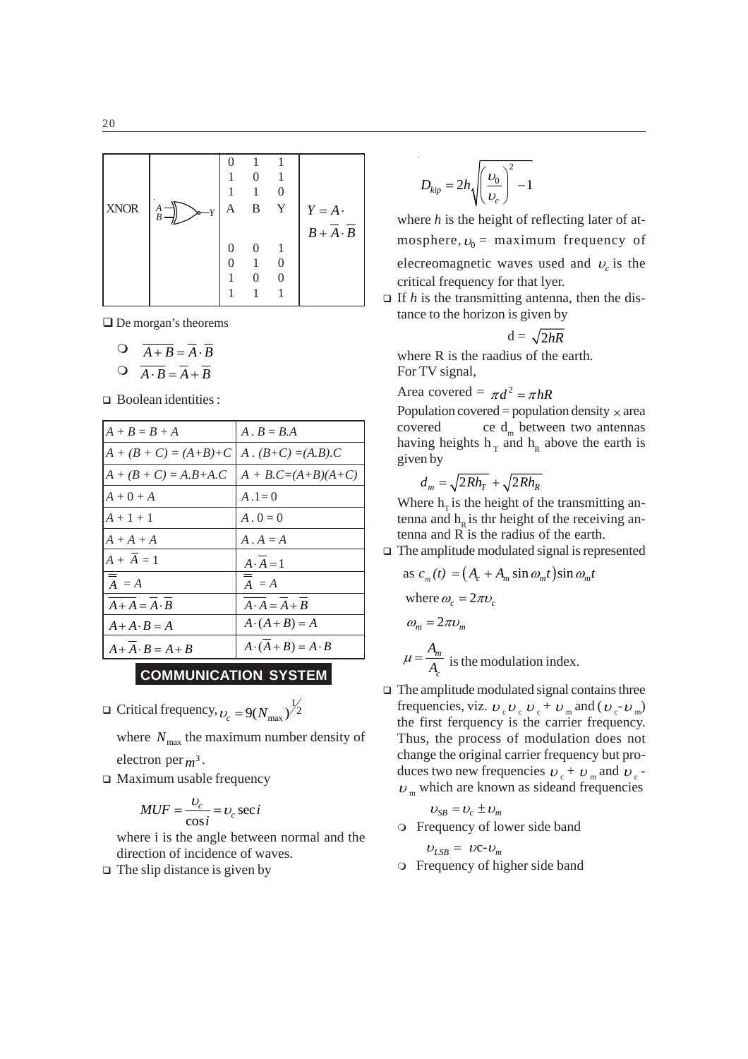| XNOR | (gate symbol: A, B → Y) | 0 1 1<br>1 0 1<br>1 1 0<br>A B Y<br><br>0 0 1<br>0 1 0<br>1 0 0<br>1 1 1 | $Y = A \cdot B + \overline{A} \cdot \overline{B}$ |
|---|---|---|---|

- De morgan's theorems
  - $\overline{A+B} = \overline{A} \cdot \overline{B}$
  - $\overline{A \cdot B} = \overline{A} + \overline{B}$

- Boolean identities :

| | |
|---|---|
| $A + B = B + A$ | $A \,.\, B = B.A$ |
| $A + (B + C) = (A+B)+C$ | $A \,.\, (B+C) = (A.B).C$ |
| $A + (B + C) = A.B+A.C$ | $A + B.C=(A+B)(A+C)$ |
| $A + 0 + A$ | $A\,.1= 0$ |
| $A + 1 + 1$ | $A \,.\, 0 = 0$ |
| $A + A + A$ | $A \,.\, A = A$ |
| $A + \overline{A} = 1$ | $A \cdot \overline{A} = 1$ |
| $\overline{\overline{A}} = A$ | $\overline{\overline{A}} = A$ |
| $\overline{A+A} = \overline{A} \cdot \overline{B}$ | $\overline{A \cdot A} = \overline{A} + \overline{B}$ |
| $A + A \cdot B = A$ | $A \cdot (A+B) = A$ |
| $A + \overline{A} \cdot B = A + B$ | $A \cdot (\overline{A} + B) = A \cdot B$ |

## COMMUNICATION SYSTEM

- Critical frequency, $\upsilon_c = 9(N_{\max})^{1/2}$

  where $N_{\max}$ the maximum number density of electron per $m^3$.

- Maximum usable frequency

$$MUF = \frac{\upsilon_c}{\cos i} = \upsilon_c \sec i$$

  where i is the angle between normal and the direction of incidence of waves.

- The slip distance is given by

$$D_{kip} = 2h\sqrt{\left(\frac{\upsilon_0}{\upsilon_c}\right)^2 - 1}$$

  where *h* is the height of reflecting later of atmosphere, $\upsilon_0$ = maximum frequency of elecreomagnetic waves used and $\upsilon_c$ is the critical frequency for that lyer.

- If *h* is the transmitting antenna, then the distance to the horizon is given by

$$d = \sqrt{2hR}$$

  where R is the raadius of the earth.
  For TV signal,

  Area covered = $\pi d^2 = \pi hR$

  Population covered = population density $\times$ area covered ce $d_m$ between two antennas having heights $h_T$ and $h_R$ above the earth is given by

$$d_m = \sqrt{2Rh_T} + \sqrt{2Rh_R}$$

  Where $h_T$ is the height of the transmitting antenna and $h_R$ is thr height of the receiving antenna and R is the radius of the earth.

- The amplitude modulated signal is represented

  as $c_m(t) = \left(A_c + A_m \sin \omega_m t\right) \sin \omega_m t$

  where $\omega_c = 2\pi\upsilon_c$

  $\omega_m = 2\pi\upsilon_m$

  $\mu = \frac{A_m}{A_c}$ is the modulation index.

- The amplitude modulated signal contains three frequencies, viz. $\upsilon_c \upsilon_c$ $\upsilon_c + \upsilon_m$ and $(\upsilon_c - \upsilon_m)$ the first ferquency is the carrier frequency. Thus, the process of modulation does not change the original carrier frequency but produces two new frequencies $\upsilon_c + \upsilon_m$ and $\upsilon_c - \upsilon_m$ which are known as sideand frequencies

  $\upsilon_{SB} = \upsilon_c \pm \upsilon_m$

  - Frequency of lower side band

    $\upsilon_{LSB} = \upsilon c - \upsilon_m$

  - Frequency of higher side band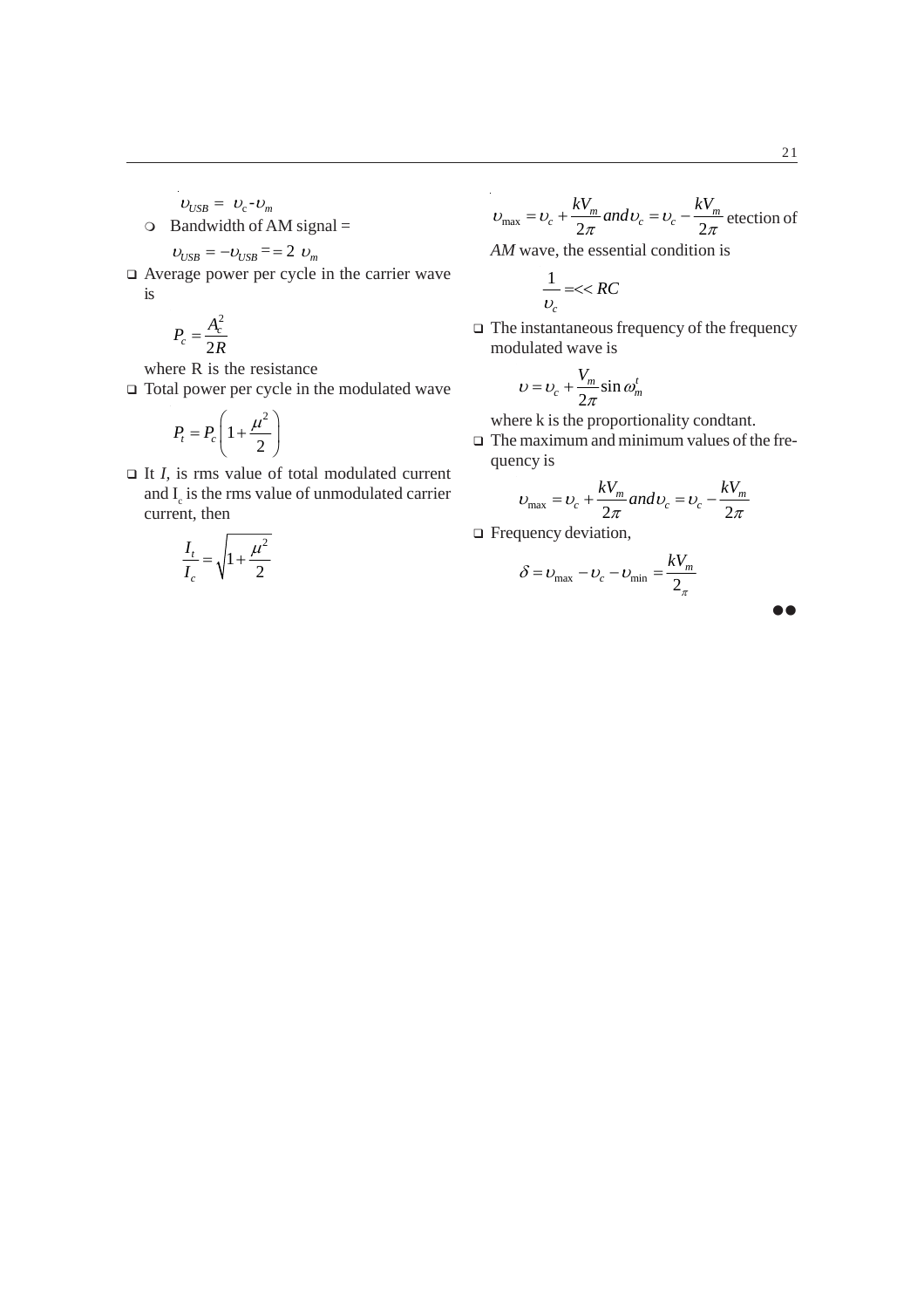$\upsilon_{USB} = \upsilon_c - \upsilon_m$

- Bandwidth of AM signal =

$\upsilon_{USB} = -\upsilon_{USB} == 2\ \upsilon_m$

- Average power per cycle in the carrier wave is

$$P_c = \frac{A_c^2}{2R}$$

where R is the resistance

- Total power per cycle in the modulated wave

$$P_t = P_c\left(1 + \frac{\mu^2}{2}\right)$$

- It $I_t$ is rms value of total modulated current and $I_c$ is the rms value of unmodulated carrier current, then

$$\frac{I_t}{I_c} = \sqrt{1 + \frac{\mu^2}{2}}$$

$\upsilon_{max} = \upsilon_c + \frac{kV_m}{2\pi} and \upsilon_c = \upsilon_c - \frac{kV_m}{2\pi}$ etection of *AM* wave, the essential condition is

$$\frac{1}{\upsilon_c} =<< RC$$

- The instantaneous frequency of the frequency modulated wave is

$$\upsilon = \upsilon_c + \frac{V_m}{2\pi}\sin\omega_m^t$$

where k is the proportionality condtant.

- The maximum and minimum values of the frequency is

$$\upsilon_{max} = \upsilon_c + \frac{kV_m}{2\pi} and \upsilon_c = \upsilon_c - \frac{kV_m}{2\pi}$$

- Frequency deviation,

$$\delta = \upsilon_{max} - \upsilon_c - \upsilon_{min} = \frac{kV_m}{2_\pi}$$

●●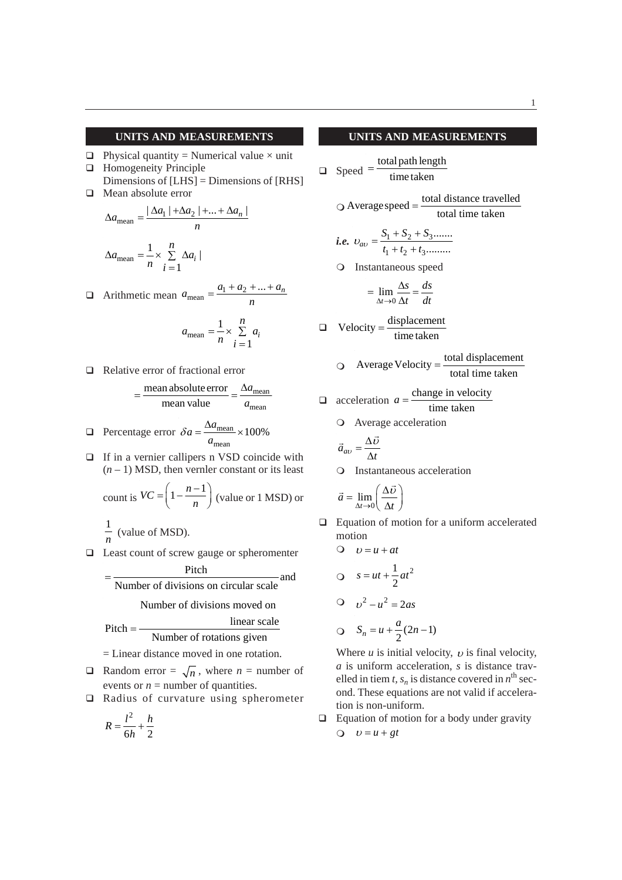## UNITS AND MEASUREMENTS

- Physical quantity = Numerical value × unit
- Homogeneity Principle
  Dimensions of [LHS] = Dimensions of [RHS]
- Mean absolute error

$$\Delta a_{\text{mean}} = \frac{|\Delta a_1| + \Delta a_2| + ... + \Delta a_n|}{n}$$

$$\Delta a_{\text{mean}} = \frac{1}{n} \times \sum_{i=1}^{n} \Delta a_i|$$

- Arithmetic mean $a_{\text{mean}} = \dfrac{a_1 + a_2 + ... + a_n}{n}$

$$a_{\text{mean}} = \frac{1}{n} \times \sum_{i=1}^{n} a_i$$

- Relative error of fractional error

$$= \frac{\text{mean absolute error}}{\text{mean value}} = \frac{\Delta a_{\text{mean}}}{a_{\text{mean}}}$$

- Percentage error $\delta a = \dfrac{\Delta a_{\text{mean}}}{a_{\text{mean}}} \times 100\%$
- If in a vernier callipers n VSD coincide with $(n-1)$ MSD, then vernler constant or its least count is $VC = \left(1 - \dfrac{n-1}{n}\right)$ (value or 1 MSD) or $\dfrac{1}{n}$ (value of MSD).
- Least count of screw gauge or spheromenter

$$= \frac{\text{Pitch}}{\text{Number of divisions on circular scale}} \text{ and}$$

$$\text{Pitch} = \frac{\text{Number of divisions moved on linear scale}}{\text{Number of rotations given}}$$

= Linear distance moved in one rotation.

- Random error = $\sqrt{n}$, where $n$ = number of events or $n$ = number of quantities.
- Radius of curvature using spherometer

$$R = \frac{l^2}{6h} + \frac{h}{2}$$

## UNITS AND MEASUREMENTS

- Speed $= \dfrac{\text{total path length}}{\text{time taken}}$
  - Average speed $= \dfrac{\text{total distance travelled}}{\text{total time taken}}$

    ***i.e.*** $\upsilon_{av} = \dfrac{S_1 + S_2 + S_3.......}{t_1 + t_2 + t_3.........}$
  - Instantaneous speed

    $$= \lim_{\Delta t \to 0} \frac{\Delta s}{\Delta t} = \frac{ds}{dt}$$
- Velocity $= \dfrac{\text{displacement}}{\text{time taken}}$
  - Average Velocity $= \dfrac{\text{total displacement}}{\text{total time taken}}$
- acceleration $a = \dfrac{\text{change in velocity}}{\text{time taken}}$
  - Average acceleration

    $$\vec{a}_{av} = \frac{\Delta \vec{\upsilon}}{\Delta t}$$
  - Instantaneous acceleration

    $$\vec{a} = \lim_{\Delta t \to 0} \left(\frac{\Delta \vec{\upsilon}}{\Delta t}\right)$$
- Equation of motion for a uniform accelerated motion
  - $\upsilon = u + at$
  - $s = ut + \dfrac{1}{2}at^2$
  - $\upsilon^2 - u^2 = 2as$
  - $S_n = u + \dfrac{a}{2}(2n - 1)$

  Where $u$ is initial velocity, $\upsilon$ is final velocity, $a$ is uniform acceleration, $s$ is distance travelled in tiem $t$, $s_n$ is distance covered in $n^{\text{th}}$ second. These equations are not valid if acceleration is non-uniform.
- Equation of motion for a body under gravity
  - $\upsilon = u + gt$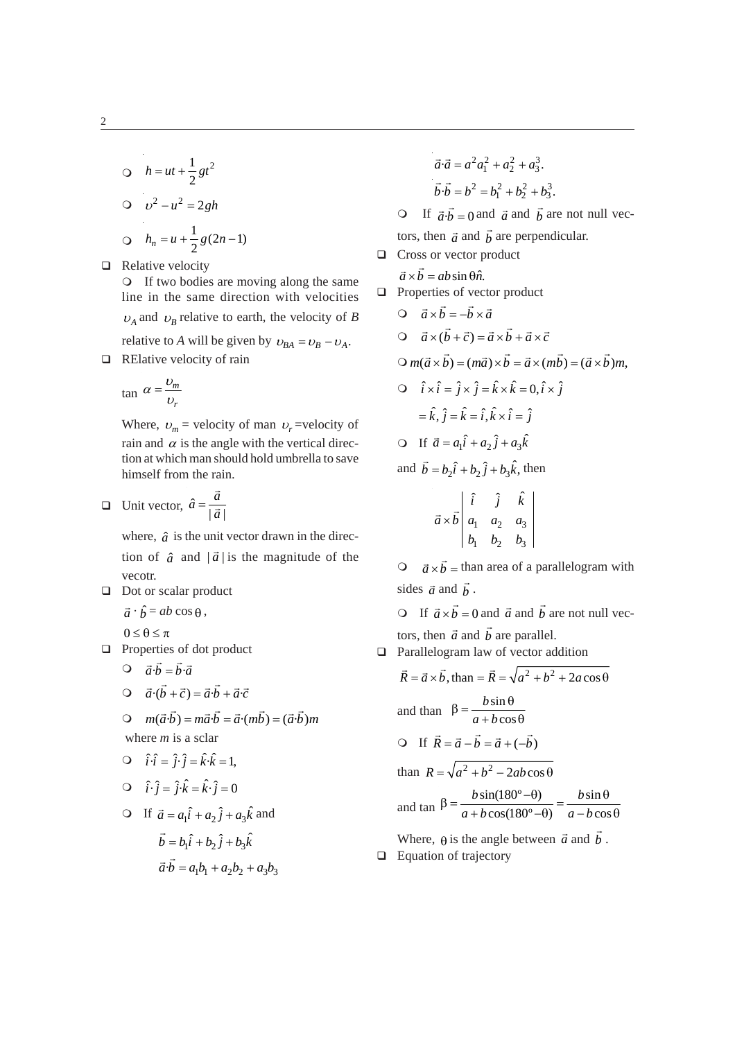- $h = ut + \frac{1}{2}gt^2$
- $\upsilon^2 - u^2 = 2gh$
- $h_n = u + \frac{1}{2}g(2n-1)$

- Relative velocity
  - If two bodies are moving along the same line in the same direction with velocities $\upsilon_A$ and $\upsilon_B$ relative to earth, the velocity of *B* relative to *A* will be given by $\upsilon_{BA} = \upsilon_B - \upsilon_A$.

- RElative velocity of rain

  tan $\alpha = \frac{\upsilon_m}{\upsilon_r}$

  Where, $\upsilon_m$ = velocity of man $\upsilon_r$ =velocity of rain and $\alpha$ is the angle with the vertical direction at which man should hold umbrella to save himself from the rain.

- Unit vector, $\hat{a} = \frac{\vec{a}}{|\vec{a}|}$

  where, $\hat{a}$ is the unit vector drawn in the direction of $\hat{a}$ and $|\vec{a}|$ is the magnitude of the vecotr.

- Dot or scalar product

  $\vec{a} \cdot \hat{b} = ab\cos\theta$,

  $0 \le \theta \le \pi$

- Properties of dot product
  - $\vec{a}\cdot\vec{b} = \vec{b}\cdot\vec{a}$
  - $\vec{a}\cdot(\vec{b}+\vec{c}) = \vec{a}\cdot\vec{b} + \vec{a}\cdot\vec{c}$
  - $m(\vec{a}\cdot\vec{b}) = m\vec{a}\cdot\vec{b} = \vec{a}\cdot(m\vec{b}) = (\vec{a}\cdot\vec{b})m$

    where *m* is a sclar
  - $\hat{i}\cdot\hat{i} = \hat{j}\cdot\hat{j} = \hat{k}\cdot\hat{k} = 1,$
  - $\hat{i}\cdot\hat{j} = \hat{j}\cdot\hat{k} = \hat{k}\cdot\hat{j} = 0$
  - If $\vec{a} = a_1\hat{i} + a_2\hat{j} + a_3\hat{k}$ and

    $\vec{b} = b_1\hat{i} + b_2\hat{j} + b_3\hat{k}$

    $\vec{a}\cdot\vec{b} = a_1b_1 + a_2b_2 + a_3b_3$

    $\vec{a}\cdot\vec{a} = a^2 a_1^2 + a_2^2 + a_3^3.$

    $\vec{b}\cdot\vec{b} = b^2 = b_1^2 + b_2^2 + b_3^3.$
  - If $\vec{a}\cdot\vec{b} = 0$ and $\vec{a}$ and $\vec{b}$ are not null vectors, then $\vec{a}$ and $\vec{b}$ are perpendicular.

- Cross or vector product

  $\vec{a}\times\vec{b} = ab\sin\theta\hat{n}.$

- Properties of vector product
  - $\vec{a}\times\vec{b} = -\vec{b}\times\vec{a}$
  - $\vec{a}\times(\vec{b}+\vec{c}) = \vec{a}\times\vec{b} + \vec{a}\times\vec{c}$
  - $m(\vec{a}\times\vec{b}) = (m\vec{a})\times\vec{b} = \vec{a}\times(m\vec{b}) = (\vec{a}\times\vec{b})m,$
  - $\hat{i}\times\hat{i} = \hat{j}\times\hat{j} = \hat{k}\times\hat{k} = 0, \hat{i}\times\hat{j}$

    $= \hat{k}, \hat{j} = \hat{k} = \hat{i}, \hat{k}\times\hat{i} = \hat{j}$
  - If $\vec{a} = a_1\hat{i} + a_2\hat{j} + a_3\hat{k}$

    and $\vec{b} = b_2\hat{i} + b_2\hat{j} + b_3\hat{k}$, then

    $$\vec{a}\times\vec{b}\begin{vmatrix} \hat{i} & \hat{j} & \hat{k} \\ a_1 & a_2 & a_3 \\ b_1 & b_2 & b_3 \end{vmatrix}$$
  - $\vec{a}\times\vec{b} =$ than area of a parallelogram with sides $\vec{a}$ and $\vec{b}$.
  - If $\vec{a}\times\vec{b} = 0$ and $\vec{a}$ and $\vec{b}$ are not null vectors, then $\vec{a}$ and $\vec{b}$ are parallel.

- Parallelogram law of vector addition

  $\vec{R} = \vec{a}\times\vec{b}$, than $= \vec{R} = \sqrt{a^2 + b^2 + 2a\cos\theta}$

  and than $\beta = \frac{b\sin\theta}{a + b\cos\theta}$
  - If $\vec{R} = \vec{a} - \vec{b} = \vec{a} + (-\vec{b})$

    than $R = \sqrt{a^2 + b^2 - 2ab\cos\theta}$

    and tan $\beta = \frac{b\sin(180^o - \theta)}{a + b\cos(180^o - \theta)} = \frac{b\sin\theta}{a - b\cos\theta}$

    Where, $\theta$ is the angle between $\vec{a}$ and $\vec{b}$.

- Equation of trajectory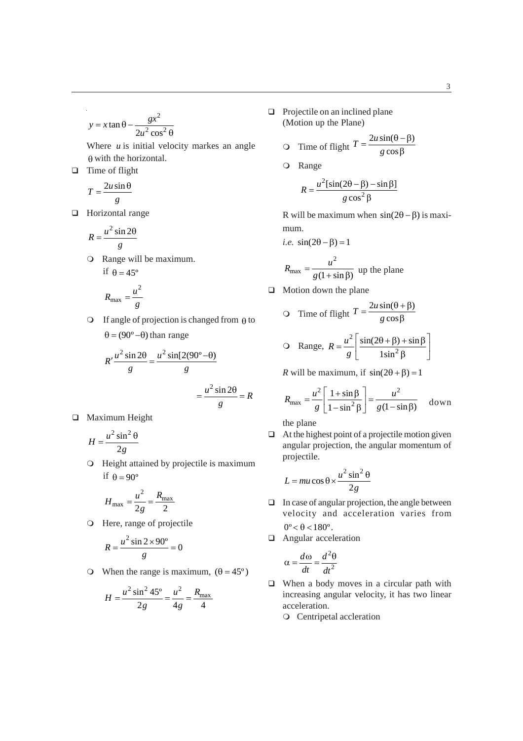$$y = x\tan\theta - \frac{gx^2}{2u^2\cos^2\theta}$$

Where $u$ is initial velocity markes an angle $\theta$ with the horizontal.

- Time of flight

$$T = \frac{2u\sin\theta}{g}$$

- Horizontal range

$$R = \frac{u^2\sin 2\theta}{g}$$

  - Range will be maximum. if $\theta = 45^\circ$

$$R_{\max} = \frac{u^2}{g}$$

  - If angle of projection is changed from $\theta$ to $\theta = (90^\circ - \theta)$ than range

$$R' \frac{u^2\sin 2\theta}{g} = \frac{u^2\sin[2(90^\circ - \theta)}{g}$$

$$= \frac{u^2\sin 2\theta}{g} = R$$

- Maximum Height

$$H = \frac{u^2\sin^2\theta}{2g}$$

  - Height attained by projectile is maximum if $\theta = 90^\circ$

$$H_{\max} = \frac{u^2}{2g} = \frac{R_{\max}}{2}$$

  - Here, range of projectile

$$R = \frac{u^2\sin 2\times 90^\circ}{g} = 0$$

  - When the range is maximum, $(\theta = 45^\circ)$

$$H = \frac{u^2\sin^2 45^\circ}{2g} = \frac{u^2}{4g} = \frac{R_{\max}}{4}$$

- Projectile on an inclined plane (Motion up the Plane)
  - Time of flight $T = \dfrac{2u\sin(\theta-\beta)}{g\cos\beta}$
  - Range

$$R = \frac{u^2[\sin(2\theta-\beta) - \sin\beta]}{g\cos^2\beta}$$

R will be maximum when $\sin(2\theta-\beta)$ is maximum.

*i.e.* $\sin(2\theta-\beta) = 1$

$$R_{\max} = \frac{u^2}{g(1+\sin\beta)} \text{ up the plane}$$

- Motion down the plane
  - Time of flight $T = \dfrac{2u\sin(\theta+\beta)}{g\cos\beta}$
  - Range, $R = \dfrac{u^2}{g}\left[\dfrac{\sin(2\theta+\beta)+\sin\beta}{1\sin^2\beta}\right]$

*R* will be maximum, if $\sin(2\theta+\beta) = 1$

$$R_{\max} = \frac{u^2}{g}\left[\frac{1+\sin\beta}{1-\sin^2\beta}\right] = \frac{u^2}{g(1-\sin\beta)} \quad \text{down the plane}$$

- At the highest point of a projectile motion given angular projection, the angular momentum of projectile.

$$L = mu\cos\theta \times \frac{u^2\sin^2\theta}{2g}$$

- In case of angular projection, the angle between velocity and acceleration varies from $0^\circ < \theta < 180^\circ$.
- Angular acceleration

$$\alpha = \frac{d\omega}{dt} = \frac{d^2\theta}{dt^2}$$

- When a body moves in a circular path with increasing angular velocity, it has two linear acceleration.
  - Centripetal accleration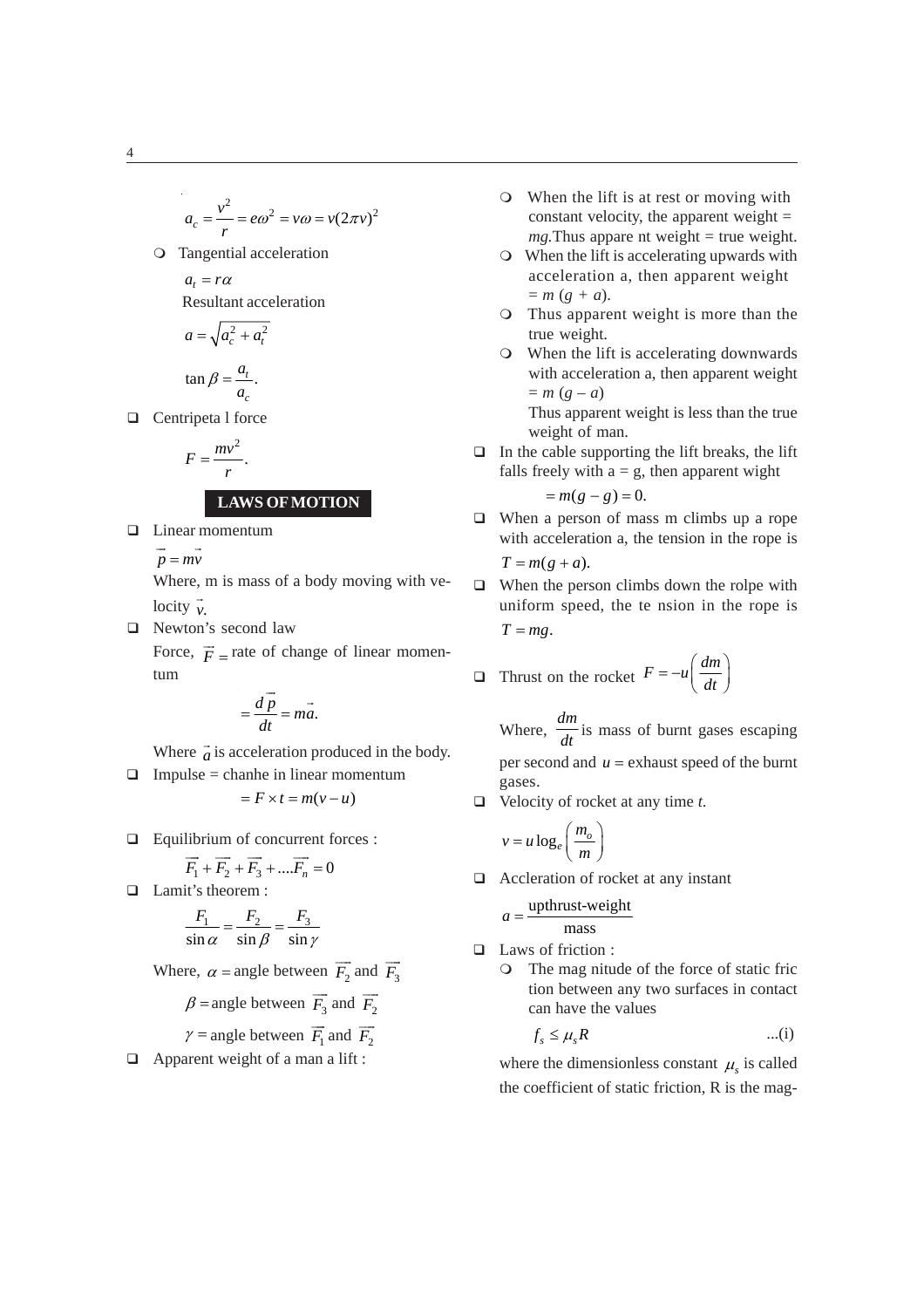$$a_c = \frac{v^2}{r} = e\omega^2 = v\omega = v(2\pi v)^2$$

- Tangential acceleration

  $a_t = r\alpha$

  Resultant acceleration

  $a = \sqrt{a_c^2 + a_t^2}$

  $\tan\beta = \frac{a_t}{a_c}.$

- Centripeta l force

  $F = \frac{mv^2}{r}.$

## LAWS OF MOTION

- Linear momentum

  $\vec{p} = m\vec{v}$

  Where, m is mass of a body moving with velocity $\vec{v}$.

- Newton's second law

  Force, $\vec{F} =$ rate of change of linear momentum

  $$= \frac{d\vec{p}}{dt} = m\vec{a}.$$

  Where $\vec{a}$ is acceleration produced in the body.

- Impulse = chanhe in linear momentum

  $$= F \times t = m(v - u)$$

- Equilibrium of concurrent forces :

  $\vec{F_1} + \vec{F_2} + \vec{F_3} + ....\vec{F_n} = 0$

- Lamit's theorem :

  $\frac{F_1}{\sin\alpha} = \frac{F_2}{\sin\beta} = \frac{F_3}{\sin\gamma}$

  Where, $\alpha =$ angle between $\vec{F_2}$ and $\vec{F_3}$

  $\beta =$ angle between $\vec{F_3}$ and $\vec{F_2}$

  $\gamma =$ angle between $\vec{F_1}$ and $\vec{F_2}$

- Apparent weight of a man a lift :
  - When the lift is at rest or moving with constant velocity, the apparent weight = *mg*.Thus appare nt weight = true weight.
  - When the lift is accelerating upwards with acceleration a, then apparent weight = *m* (*g* + *a*).
  - Thus apparent weight is more than the true weight.
  - When the lift is accelerating downwards with acceleration a, then apparent weight = *m* (*g* – *a*)

    Thus apparent weight is less than the true weight of man.

- In the cable supporting the lift breaks, the lift falls freely with a = g, then apparent wight

  $$= m(g - g) = 0.$$

- When a person of mass m climbs up a rope with acceleration a, the tension in the rope is $T = m(g + a).$

- When the person climbs down the rolpe with uniform speed, the te nsion in the rope is $T = mg.$

- Thrust on the rocket $F = -u\left(\frac{dm}{dt}\right)$

  Where, $\frac{dm}{dt}$ is mass of burnt gases escaping per second and $u =$ exhaust speed of the burnt gases.

- Velocity of rocket at any time *t*.

  $v = u\log_e\left(\frac{m_o}{m}\right)$

- Accleration of rocket at any instant

  $a = \frac{\text{upthrust-weight}}{\text{mass}}$

- Laws of friction :
  - The mag nitude of the force of static fric tion between any two surfaces in contact can have the values

    $f_s \leq \mu_s R$ ...(i)

  where the dimensionless constant $\mu_s$ is called the coefficient of static friction, R is the mag-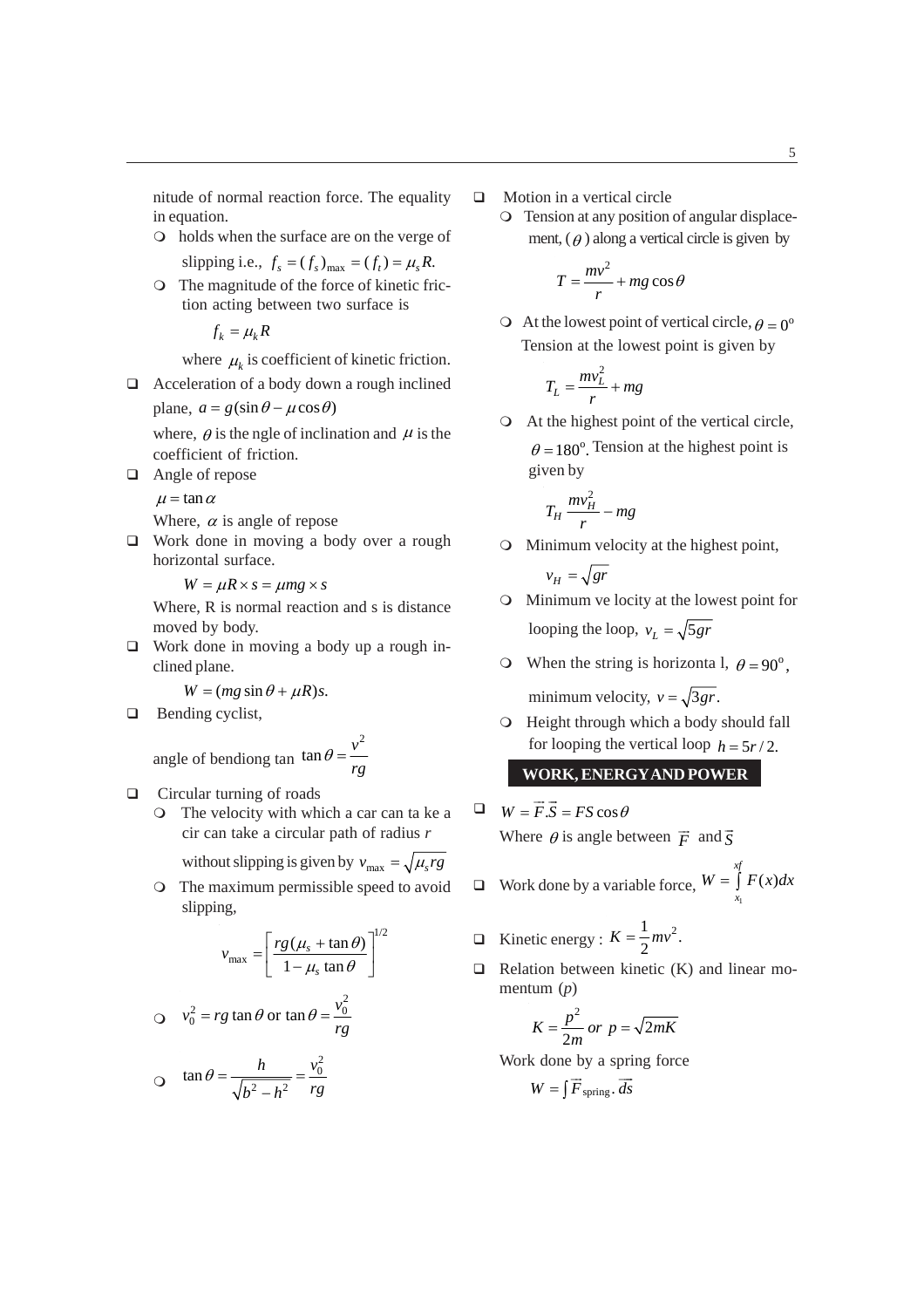nitude of normal reaction force. The equality in equation.

- holds when the surface are on the verge of slipping i.e., $f_s = (f_s)_{\max} = (f_t) = \mu_s R.$
- The magnitude of the force of kinetic friction acting between two surface is

  $$f_k = \mu_k R$$

  where $\mu_k$ is coefficient of kinetic friction.

- Acceleration of a body down a rough inclined plane, $a = g(\sin\theta - \mu\cos\theta)$

  where, $\theta$ is the ngle of inclination and $\mu$ is the coefficient of friction.

- Angle of repose

  $\mu = \tan\alpha$

  Where, $\alpha$ is angle of repose

- Work done in moving a body over a rough horizontal surface.

  $$W = \mu R \times s = \mu mg \times s$$

  Where, R is normal reaction and s is distance moved by body.

- Work done in moving a body up a rough inclined plane.

  $$W = (mg\sin\theta + \mu R)s.$$

- Bending cyclist,

  angle of bendiong tan $\tan\theta = \dfrac{v^2}{rg}$

- Circular turning of roads
  - The velocity with which a car can ta ke a cir can take a circular path of radius $r$ without slipping is given by $v_{\max} = \sqrt{\mu_s rg}$
  - The maximum permissible speed to avoid slipping,

    $$v_{\max} = \left[\frac{rg(\mu_s + \tan\theta)}{1 - \mu_s \tan\theta}\right]^{1/2}$$

  - $v_0^2 = rg\tan\theta$ or $\tan\theta = \dfrac{v_0^2}{rg}$
  - $\tan\theta = \dfrac{h}{\sqrt{b^2 - h^2}} = \dfrac{v_0^2}{rg}$

- Motion in a vertical circle
  - Tension at any position of angular displacement, ($\theta$) along a vertical circle is given by

    $$T = \frac{mv^2}{r} + mg\cos\theta$$

  - At the lowest point of vertical circle, $\theta = 0^{o}$ Tension at the lowest point is given by

    $$T_L = \frac{mv_L^2}{r} + mg$$

  - At the highest point of the vertical circle, $\theta = 180^{o}$. Tension at the highest point is given by

    $$T_H \frac{mv_H^2}{r} - mg$$

  - Minimum velocity at the highest point,

    $$v_H = \sqrt{gr}$$

  - Minimum ve locity at the lowest point for looping the loop, $v_L = \sqrt{5gr}$
  - When the string is horizonta l, $\theta = 90^{o}$, minimum velocity, $v = \sqrt{3gr}$.
  - Height through which a body should fall for looping the vertical loop $h = 5r/2.$

## WORK, ENERGY AND POWER

- $W = \vec{F}.\vec{S} = FS\cos\theta$

  Where $\theta$ is angle between $\vec{F}$ and $\vec{S}$

- Work done by a variable force, $W = \int_{x_1}^{xf} F(x)dx$

- Kinetic energy : $K = \dfrac{1}{2}mv^2.$

- Relation between kinetic (K) and linear momentum ($p$)

  $$K = \frac{p^2}{2m} \; or \; p = \sqrt{2mK}$$

  Work done by a spring force

  $$W = \int \vec{F}_{\text{spring}}.\vec{ds}$$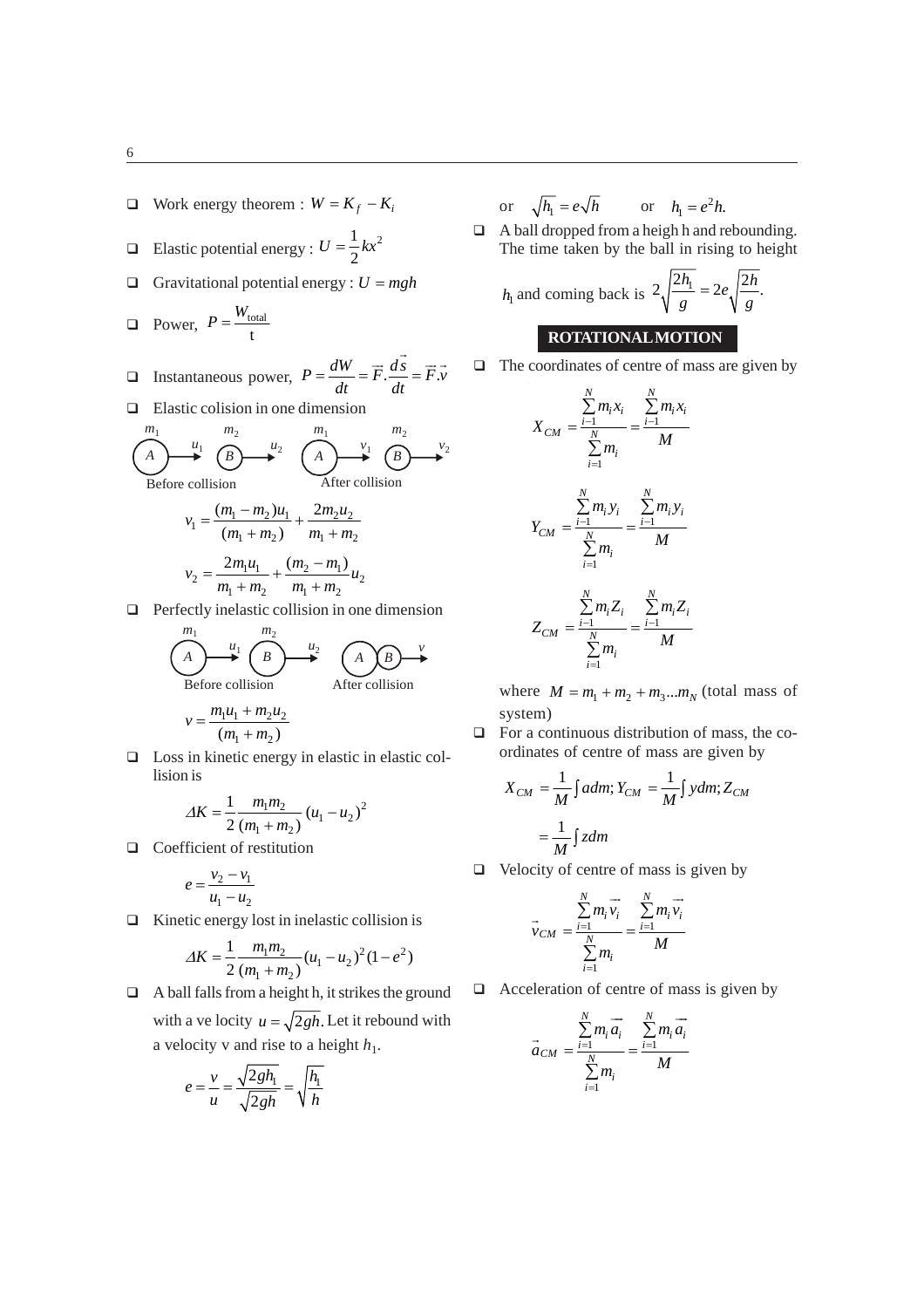- Work energy theorem : $W = K_f - K_i$
- Elastic potential energy : $U = \frac{1}{2}kx^2$
- Gravitational potential energy : $U = mgh$
- Power, $P = \frac{W_{\text{total}}}{\text{t}}$
- Instantaneous power, $P = \frac{dW}{dt} = \vec{F}.\frac{d\vec{s}}{dt} = \vec{F}.\vec{v}$
- Elastic colision in one dimension

$m_1$ A $\xrightarrow{u_1}$ $m_2$ B $\xrightarrow{u_2}$ (Before collision) $m_1$ A $\xrightarrow{v_1}$ $m_2$ B $\xrightarrow{v_2}$ (After collision)

$$v_1 = \frac{(m_1 - m_2)u_1}{(m_1 + m_2)} + \frac{2m_2u_2}{m_1 + m_2}$$

$$v_2 = \frac{2m_1u_1}{m_1 + m_2} + \frac{(m_2 - m_1)}{m_1 + m_2}u_2$$

- Perfectly inelastic collision in one dimension

$m_1$ A $\xrightarrow{u_1}$ $m_2$ B $\xrightarrow{u_2}$ (Before collision) AB $\xrightarrow{v}$ (After collision)

$$v = \frac{m_1u_1 + m_2u_2}{(m_1 + m_2)}$$

- Loss in kinetic energy in elastic in elastic collision is

$$\Delta K = \frac{1}{2}\frac{m_1m_2}{(m_1 + m_2)}(u_1 - u_2)^2$$

- Coefficient of restitution

$$e = \frac{v_2 - v_1}{u_1 - u_2}$$

- Kinetic energy lost in inelastic collision is

$$\Delta K = \frac{1}{2}\frac{m_1m_2}{(m_1 + m_2)}(u_1 - u_2)^2(1 - e^2)$$

- A ball falls from a height h, it strikes the ground with a ve locity $u = \sqrt{2gh}$. Let it rebound with a velocity v and rise to a height $h_1$.

$$e = \frac{v}{u} = \frac{\sqrt{2gh_1}}{\sqrt{2gh}} = \sqrt{\frac{h_1}{h}}$$

or $\sqrt{h_1} = e\sqrt{h}$ or $h_1 = e^2h.$

- A ball dropped from a heigh h and rebounding. The time taken by the ball in rising to height $h_1$ and coming back is $2\sqrt{\frac{2h_1}{g}} = 2e\sqrt{\frac{2h}{g}}.$

## ROTATIONAL MOTION

- The coordinates of centre of mass are given by

$$X_{CM} = \frac{\sum_{i=1}^{N} m_i x_i}{\sum_{i=1}^{N} m_i} = \frac{\sum_{i=1}^{N} m_i x_i}{M}$$

$$Y_{CM} = \frac{\sum_{i=1}^{N} m_i y_i}{\sum_{i=1}^{N} m_i} = \frac{\sum_{i=1}^{N} m_i y_i}{M}$$

$$Z_{CM} = \frac{\sum_{i=1}^{N} m_i Z_i}{\sum_{i=1}^{N} m_i} = \frac{\sum_{i=1}^{N} m_i Z_i}{M}$$

where $M = m_1 + m_2 + m_3 ... m_N$ (total mass of system)

- For a continuous distribution of mass, the co-ordinates of centre of mass are given by

$$X_{CM} = \frac{1}{M}\int adm; Y_{CM} = \frac{1}{M}\int ydm; Z_{CM} = \frac{1}{M}\int zdm$$

- Velocity of centre of mass is given by

$$\vec{v}_{CM} = \frac{\sum_{i=1}^{N} m_i \vec{v_i}}{\sum_{i=1}^{N} m_i} = \frac{\sum_{i=1}^{N} m_i \vec{v_i}}{M}$$

- Acceleration of centre of mass is given by

$$\vec{a}_{CM} = \frac{\sum_{i=1}^{N} m_i \vec{a_i}}{\sum_{i=1}^{N} m_i} = \frac{\sum_{i=1}^{N} m_i \vec{a_i}}{M}$$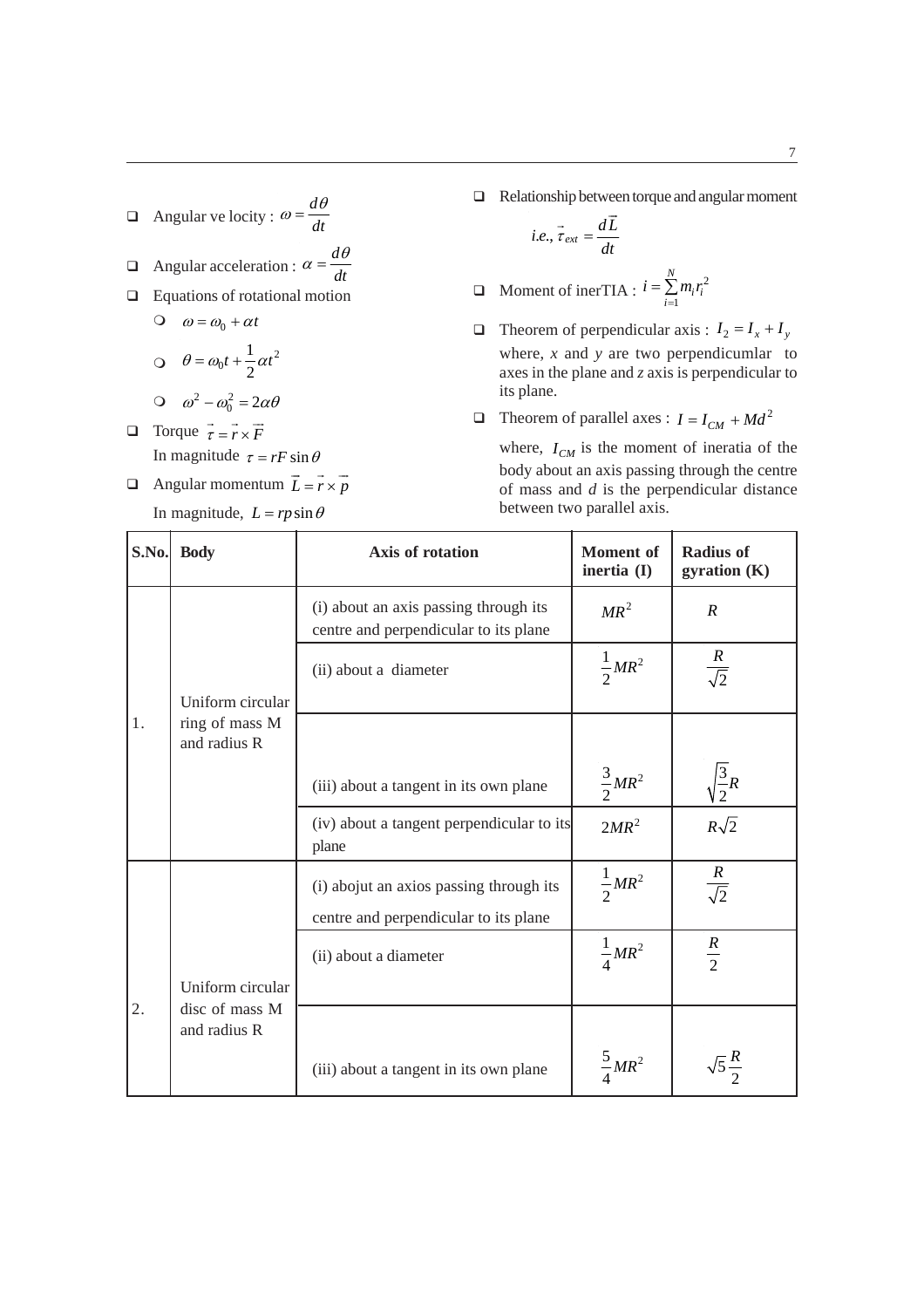- Angular ve locity : $\omega = \frac{d\theta}{dt}$
- Angular acceleration : $\alpha = \frac{d\theta}{dt}$
- Equations of rotational motion
  - $\omega = \omega_0 + \alpha t$
  - $\theta = \omega_0 t + \frac{1}{2}\alpha t^2$
  - $\omega^2 - \omega_0^2 = 2\alpha\theta$
- Torque $\vec{\tau} = \vec{r} \times \vec{F}$

  In magnitude $\tau = rF\sin\theta$
- Angular momentum $\vec{L} = \vec{r} \times \vec{p}$

  In magnitude, $L = rp\sin\theta$
- Relationship between torque and angular moment

  *i.e.,* $\vec{\tau}_{ext} = \frac{d\vec{L}}{dt}$
- Moment of inerTIA : $i = \sum_{i=1}^{N} m_i r_i^2$
- Theorem of perpendicular axis : $I_2 = I_x + I_y$

  where, *x* and *y* are two perpendicumlar to axes in the plane and *z* axis is perpendicular to its plane.
- Theorem of parallel axes : $I = I_{CM} + Md^2$

  where, $I_{CM}$ is the moment of ineratia of the body about an axis passing through the centre of mass and *d* is the perpendicular distance between two parallel axis.

| S.No. | Body | Axis of rotation | Moment of inertia (I) | Radius of gyration (K) |
|---|---|---|---|---|
| 1. | Uniform circular ring of mass M and radius R | (i) about an axis passing through its centre and perpendicular to its plane | $MR^2$ | $R$ |
| | | (ii) about a diameter | $\frac{1}{2}MR^2$ | $\frac{R}{\sqrt{2}}$ |
| | | (iii) about a tangent in its own plane | $\frac{3}{2}MR^2$ | $\sqrt{\frac{3}{2}}R$ |
| | | (iv) about a tangent perpendicular to its plane | $2MR^2$ | $R\sqrt{2}$ |
| 2. | Uniform circular disc of mass M and radius R | (i) abojut an axios passing through its centre and perpendicular to its plane | $\frac{1}{2}MR^2$ | $\frac{R}{\sqrt{2}}$ |
| | | (ii) about a diameter | $\frac{1}{4}MR^2$ | $\frac{R}{2}$ |
| | | (iii) about a tangent in its own plane | $\frac{5}{4}MR^2$ | $\sqrt{5}\frac{R}{2}$ |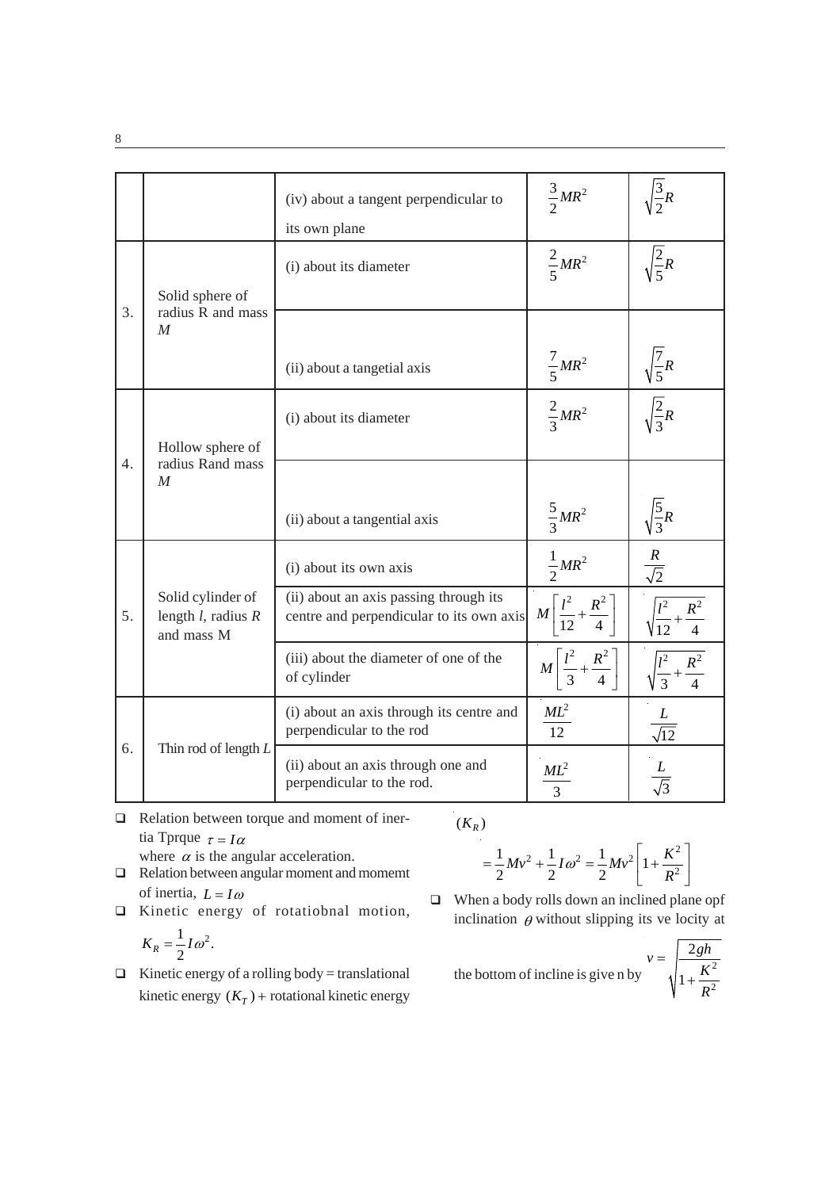| | | | | |
|---|---|---|---|---|
| | | (iv) about a tangent perpendicular to its own plane | $\frac{3}{2}MR^2$ | $\sqrt{\frac{3}{2}}R$ |
| 3. | Solid sphere of radius R and mass $M$ | (i) about its diameter | $\frac{2}{5}MR^2$ | $\sqrt{\frac{2}{5}}R$ |
| | | (ii) about a tangetial axis | $\frac{7}{5}MR^2$ | $\sqrt{\frac{7}{5}}R$ |
| 4. | Hollow sphere of radius Rand mass $M$ | (i) about its diameter | $\frac{2}{3}MR^2$ | $\sqrt{\frac{2}{3}}R$ |
| | | (ii) about a tangential axis | $\frac{5}{3}MR^2$ | $\sqrt{\frac{5}{3}}R$ |
| 5. | Solid cylinder of length $l$, radius $R$ and mass M | (i) about its own axis | $\frac{1}{2}MR^2$ | $\frac{R}{\sqrt{2}}$ |
| | | (ii) about an axis passing through its centre and perpendicular to its own axis | $M\left[\frac{l^2}{12}+\frac{R^2}{4}\right]$ | $\sqrt{\frac{l^2}{12}+\frac{R^2}{4}}$ |
| | | (iii) about the diameter of one of the of cylinder | $M\left[\frac{l^2}{3}+\frac{R^2}{4}\right]$ | $\sqrt{\frac{l^2}{3}+\frac{R^2}{4}}$ |
| 6. | Thin rod of length $L$ | (i) about an axis through its centre and perpendicular to the rod | $\frac{ML^2}{12}$ | $\frac{L}{\sqrt{12}}$ |
| | | (ii) about an axis through one and perpendicular to the rod. | $\frac{ML^2}{3}$ | $\frac{L}{\sqrt{3}}$ |

- Relation between torque and moment of inertia Tprque $\tau = I\alpha$
  where $\alpha$ is the angular acceleration.
- Relation between angular moment and momemt of inertia, $L = I\omega$
- Kinetic energy of rotatiobnal motion,
  $K_R = \frac{1}{2}I\omega^2$.
- Kinetic energy of a rolling body = translational kinetic energy $(K_T)$ + rotational kinetic energy $(K_R)$

$$= \frac{1}{2}Mv^2 + \frac{1}{2}I\omega^2 = \frac{1}{2}Mv^2\left[1+\frac{K^2}{R^2}\right]$$

- When a body rolls down an inclined plane opf inclination $\theta$ without slipping its ve locity at the bottom of incline is give n by $v = \sqrt{\dfrac{2gh}{1+\dfrac{K^2}{R^2}}}$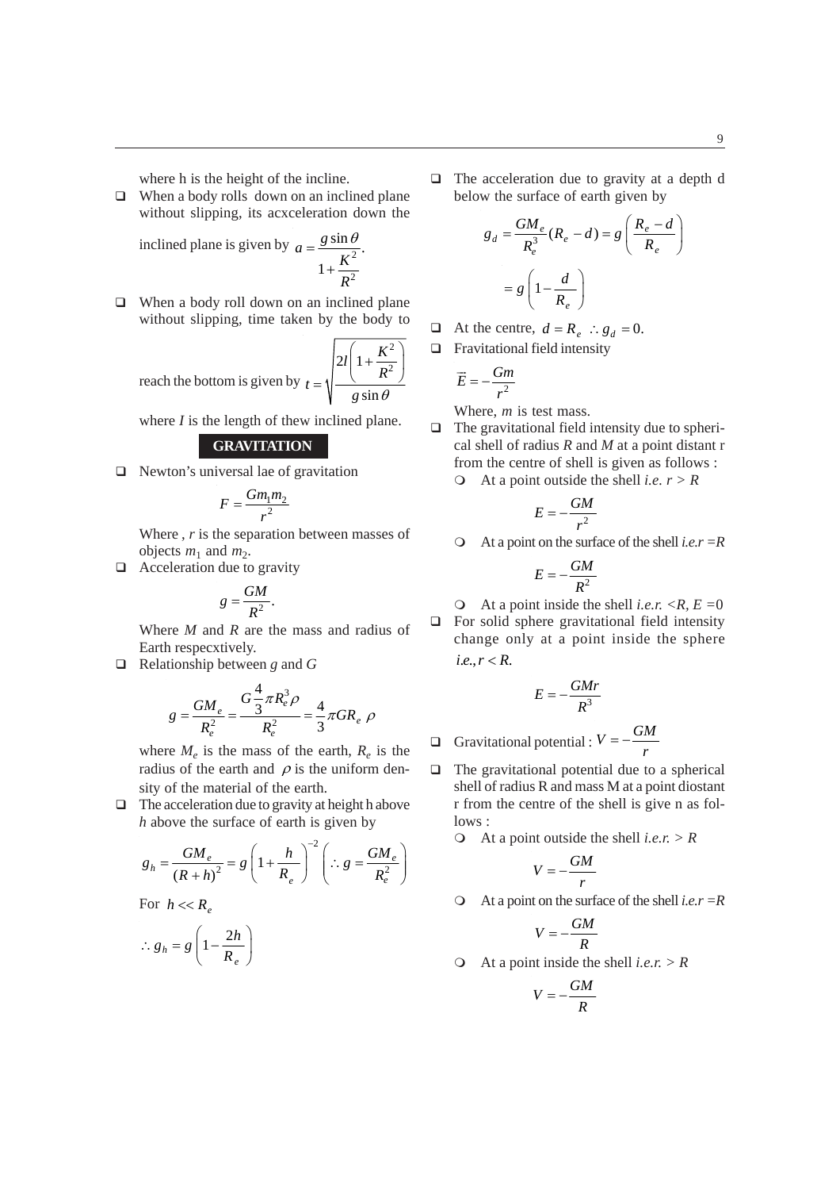where h is the height of the incline.

- When a body rolls down on an inclined plane without slipping, its acxceleration down the inclined plane is given by $a = \dfrac{g\sin\theta}{1+\dfrac{K^2}{R^2}}$.
- When a body roll down on an inclined plane without slipping, time taken by the body to reach the bottom is given by $t = \sqrt{\dfrac{2l\left(1+\dfrac{K^2}{R^2}\right)}{g\sin\theta}}$

  where *I* is the length of thew inclined plane.

## GRAVITATION

- Newton's universal lae of gravitation

  $$F = \frac{Gm_1m_2}{r^2}$$

  Where , *r* is the separation between masses of objects $m_1$ and $m_2$.
- Acceleration due to gravity

  $$g = \frac{GM}{R^2}.$$

  Where *M* and *R* are the mass and radius of Earth respecxtively.
- Relationship between *g* and *G*

  $$g = \frac{GM_e}{R_e^2} = \frac{G\frac{4}{3}\pi R_e^3\rho}{R_e^2} = \frac{4}{3}\pi GR_e\,\rho$$

  where $M_e$ is the mass of the earth, $R_e$ is the radius of the earth and $\rho$ is the uniform density of the material of the earth.
- The acceleration due to gravity at height h above *h* above the surface of earth is given by

  $$g_h = \frac{GM_e}{(R+h)^2} = g\left(1+\frac{h}{R_e}\right)^{-2} \left(\therefore g = \frac{GM_e}{R_e^2}\right)$$

  For $h << R_e$

  $$\therefore g_h = g\left(1-\frac{2h}{R_e}\right)$$

- The acceleration due to gravity at a depth d below the surface of earth given by

  $$g_d = \frac{GM_e}{R_e^3}(R_e - d) = g\left(\frac{R_e - d}{R_e}\right)$$

  $$= g\left(1-\frac{d}{R_e}\right)$$

- At the centre, $d = R_e \ \therefore g_d = 0.$
- Fravitational field intensity

  $$\vec{E} = -\frac{Gm}{r^2}$$

  Where, *m* is test mass.
- The gravitational field intensity due to spherical shell of radius *R* and *M* at a point distant r from the centre of shell is given as follows :
  - At a point outside the shell *i.e.* $r > R$

    $$E = -\frac{GM}{r^2}$$

  - At a point on the surface of the shell *i.e.* $r = R$

    $$E = -\frac{GM}{R^2}$$

  - At a point inside the shell *i.e.* $r < R$, $E = 0$
- For solid sphere gravitational field intensity change only at a point inside the sphere *i.e.*, $r < R$.

  $$E = -\frac{GMr}{R^3}$$

- Gravitational potential : $V = -\dfrac{GM}{r}$
- The gravitational potential due to a spherical shell of radius R and mass M at a point diostant r from the centre of the shell is give n as follows :
  - At a point outside the shell *i.e.* $> R$

    $$V = -\frac{GM}{r}$$

  - At a point on the surface of the shell *i.e.* $r = R$

    $$V = -\frac{GM}{R}$$

  - At a point inside the shell *i.e.* $r > R$

    $$V = -\frac{GM}{R}$$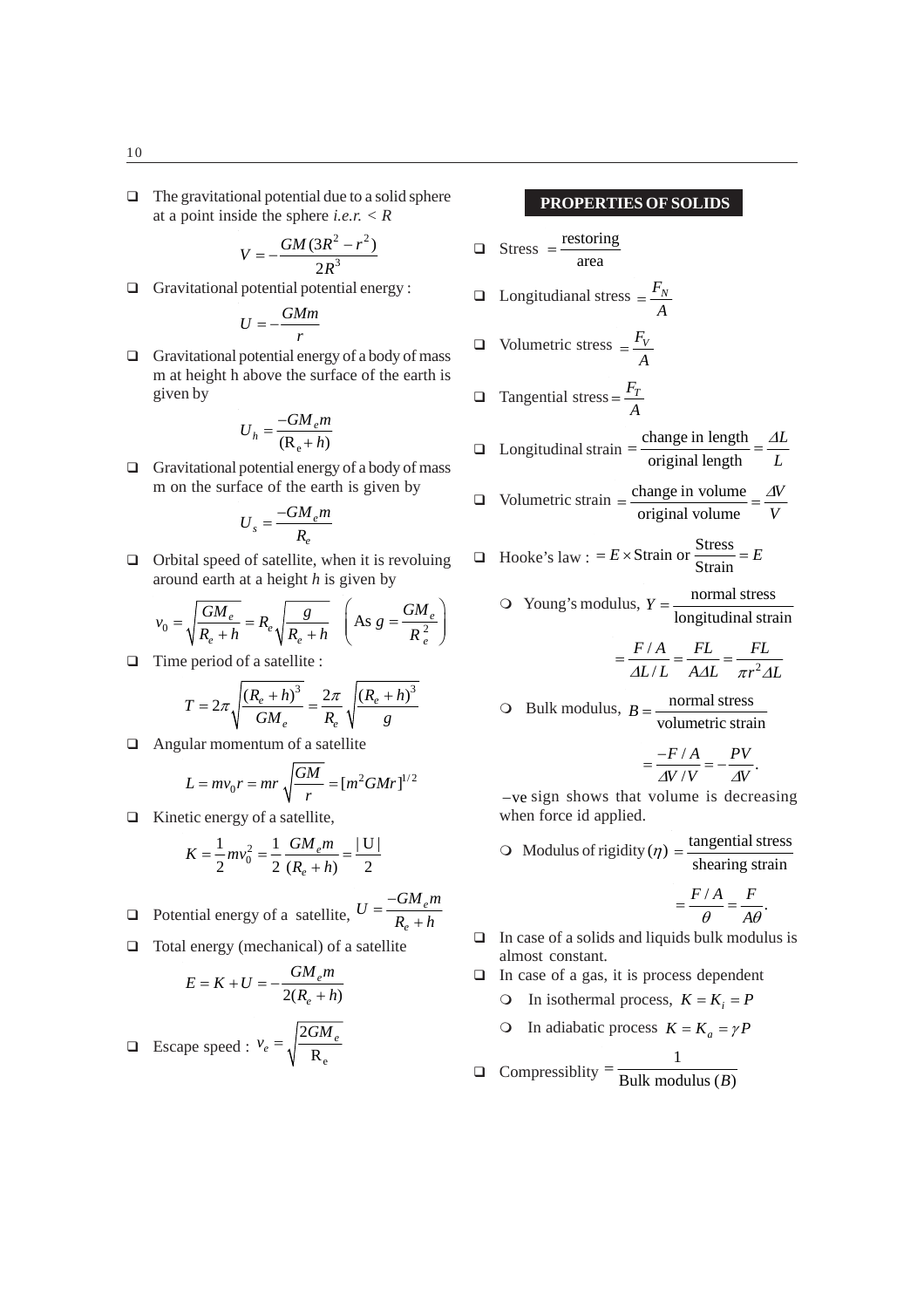- The gravitational potential due to a solid sphere at a point inside the sphere *i.e.r.* $< R$

$$V = -\frac{GM(3R^2 - r^2)}{2R^3}$$

- Gravitational potential potential energy :

$$U = -\frac{GMm}{r}$$

- Gravitational potential energy of a body of mass m at height h above the surface of the earth is given by

$$U_h = \frac{-GM_e m}{(R_e + h)}$$

- Gravitational potential energy of a body of mass m on the surface of the earth is given by

$$U_s = \frac{-GM_e m}{R_e}$$

- Orbital speed of satellite, when it is revoluing around earth at a height *h* is given by

$$v_0 = \sqrt{\frac{GM_e}{R_e + h}} = R_e\sqrt{\frac{g}{R_e + h}} \quad \left(\text{As } g = \frac{GM_e}{R_e^2}\right)$$

- Time period of a satellite :

$$T = 2\pi\sqrt{\frac{(R_e + h)^3}{GM_e}} = \frac{2\pi}{R_e}\sqrt{\frac{(R_e + h)^3}{g}}$$

- Angular momentum of a satellite

$$L = mv_0 r = mr\sqrt{\frac{GM}{r}} = [m^2 GMr]^{1/2}$$

- Kinetic energy of a satellite,

$$K = \frac{1}{2}mv_0^2 = \frac{1}{2}\frac{GM_e m}{(R_e + h)} = \frac{|U|}{2}$$

- Potential energy of a satellite, $U = \dfrac{-GM_e m}{R_e + h}$

- Total energy (mechanical) of a satellite

$$E = K + U = -\frac{GM_e m}{2(R_e + h)}$$

- Escape speed : $v_e = \sqrt{\dfrac{2GM_e}{R_e}}$

## PROPERTIES OF SOLIDS

- Stress $= \dfrac{\text{restoring}}{\text{area}}$

- Longitudianal stress $= \dfrac{F_N}{A}$

- Volumetric stress $= \dfrac{F_V}{A}$

- Tangential stress $= \dfrac{F_T}{A}$

- Longitudinal strain $= \dfrac{\text{change in length}}{\text{original length}} = \dfrac{\Delta L}{L}$

- Volumetric strain $= \dfrac{\text{change in volume}}{\text{original volume}} = \dfrac{\Delta V}{V}$

- Hooke's law : $= E \times \text{Strain}$ or $\dfrac{\text{Stress}}{\text{Strain}} = E$

  - Young's modulus, $Y = \dfrac{\text{normal stress}}{\text{longitudinal strain}}$

$$= \frac{F/A}{\Delta L/L} = \frac{FL}{A\Delta L} = \frac{FL}{\pi r^2 \Delta L}$$

  - Bulk modulus, $B = \dfrac{\text{normal stress}}{\text{volumetric strain}}$

$$= \frac{-F/A}{\Delta V/V} = -\frac{PV}{\Delta V}.$$

  $-$ve sign shows that volume is decreasing when force id applied.

  - Modulus of rigidity $(\eta) = \dfrac{\text{tangential stress}}{\text{shearing strain}}$

$$= \frac{F/A}{\theta} = \frac{F}{A\theta}.$$

- In case of a solids and liquids bulk modulus is almost constant.
- In case of a gas, it is process dependent
  - In isothermal process, $K = K_i = P$
  - In adiabatic process $K = K_a = \gamma P$
- Compressiblity $= \dfrac{1}{\text{Bulk modulus }(B)}$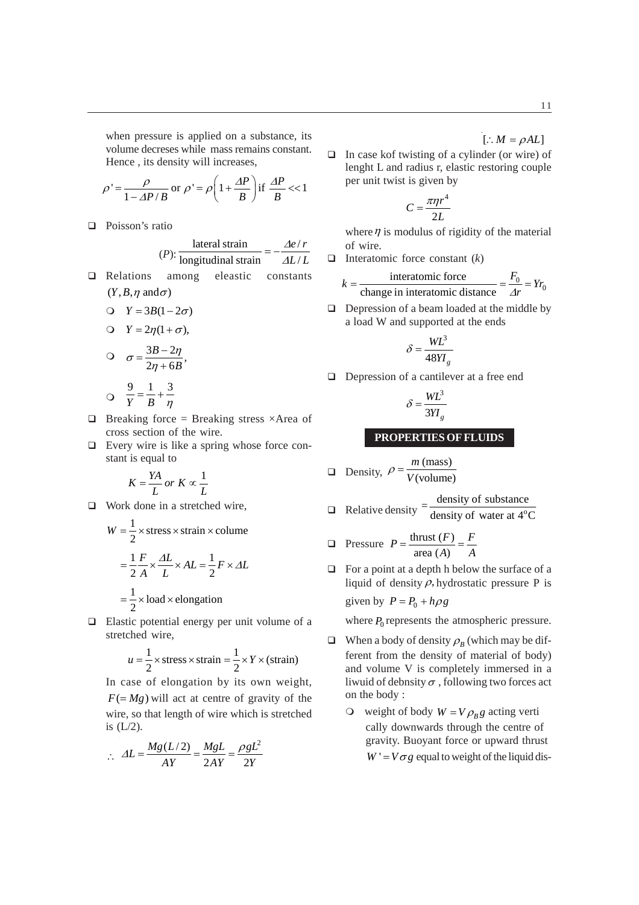when pressure is applied on a substance, its volume decreses while mass remains constant. Hence , its density will increases,

$$\rho' = \frac{\rho}{1 - \Delta P/B} \text{ or } \rho' = \rho\left(1 + \frac{\Delta P}{B}\right) \text{ if } \frac{\Delta P}{B} << 1$$

- Poisson's ratio

$$(P): \frac{\text{lateral strain}}{\text{longitudinal strain}} = -\frac{\Delta e/r}{\Delta L/L}$$

- Relations among eleastic constants $(Y, B, \eta \text{ and} \sigma)$
  - $Y = 3B(1 - 2\sigma)$
  - $Y = 2\eta(1 + \sigma),$
  - $\sigma = \dfrac{3B - 2\eta}{2\eta + 6B},$
  - $\dfrac{9}{Y} = \dfrac{1}{B} + \dfrac{3}{\eta}$
- Breaking force = Breaking stress ×Area of cross section of the wire.
- Every wire is like a spring whose force constant is equal to

$$K = \frac{YA}{L} \text{ or } K \propto \frac{1}{L}$$

- Work done in a stretched wire,

$$W = \frac{1}{2} \times \text{stress} \times \text{strain} \times \text{colume}$$

$$= \frac{1}{2}\frac{F}{A} \times \frac{\Delta L}{L} \times AL = \frac{1}{2}F \times \Delta L$$

$$= \frac{1}{2} \times \text{load} \times \text{elongation}$$

- Elastic potential energy per unit volume of a stretched wire,

$$u = \frac{1}{2} \times \text{stress} \times \text{strain} = \frac{1}{2} \times Y \times (\text{strain})$$

In case of elongation by its own weight, $F(= Mg)$ will act at centre of gravity of the wire, so that length of wire which is stretched is (L/2).

$$\therefore \ \Delta L = \frac{Mg(L/2)}{AY} = \frac{MgL}{2AY} = \frac{\rho g L^2}{2Y}$$

$$[\because M = \rho AL]$$

- In case kof twisting of a cylinder (or wire) of lenght L and radius r, elastic restoring couple per unit twist is given by

$$C = \frac{\pi \eta r^4}{2L}$$

where $\eta$ is modulus of rigidity of the material of wire.

- Interatomic force constant ($k$)

$$k = \frac{\text{interatomic force}}{\text{change in interatomic distance}} = \frac{F_0}{\Delta r} = Yr_0$$

- Depression of a beam loaded at the middle by a load W and supported at the ends

$$\delta = \frac{WL^3}{48YI_g}$$

- Depression of a cantilever at a free end

$$\delta = \frac{WL^3}{3YI_g}$$

## PROPERTIES OF FLUIDS

- Density, $\rho = \dfrac{m\,(\text{mass})}{V(\text{volume})}$
- Relative density $= \dfrac{\text{density of substance}}{\text{density of water at } 4^o\text{C}}$
- Pressure $P = \dfrac{\text{thrust }(F)}{\text{area }(A)} = \dfrac{F}{A}$
- For a point at a depth h below the surface of a liquid of density $\rho$, hydrostatic pressure P is given by $P = P_0 + h\rho g$

  where $P_0$ represents the atmospheric pressure.
- When a body of density $\rho_B$ (which may be different from the density of material of body) and volume V is completely immersed in a liwuid of debnsity $\sigma$ , following two forces act on the body :
  - weight of body $W = V\rho_B g$ acting verti cally downwards through the centre of gravity. Buoyant force or upward thrust $W' = V\sigma g$ equal to weight of the liquid dis-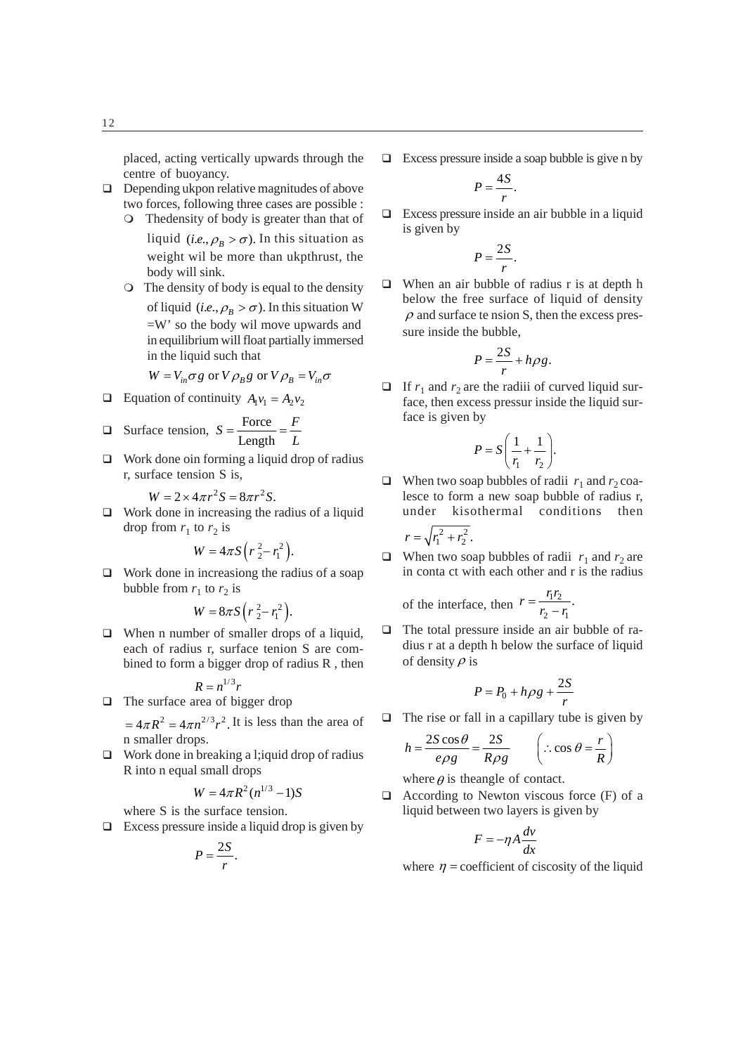placed, acting vertically upwards through the centre of buoyancy.

- Depending ukpon relative magnitudes of above two forces, following three cases are possible :
  - Thedensity of body is greater than that of liquid (*i.e.,* $\rho_B > \sigma$). In this situation as weight wil be more than ukpthrust, the body will sink.
  - The density of body is equal to the density of liquid (*i.e.,* $\rho_B > \sigma$). In this situation W =W' so the body wil move upwards and in equilibrium will float partially immersed in the liquid such that

    $W = V_{in}\sigma g$ or $V\rho_B g$ or $V\rho_B = V_{in}\sigma$

- Equation of continuity $A_1v_1 = A_2v_2$
- Surface tension, $S = \dfrac{\text{Force}}{\text{Length}} = \dfrac{F}{L}$
- Work done oin forming a liquid drop of radius r, surface tension S is,

  $$W = 2 \times 4\pi r^2 S = 8\pi r^2 S.$$

- Work done in increasing the radius of a liquid drop from $r_1$ to $r_2$ is

  $$W = 4\pi S\left(r_2^2 - r_1^2\right).$$

- Work done in increasiong the radius of a soap bubble from $r_1$ to $r_2$ is

  $$W = 8\pi S\left(r_2^2 - r_1^2\right).$$

- When n number of smaller drops of a liquid, each of radius r, surface tenion S are combined to form a bigger drop of radius R , then

  $$R = n^{1/3}r$$

- The surface area of bigger drop

  $= 4\pi R^2 = 4\pi n^{2/3}r^2$. It is less than the area of n smaller drops.

- Work done in breaking a l;iquid drop of radius R into n equal small drops

  $$W = 4\pi R^2(n^{1/3} - 1)S$$

  where S is the surface tension.

- Excess pressure inside a liquid drop is given by

  $$P = \frac{2S}{r}.$$

- Excess pressure inside a soap bubble is give n by

  $$P = \frac{4S}{r}.$$

- Excess pressure inside an air bubble in a liquid is given by

  $$P = \frac{2S}{r}.$$

- When an air bubble of radius r is at depth h below the free surface of liquid of density $\rho$ and surface te nsion S, then the excess pressure inside the bubble,

  $$P = \frac{2S}{r} + h\rho g.$$

- If $r_1$ and $r_2$ are the radiii of curved liquid surface, then excess pressur inside the liquid surface is given by

  $$P = S\left(\frac{1}{r_1} + \frac{1}{r_2}\right).$$

- When two soap bubbles of radii $r_1$ and $r_2$ coalesce to form a new soap bubble of radius r, under kisothermal conditions then $r = \sqrt{r_1^2 + r_2^2}$.
- When two soap bubbles of radii $r_1$ and $r_2$ are in conta ct with each other and r is the radius of the interface, then $r = \dfrac{r_1 r_2}{r_2 - r_1}$.
- The total pressure inside an air bubble of radius r at a depth h below the surface of liquid of density $\rho$ is

  $$P = P_0 + h\rho g + \frac{2S}{r}$$

- The rise or fall in a capillary tube is given by

  $$h = \frac{2S\cos\theta}{e\rho g} = \frac{2S}{R\rho g} \qquad \left(\therefore \cos\theta = \frac{r}{R}\right)$$

  where $\theta$ is theangle of contact.

- According to Newton viscous force (F) of a liquid between two layers is given by

  $$F = -\eta A \frac{dv}{dx}$$

  where $\eta =$ coefficient of ciscosity of the liquid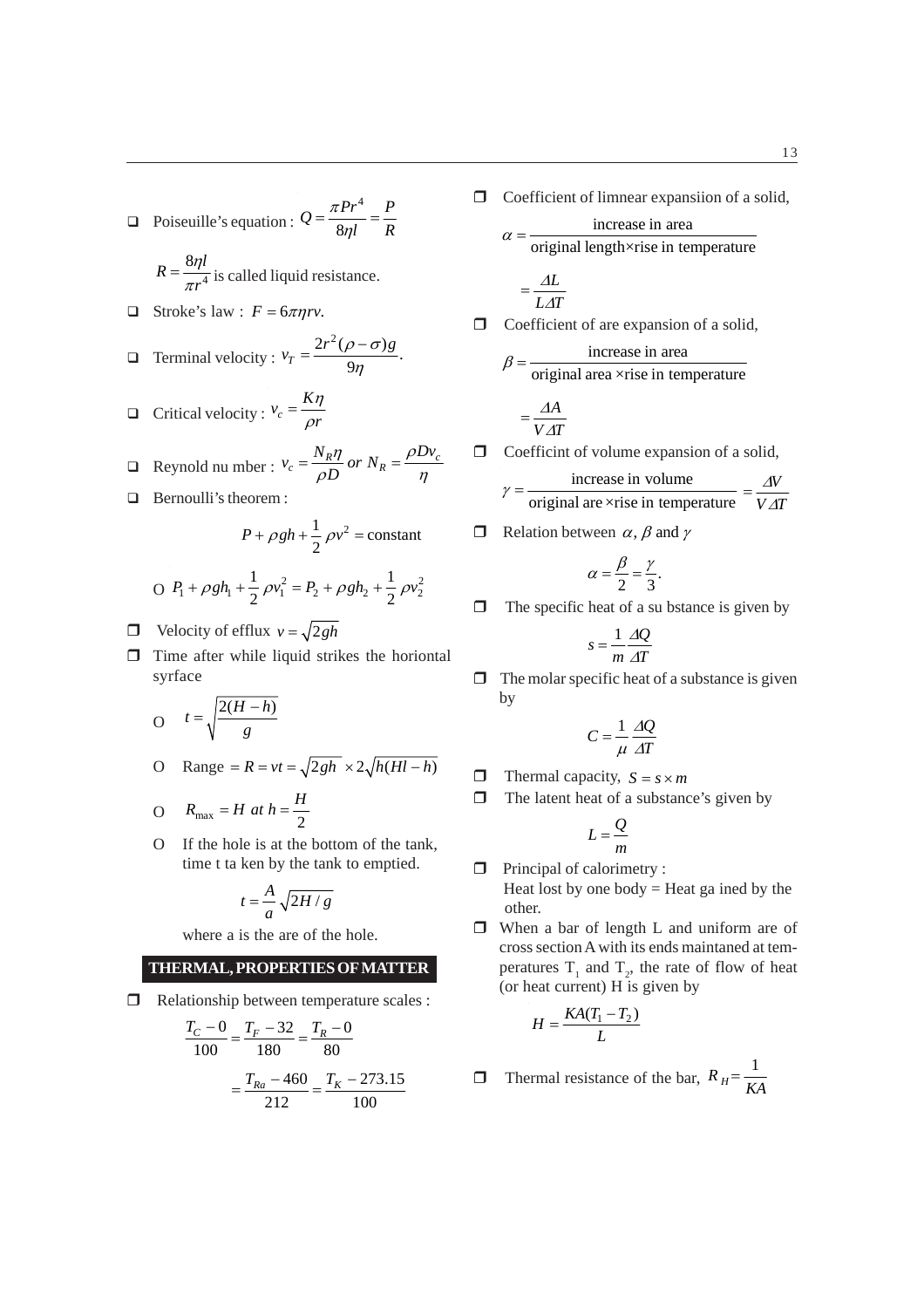- Poiseuille's equation : $Q = \dfrac{\pi P r^4}{8\eta l} = \dfrac{P}{R}$

  $R = \dfrac{8\eta l}{\pi r^4}$ is called liquid resistance.

- Stroke's law : $F = 6\pi\eta r v.$

- Terminal velocity : $v_T = \dfrac{2r^2(\rho - \sigma)g}{9\eta}.$

- Critical velocity : $v_c = \dfrac{K\eta}{\rho r}$

- Reynold nu mber : $v_c = \dfrac{N_R \eta}{\rho D}$ $or$ $N_R = \dfrac{\rho D v_c}{\eta}$

- Bernoulli's theorem :

$$P + \rho g h + \frac{1}{2}\rho v^2 = \text{constant}$$

O $P_1 + \rho g h_1 + \dfrac{1}{2}\rho v_1^2 = P_2 + \rho g h_2 + \dfrac{1}{2}\rho v_2^2$

- Velocity of efflux $v = \sqrt{2gh}$

- Time after while liquid strikes the horiontal syrface

  O $t = \sqrt{\dfrac{2(H-h)}{g}}$

  O Range $= R = vt = \sqrt{2gh} \times 2\sqrt{h(Hl - h)}$

  O $R_{\max} = H$ $at$ $h = \dfrac{H}{2}$

  O If the hole is at the bottom of the tank, time t ta ken by the tank to emptied.

$$t = \frac{A}{a}\sqrt{2H/g}$$

  where a is the are of the hole.

## THERMAL, PROPERTIES OF MATTER

- Relationship between temperature scales :

$$\frac{T_C - 0}{100} = \frac{T_F - 32}{180} = \frac{T_R - 0}{80}$$

$$= \frac{T_{Ra} - 460}{212} = \frac{T_K - 273.15}{100}$$

- Coefficient of limnear expansiion of a solid,

$$\alpha = \frac{\text{increase in area}}{\text{original length} \times \text{rise in temperature}}$$

$$= \frac{\Delta L}{L \Delta T}$$

- Coefficient of are expansion of a solid,

$$\beta = \frac{\text{increase in area}}{\text{original area} \times \text{rise in temperature}}$$

$$= \frac{\Delta A}{V \Delta T}$$

- Coefficint of volume expansion of a solid,

$$\gamma = \frac{\text{increase in volume}}{\text{original are} \times \text{rise in temperature}} = \frac{\Delta V}{V \Delta T}$$

- Relation between $\alpha, \beta$ and $\gamma$

$$\alpha = \frac{\beta}{2} = \frac{\gamma}{3}.$$

- The specific heat of a su bstance is given by

$$s = \frac{1}{m}\frac{\Delta Q}{\Delta T}$$

- The molar specific heat of a substance is given by

$$C = \frac{1}{\mu}\frac{\Delta Q}{\Delta T}$$

- Thermal capacity, $S = s \times m$

- The latent heat of a substance's given by

$$L = \frac{Q}{m}$$

- Principal of calorimetry :
  Heat lost by one body = Heat ga ined by the other.

- When a bar of length L and uniform are of cross section A with its ends maintaned at temperatures $T_1$ and $T_2$, the rate of flow of heat (or heat current) H is given by

$$H = \frac{KA(T_1 - T_2)}{L}$$

- Thermal resistance of the bar, $R_H = \dfrac{1}{KA}$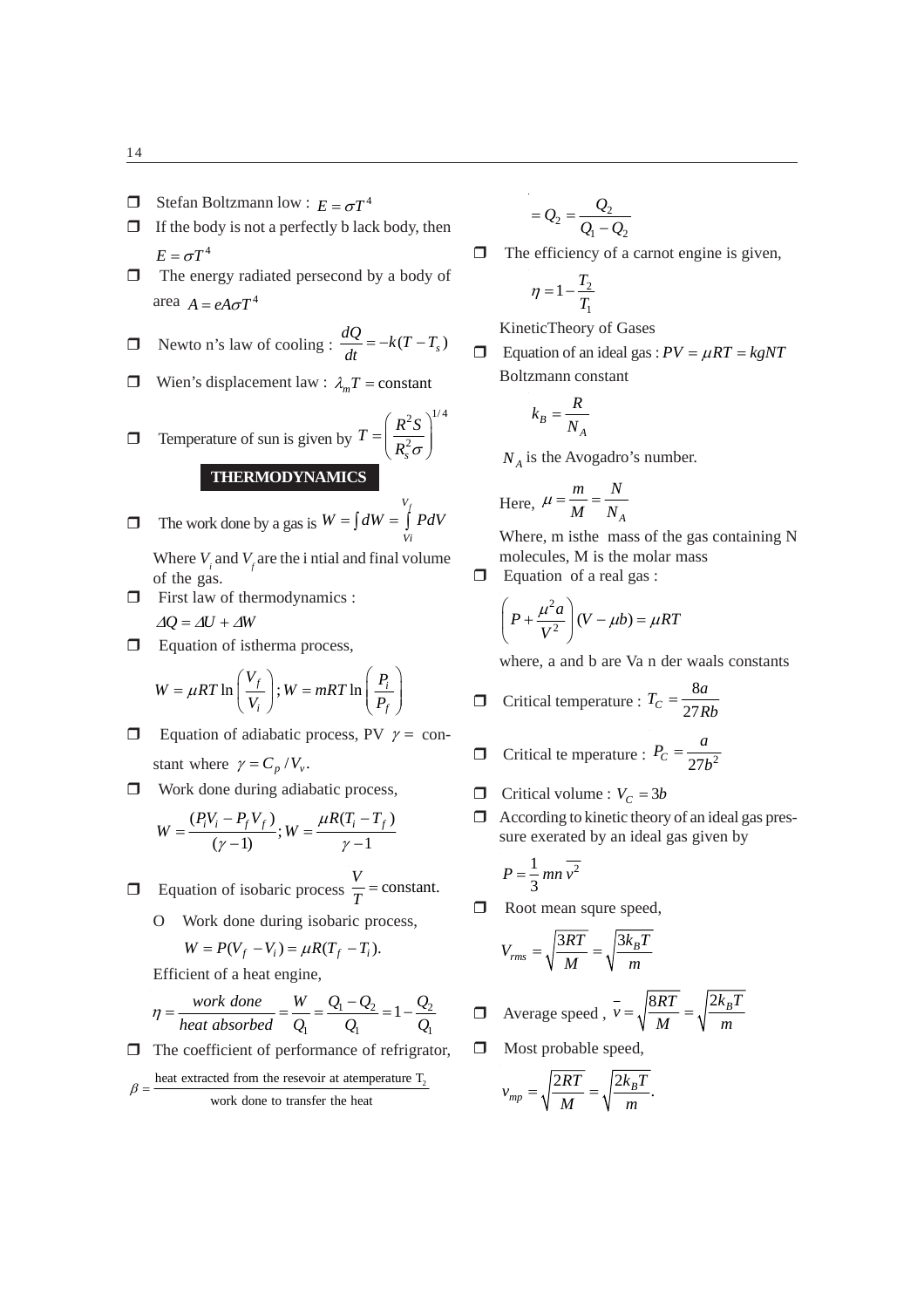- Stefan Boltzmann low : $E = \sigma T^4$
- If the body is not a perfectly b lack body, then $E = \sigma T^4$
- The energy radiated persecond by a body of area $A = eA\sigma T^4$
- Newto n's law of cooling : $\dfrac{dQ}{dt} = -k(T - T_s)$
- Wien's displacement law : $\lambda_m T = \text{constant}$
- Temperature of sun is given by $T = \left(\dfrac{R^2 S}{R_s^2 \sigma}\right)^{1/4}$

## THERMODYNAMICS

- The work done by a gas is $W = \int dW = \int_{Vi}^{V_f} PdV$

  Where $V_i$ and $V_f$ are the i ntial and final volume of the gas.
- First law of thermodynamics :

  $\Delta Q = \Delta U + \Delta W$
- Equation of istherma process,

  $$W = \mu RT \ln\left(\frac{V_f}{V_i}\right); W = mRT \ln\left(\frac{P_i}{P_f}\right)$$
- Equation of adiabatic process, PV $\gamma =$ constant where $\gamma = C_p / V_v$.
- Work done during adiabatic process,

  $$W = \frac{(P_i V_i - P_f V_f)}{(\gamma - 1)}; W = \frac{\mu R(T_i - T_f)}{\gamma - 1}$$
- Equation of isobaric process $\dfrac{V}{T} = \text{constant.}$

  O Work done during isobaric process,

  $$W = P(V_f - V_i) = \mu R(T_f - T_i).$$

  Efficient of a heat engine,

  $$\eta = \frac{work\ done}{heat\ absorbed} = \frac{W}{Q_1} = \frac{Q_1 - Q_2}{Q_1} = 1 - \frac{Q_2}{Q_1}$$
- The coefficient of performance of refrigrator,

  $$\beta = \frac{\text{heat extracted from the resevoir at atemperature } T_2}{\text{work done to transfer the heat}}$$

  $$= Q_2 = \frac{Q_2}{Q_1 - Q_2}$$
- The efficiency of a carnot engine is given,

  $$\eta = 1 - \frac{T_2}{T_1}$$

KineticTheory of Gases

- Equation of an ideal gas : $PV = \mu RT = kgNT$

  Boltzmann constant

  $$k_B = \frac{R}{N_A}$$

  $N_A$ is the Avogadro's number.

  Here, $\mu = \dfrac{m}{M} = \dfrac{N}{N_A}$

  Where, m isthe mass of the gas containing N molecules, M is the molar mass
- Equation of a real gas :

  $$\left(P + \frac{\mu^2 a}{V^2}\right)(V - \mu b) = \mu RT$$

  where, a and b are Va n der waals constants
- Critical temperature : $T_C = \dfrac{8a}{27Rb}$
- Critical te mperature : $P_C = \dfrac{a}{27b^2}$
- Critical volume : $V_C = 3b$
- According to kinetic theory of an ideal gas pressure exerated by an ideal gas given by

  $$P = \frac{1}{3} mn\overline{v^2}$$
- Root mean squre speed,

  $$V_{rms} = \sqrt{\frac{3RT}{M}} = \sqrt{\frac{3k_B T}{m}}$$
- Average speed , $\bar{v} = \sqrt{\dfrac{8RT}{M}} = \sqrt{\dfrac{2k_B T}{m}}$
- Most probable speed,

  $$v_{mp} = \sqrt{\frac{2RT}{M}} = \sqrt{\frac{2k_B T}{m}}.$$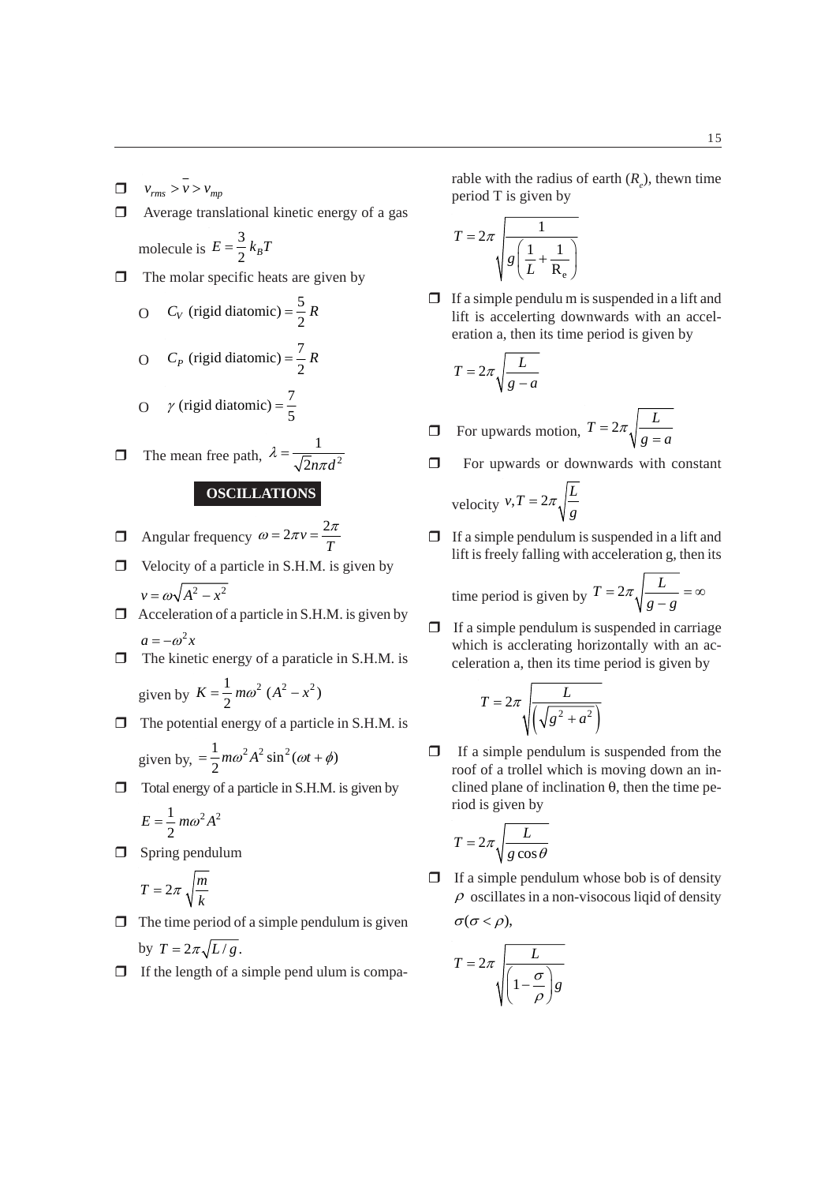- $v_{rms} > \bar{v} > v_{mp}$
- Average translational kinetic energy of a gas molecule is $E = \frac{3}{2} k_B T$
- The molar specific heats are given by
  - $C_V$ (rigid diatomic) $= \frac{5}{2} R$
  - $C_P$ (rigid diatomic) $= \frac{7}{2} R$
  - $\gamma$ (rigid diatomic) $= \frac{7}{5}$
- The mean free path, $\lambda = \frac{1}{\sqrt{2} n \pi d^2}$

## OSCILLATIONS

- Angular frequency $\omega = 2\pi\nu = \frac{2\pi}{T}$
- Velocity of a particle in S.H.M. is given by $v = \omega\sqrt{A^2 - x^2}$
- Acceleration of a particle in S.H.M. is given by $a = -\omega^2 x$
- The kinetic energy of a paraticle in S.H.M. is given by $K = \frac{1}{2} m\omega^2 \, (A^2 - x^2)$
- The potential energy of a particle in S.H.M. is given by, $= \frac{1}{2} m\omega^2 A^2 \sin^2(\omega t + \phi)$
- Total energy of a particle in S.H.M. is given by $E = \frac{1}{2} m\omega^2 A^2$
- Spring pendulum $T = 2\pi\sqrt{\frac{m}{k}}$
- The time period of a simple pendulum is given by $T = 2\pi\sqrt{L/g}$.
- If the length of a simple pend ulum is comparable with the radius of earth ($R_e$), thewn time period T is given by

$$T = 2\pi\sqrt{\frac{1}{g\left(\frac{1}{L} + \frac{1}{R_e}\right)}}$$

- If a simple pendulu m is suspended in a lift and lift is accelerting downwards with an acceleration a, then its time period is given by

$$T = 2\pi\sqrt{\frac{L}{g - a}}$$

- For upwards motion, $T = 2\pi\sqrt{\frac{L}{g = a}}$
- For upwards or downwards with constant velocity $v, T = 2\pi\sqrt{\frac{L}{g}}$
- If a simple pendulum is suspended in a lift and lift is freely falling with acceleration g, then its time period is given by $T = 2\pi\sqrt{\frac{L}{g - g}} = \infty$
- If a simple pendulum is suspended in carriage which is acclerating horizontally with an acceleration a, then its time period is given by

$$T = 2\pi\sqrt{\frac{L}{\left(\sqrt{g^2 + a^2}\right)}}$$

- If a simple pendulum is suspended from the roof of a trollel which is moving down an inclined plane of inclination θ, then the time period is given by

$$T = 2\pi\sqrt{\frac{L}{g\cos\theta}}$$

- If a simple pendulum whose bob is of density $\rho$ oscillates in a non-visocous liqid of density $\sigma(\sigma < \rho)$,

$$T = 2\pi\sqrt{\frac{L}{\left(1 - \frac{\sigma}{\rho}\right)g}}$$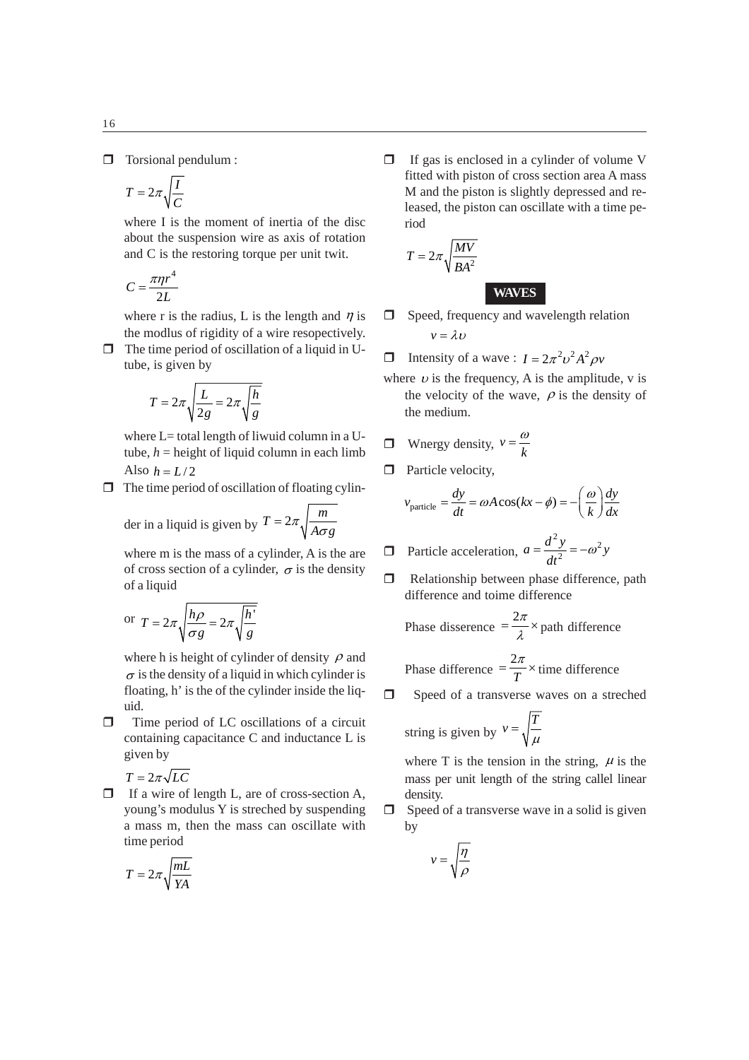- Torsional pendulum :

  $$T = 2\pi\sqrt{\frac{I}{C}}$$

  where I is the moment of inertia of the disc about the suspension wire as axis of rotation and C is the restoring torque per unit twit.

  $$C = \frac{\pi\eta r^4}{2L}$$

  where r is the radius, L is the length and $\eta$ is the modlus of rigidity of a wire resopectively.

- The time period of oscillation of a liquid in U-tube, is given by

  $$T = 2\pi\sqrt{\frac{L}{2g}} = 2\pi\sqrt{\frac{h}{g}}$$

  where L= total length of liwuid column in a U-tube, $h$ = height of liquid column in each limb Also $h = L/2$

- The time period of oscillation of floating cylinder in a liquid is given by $T = 2\pi\sqrt{\frac{m}{A\sigma g}}$

  where m is the mass of a cylinder, A is the are of cross section of a cylinder, $\sigma$ is the density of a liquid

  or $T = 2\pi\sqrt{\frac{h\rho}{\sigma g}} = 2\pi\sqrt{\frac{h'}{g}}$

  where h is height of cylinder of density $\rho$ and $\sigma$ is the density of a liquid in which cylinder is floating, h' is the of the cylinder inside the liquid.

- Time period of LC oscillations of a circuit containing capacitance C and inductance L is given by

  $$T = 2\pi\sqrt{LC}$$

- If a wire of length L, are of cross-section A, young's modulus Y is streched by suspending a mass m, then the mass can oscillate with time period

  $$T = 2\pi\sqrt{\frac{mL}{YA}}$$

- If gas is enclosed in a cylinder of volume V fitted with piston of cross section area A mass M and the piston is slightly depressed and released, the piston can oscillate with a time period

  $$T = 2\pi\sqrt{\frac{MV}{BA^2}}$$

## WAVES

- Speed, frequency and wavelength relation

  $$v = \lambda\upsilon$$

- Intensity of a wave : $I = 2\pi^2\upsilon^2 A^2 \rho v$

where $\upsilon$ is the frequency, A is the amplitude, v is the velocity of the wave, $\rho$ is the density of the medium.

- Wnergy density, $v = \frac{\omega}{k}$

- Particle velocity,

  $$v_{\text{particle}} = \frac{dy}{dt} = \omega A\cos(kx - \phi) = -\left(\frac{\omega}{k}\right)\frac{dy}{dx}$$

- Particle acceleration, $a = \frac{d^2y}{dt^2} = -\omega^2 y$

- Relationship between phase difference, path difference and toime difference

  Phase disserence $= \frac{2\pi}{\lambda} \times$ path difference

  Phase difference $= \frac{2\pi}{T} \times$ time difference

- Speed of a transverse waves on a streched string is given by $v = \sqrt{\frac{T}{\mu}}$

  where T is the tension in the string, $\mu$ is the mass per unit length of the string callel linear density.

- Speed of a transverse wave in a solid is given by

  $$v = \sqrt{\frac{\eta}{\rho}}$$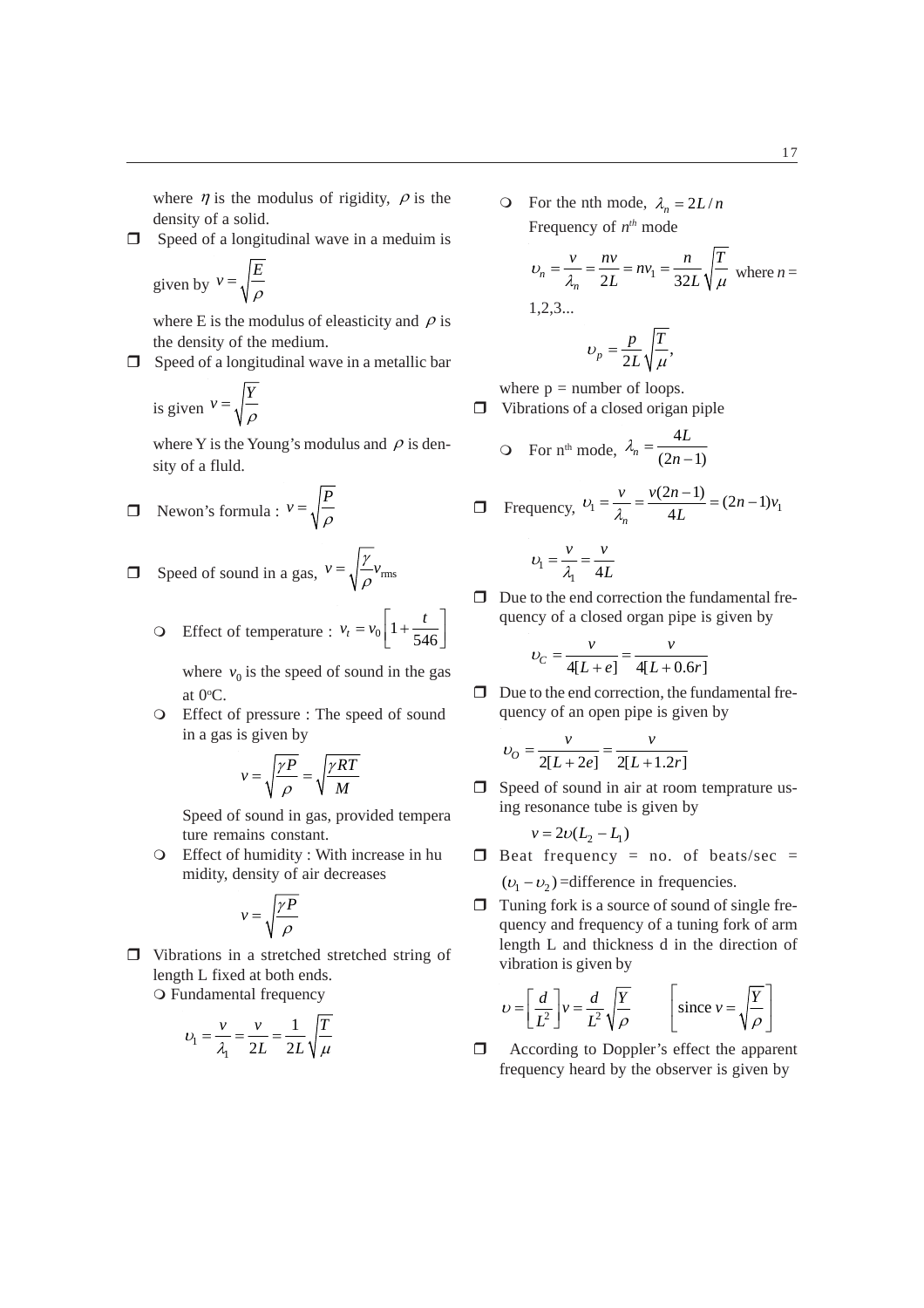where $\eta$ is the modulus of rigidity, $\rho$ is the density of a solid.

- Speed of a longitudinal wave in a meduim is given by $v = \sqrt{\dfrac{E}{\rho}}$

  where E is the modulus of eleasticity and $\rho$ is the density of the medium.

- Speed of a longitudinal wave in a metallic bar is given $v = \sqrt{\dfrac{Y}{\rho}}$

  where Y is the Young's modulus and $\rho$ is density of a fluld.

- Newon's formula : $v = \sqrt{\dfrac{P}{\rho}}$

- Speed of sound in a gas, $v = \sqrt{\dfrac{\gamma}{\rho}} v_{\text{rms}}$

  - Effect of temperature : $v_t = v_0 \left[1 + \dfrac{t}{546}\right]$

    where $v_0$ is the speed of sound in the gas at 0°C.

  - Effect of pressure : The speed of sound in a gas is given by

    $$v = \sqrt{\frac{\gamma P}{\rho}} = \sqrt{\frac{\gamma RT}{M}}$$

    Speed of sound in gas, provided tempera ture remains constant.

  - Effect of humidity : With increase in hu midity, density of air decreases

    $$v = \sqrt{\frac{\gamma P}{\rho}}$$

- Vibrations in a stretched stretched string of length L fixed at both ends.
  - Fundamental frequency

    $$\upsilon_1 = \frac{v}{\lambda_1} = \frac{v}{2L} = \frac{1}{2L}\sqrt{\frac{T}{\mu}}$$

  - For the nth mode, $\lambda_n = 2L/n$

    Frequency of $n^{th}$ mode

    $$\upsilon_n = \frac{v}{\lambda_n} = \frac{nv}{2L} = nv_1 = \frac{n}{32L}\sqrt{\frac{T}{\mu}} \text{ where } n = 1,2,3...$$

    $$\upsilon_p = \frac{p}{2L}\sqrt{\frac{T}{\mu}},$$

    where p = number of loops.

- Vibrations of a closed origan piple
  - For n[th] mode, $\lambda_n = \dfrac{4L}{(2n-1)}$

- Frequency, $\upsilon_1 = \dfrac{v}{\lambda_n} = \dfrac{v(2n-1)}{4L} = (2n-1)v_1$

  $$\upsilon_1 = \frac{v}{\lambda_1} = \frac{v}{4L}$$

- Due to the end correction the fundamental frequency of a closed organ pipe is given by

  $$\upsilon_C = \frac{v}{4[L+e]} = \frac{v}{4[L+0.6r]}$$

- Due to the end correction, the fundamental frequency of an open pipe is given by

  $$\upsilon_O = \frac{v}{2[L+2e]} = \frac{v}{2[L+1.2r]}$$

- Speed of sound in air at room temprature using resonance tube is given by

  $$v = 2\upsilon(L_2 - L_1)$$

- Beat frequency = no. of beats/sec = $(\upsilon_1 - \upsilon_2)$ =difference in frequencies.

- Tuning fork is a source of sound of single frequency and frequency of a tuning fork of arm length L and thickness d in the direction of vibration is given by

  $$\upsilon = \left[\frac{d}{L^2}\right]v = \frac{d}{L^2}\sqrt{\frac{Y}{\rho}} \qquad \left[\text{since } v = \sqrt{\frac{Y}{\rho}}\right]$$

- According to Doppler's effect the apparent frequency heard by the observer is given by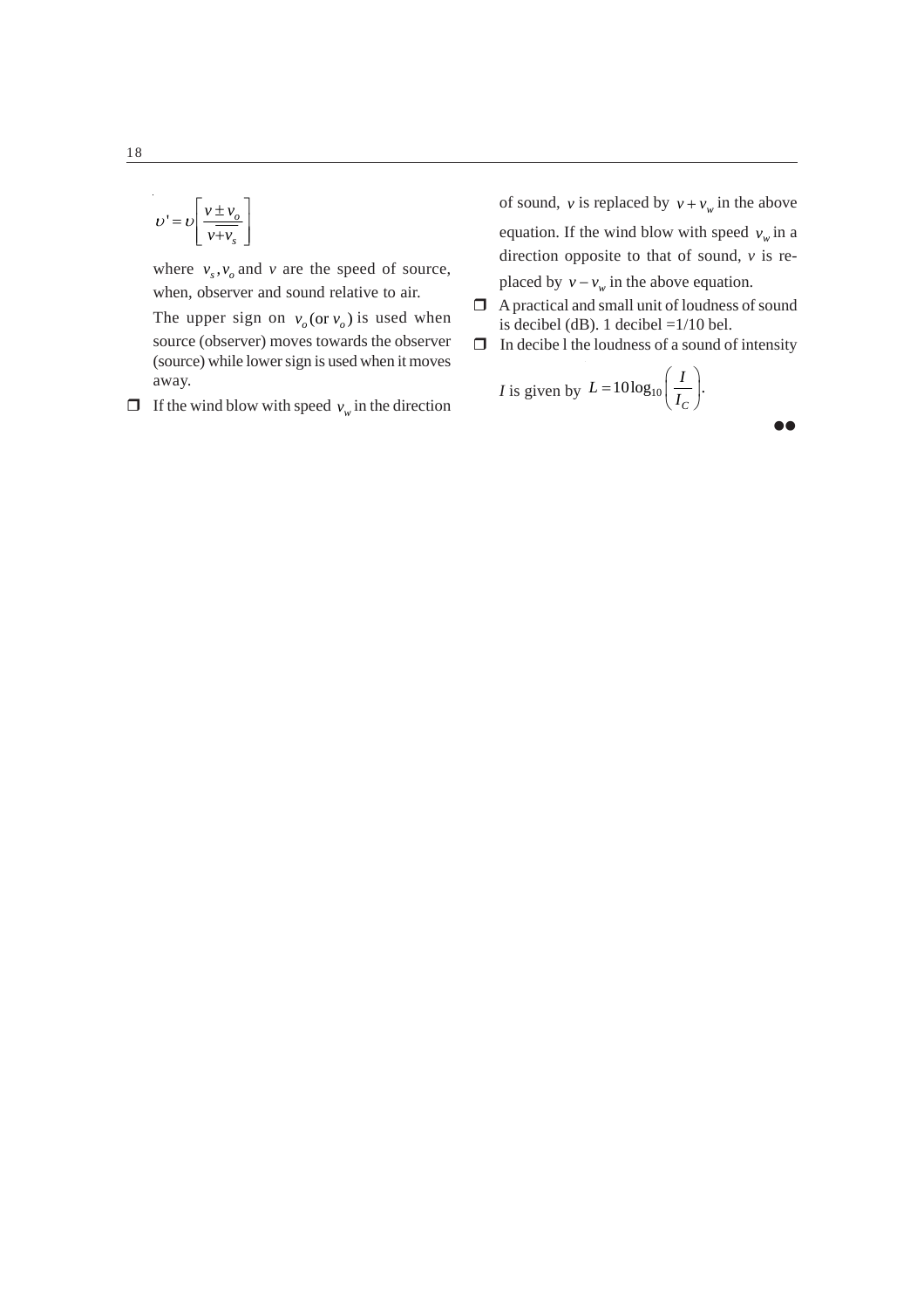$$\upsilon' = \upsilon\left[\frac{v \pm v_o}{v \mp v_s}\right]$$

where $v_s, v_o$ and $v$ are the speed of source, when, observer and sound relative to air.

The upper sign on $v_o$ (or $v_o$) is used when source (observer) moves towards the observer (source) while lower sign is used when it moves away.

- If the wind blow with speed $v_w$ in the direction of sound, $v$ is replaced by $v + v_w$ in the above equation. If the wind blow with speed $v_w$ in a direction opposite to that of sound, $v$ is replaced by $v - v_w$ in the above equation.
- A practical and small unit of loudness of sound is decibel (dB). 1 decibel =1/10 bel.
- In decibe l the loudness of a sound of intensity $I$ is given by $L = 10\log_{10}\left(\frac{I}{I_C}\right)$.

●●